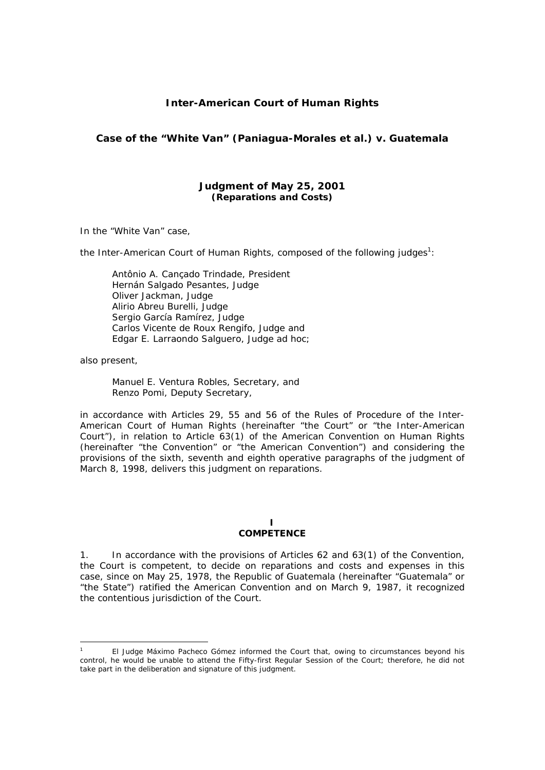# Inter-American Court of Human Rights

## Case of the "White Van" (Paniagua-Morales et al.) v. Guatemala

### Judgment of May 25, 2001
**(Reparations and Costs)**

In the "White Van" case,

the Inter-American Court of Human Rights, composed of the following judges[1]:

> Antônio A. Cançado Trindade, President
> Hernán Salgado Pesantes, Judge
> Oliver Jackman, Judge
> Alirio Abreu Burelli, Judge
> Sergio García Ramírez, Judge
> Carlos Vicente de Roux Rengifo, Judge and
> Edgar E. Larraondo Salguero, Judge ad hoc;

also present,

> Manuel E. Ventura Robles, Secretary, and
> Renzo Pomi, Deputy Secretary,

in accordance with Articles 29, 55 and 56 of the Rules of Procedure of the Inter-American Court of Human Rights (hereinafter "the Court" or "the Inter-American Court"), in relation to Article 63(1) of the American Convention on Human Rights (hereinafter "the Convention" or "the American Convention") and considering the provisions of the sixth, seventh and eighth operative paragraphs of the judgment of March 8, 1998, delivers this judgment on reparations.

## I
## COMPETENCE

1. In accordance with the provisions of Articles 62 and 63(1) of the Convention, the Court is competent, to decide on reparations and costs and expenses in this case, since on May 25, 1978, the Republic of Guatemala (hereinafter "Guatemala" or "the State") ratified the American Convention and on March 9, 1987, it recognized the contentious jurisdiction of the Court.

---

[1] *El Judge Máximo Pacheco Gómez informed the Court that, owing to circumstances beyond his control, he would be unable to attend the Fifty-first Regular Session of the Court; therefore, he did not take part in the deliberation and signature of this judgment.*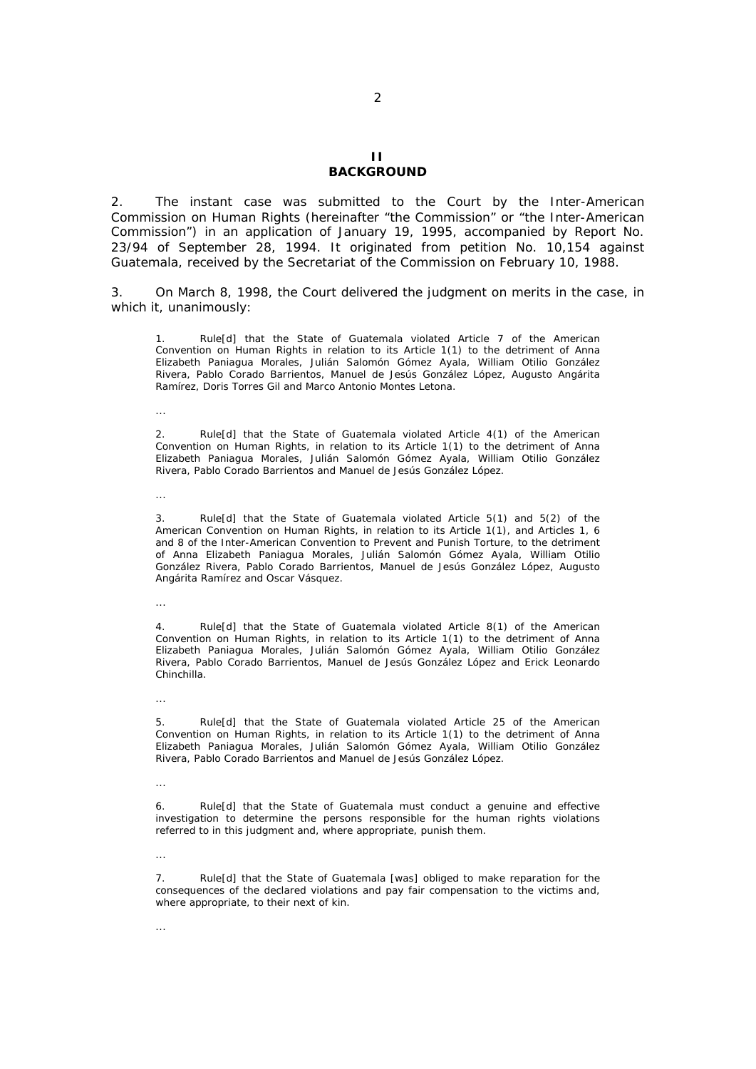## II
## BACKGROUND

2. The instant case was submitted to the Court by the Inter-American Commission on Human Rights (hereinafter "the Commission" or "the Inter-American Commission") in an application of January 19, 1995, accompanied by Report No. 23/94 of September 28, 1994. It originated from petition No. 10,154 against Guatemala, received by the Secretariat of the Commission on February 10, 1988.

3. On March 8, 1998, the Court delivered the judgment on merits in the case, in which it, unanimously:

> 1. Rule[d] that the State of Guatemala violated Article 7 of the American Convention on Human Rights in relation to its Article 1(1) to the detriment of Anna Elizabeth Paniagua Morales, Julián Salomón Gómez Ayala, William Otilio González Rivera, Pablo Corado Barrientos, Manuel de Jesús González López, Augusto Angárita Ramírez, Doris Torres Gil and Marco Antonio Montes Letona.
>
> …
>
> 2. Rule[d] that the State of Guatemala violated Article 4(1) of the American Convention on Human Rights, in relation to its Article 1(1) to the detriment of Anna Elizabeth Paniagua Morales, Julián Salomón Gómez Ayala, William Otilio González Rivera, Pablo Corado Barrientos and Manuel de Jesús González López.
>
> …
>
> 3. Rule[d] that the State of Guatemala violated Article 5(1) and 5(2) of the American Convention on Human Rights, in relation to its Article 1(1), and Articles 1, 6 and 8 of the Inter-American Convention to Prevent and Punish Torture, to the detriment of Anna Elizabeth Paniagua Morales, Julián Salomón Gómez Ayala, William Otilio González Rivera, Pablo Corado Barrientos, Manuel de Jesús González López, Augusto Angárita Ramírez and Oscar Vásquez.
>
> …
>
> 4. Rule[d] that the State of Guatemala violated Article 8(1) of the American Convention on Human Rights, in relation to its Article 1(1) to the detriment of Anna Elizabeth Paniagua Morales, Julián Salomón Gómez Ayala, William Otilio González Rivera, Pablo Corado Barrientos, Manuel de Jesús González López and Erick Leonardo Chinchilla.
>
> …
>
> 5. Rule[d] that the State of Guatemala violated Article 25 of the American Convention on Human Rights, in relation to its Article 1(1) to the detriment of Anna Elizabeth Paniagua Morales, Julián Salomón Gómez Ayala, William Otilio González Rivera, Pablo Corado Barrientos and Manuel de Jesús González López.
>
> …
>
> 6. Rule[d] that the State of Guatemala must conduct a genuine and effective investigation to determine the persons responsible for the human rights violations referred to in this judgment and, where appropriate, punish them.
>
> …
>
> 7. Rule[d] that the State of Guatemala [was] obliged to make reparation for the consequences of the declared violations and pay fair compensation to the victims and, where appropriate, to their next of kin.
>
> …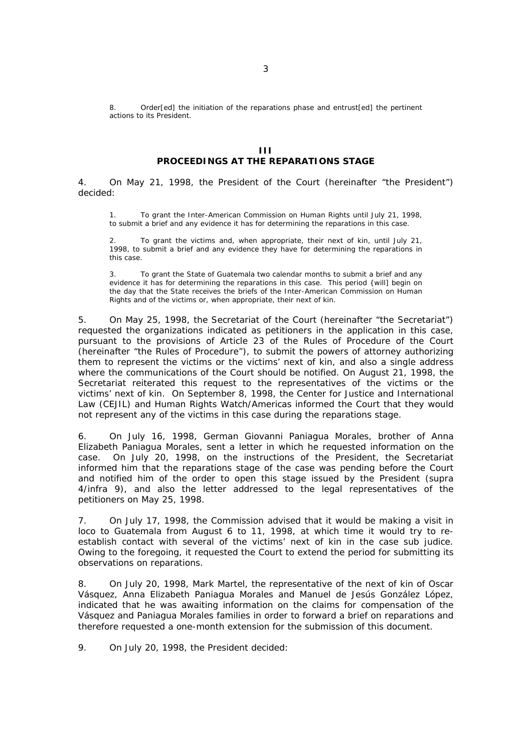8. Order[ed] the initiation of the reparations phase and entrust[ed] the pertinent actions to its President.

## III
## PROCEEDINGS AT THE REPARATIONS STAGE

4. On May 21, 1998, the President of the Court (hereinafter "the President") decided:

> 1. To grant the Inter-American Commission on Human Rights until July 21, 1998, to submit a brief and any evidence it has for determining the reparations in this case.
>
> 2. To grant the victims and, when appropriate, their next of kin, until July 21, 1998, to submit a brief and any evidence they have for determining the reparations in this case.
>
> 3. To grant the State of Guatemala two calendar months to submit a brief and any evidence it has for determining the reparations in this case. This period {will] begin on the day that the State receives the briefs of the Inter-American Commission on Human Rights and of the victims or, when appropriate, their next of kin.

5. On May 25, 1998, the Secretariat of the Court (hereinafter "the Secretariat") requested the organizations indicated as petitioners in the application in this case, pursuant to the provisions of Article 23 of the Rules of Procedure of the Court (hereinafter "the Rules of Procedure"), to submit the powers of attorney authorizing them to represent the victims or the victims' next of kin, and also a single address where the communications of the Court should be notified. On August 21, 1998, the Secretariat reiterated this request to the representatives of the victims or the victims' next of kin. On September 8, 1998, the Center for Justice and International Law (CEJIL) and Human Rights Watch/Americas informed the Court that they would not represent any of the victims in this case during the reparations stage.

6. On July 16, 1998, German Giovanni Paniagua Morales, brother of Anna Elizabeth Paniagua Morales, sent a letter in which he requested information on the case. On July 20, 1998, on the instructions of the President, the Secretariat informed him that the reparations stage of the case was pending before the Court and notified him of the order to open this stage issued by the President (supra 4/infra 9), and also the letter addressed to the legal representatives of the petitioners on May 25, 1998.

7. On July 17, 1998, the Commission advised that it would be making a visit in loco to Guatemala from August 6 to 11, 1998, at which time it would try to re-establish contact with several of the victims' next of kin in the case sub judice. Owing to the foregoing, it requested the Court to extend the period for submitting its observations on reparations.

8. On July 20, 1998, Mark Martel, the representative of the next of kin of Oscar Vásquez, Anna Elizabeth Paniagua Morales and Manuel de Jesús González López, indicated that he was awaiting information on the claims for compensation of the Vásquez and Paniagua Morales families in order to forward a brief on reparations and therefore requested a one-month extension for the submission of this document.

9. On July 20, 1998, the President decided: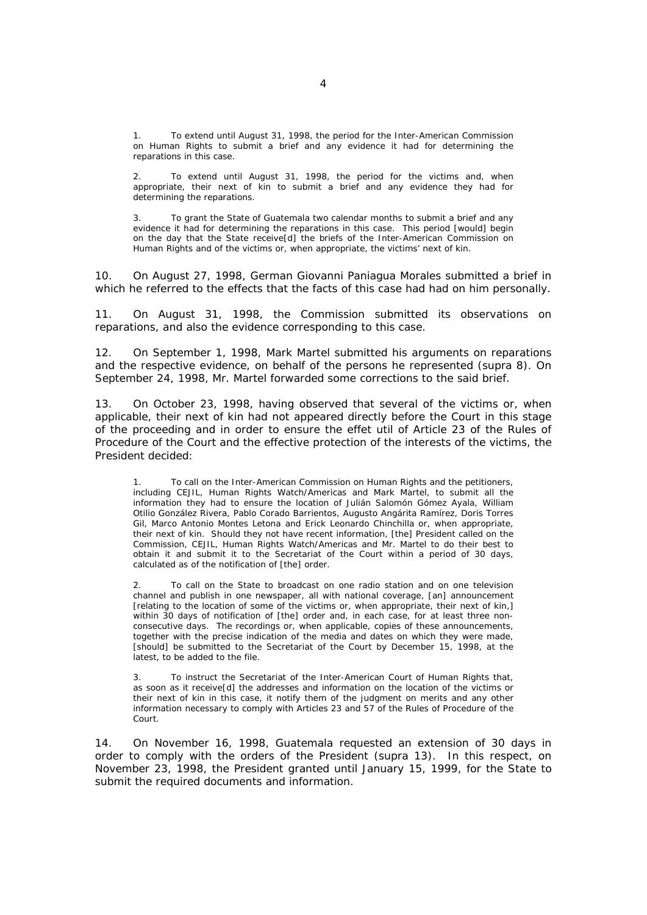> 1. To extend until August 31, 1998, the period for the Inter-American Commission on Human Rights to submit a brief and any evidence it had for determining the reparations in this case.
>
> 2. To extend until August 31, 1998, the period for the victims and, when appropriate, their next of kin to submit a brief and any evidence they had for determining the reparations.
>
> 3. To grant the State of Guatemala two calendar months to submit a brief and any evidence it had for determining the reparations in this case. This period [would] begin on the day that the State receive[d] the briefs of the Inter-American Commission on Human Rights and of the victims or, when appropriate, the victims' next of kin.

10. On August 27, 1998, German Giovanni Paniagua Morales submitted a brief in which he referred to the effects that the facts of this case had had on him personally.

11. On August 31, 1998, the Commission submitted its observations on reparations, and also the evidence corresponding to this case.

12. On September 1, 1998, Mark Martel submitted his arguments on reparations and the respective evidence, on behalf of the persons he represented (supra 8). On September 24, 1998, Mr. Martel forwarded some corrections to the said brief.

13. On October 23, 1998, having observed that several of the victims or, when applicable, their next of kin had not appeared directly before the Court in this stage of the proceeding and in order to ensure the effet util of Article 23 of the Rules of Procedure of the Court and the effective protection of the interests of the victims, the President decided:

> 1. To call on the Inter-American Commission on Human Rights and the petitioners, including CEJIL, Human Rights Watch/Americas and Mark Martel, to submit all the information they had to ensure the location of Julián Salomón Gómez Ayala, William Otilio González Rivera, Pablo Corado Barrientos, Augusto Angárita Ramírez, Doris Torres Gil, Marco Antonio Montes Letona and Erick Leonardo Chinchilla or, when appropriate, their next of kin. Should they not have recent information, [the] President called on the Commission, CEJIL, Human Rights Watch/Americas and Mr. Martel to do their best to obtain it and submit it to the Secretariat of the Court within a period of 30 days, calculated as of the notification of [the] order.
>
> 2. To call on the State to broadcast on one radio station and on one television channel and publish in one newspaper, all with national coverage, [an] announcement [relating to the location of some of the victims or, when appropriate, their next of kin,] within 30 days of notification of [the] order and, in each case, for at least three non-consecutive days. The recordings or, when applicable, copies of these announcements, together with the precise indication of the media and dates on which they were made, [should] be submitted to the Secretariat of the Court by December 15, 1998, at the latest, to be added to the file.
>
> 3. To instruct the Secretariat of the Inter-American Court of Human Rights that, as soon as it receive[d] the addresses and information on the location of the victims or their next of kin in this case, it notify them of the judgment on merits and any other information necessary to comply with Articles 23 and 57 of the Rules of Procedure of the Court.

14. On November 16, 1998, Guatemala requested an extension of 30 days in order to comply with the orders of the President (supra 13). In this respect, on November 23, 1998, the President granted until January 15, 1999, for the State to submit the required documents and information.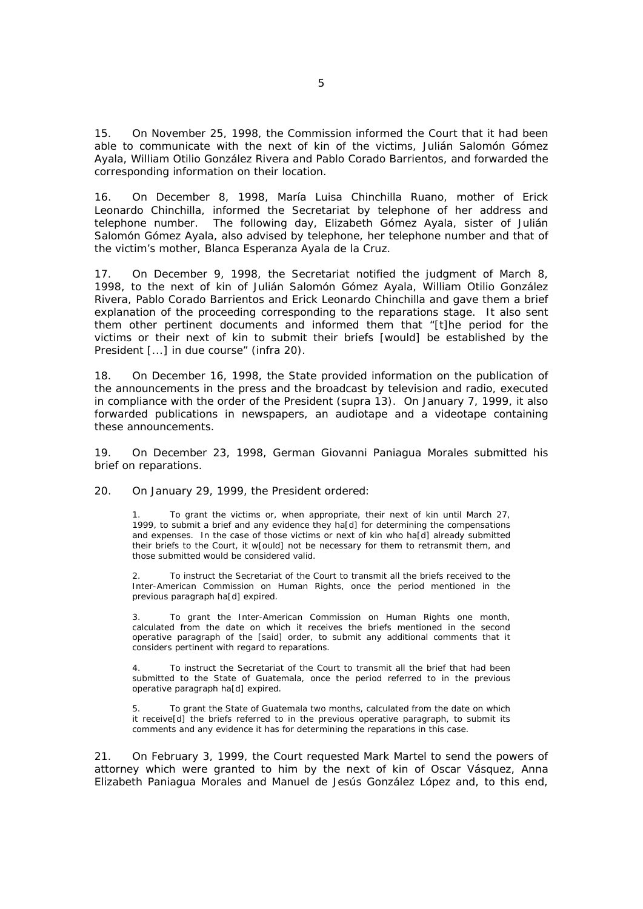15. On November 25, 1998, the Commission informed the Court that it had been able to communicate with the next of kin of the victims, Julián Salomón Gómez Ayala, William Otilio González Rivera and Pablo Corado Barrientos, and forwarded the corresponding information on their location.

16. On December 8, 1998, María Luisa Chinchilla Ruano, mother of Erick Leonardo Chinchilla, informed the Secretariat by telephone of her address and telephone number. The following day, Elizabeth Gómez Ayala, sister of Julián Salomón Gómez Ayala, also advised by telephone, her telephone number and that of the victim's mother, Blanca Esperanza Ayala de la Cruz.

17. On December 9, 1998, the Secretariat notified the judgment of March 8, 1998, to the next of kin of Julián Salomón Gómez Ayala, William Otilio González Rivera, Pablo Corado Barrientos and Erick Leonardo Chinchilla and gave them a brief explanation of the proceeding corresponding to the reparations stage. It also sent them other pertinent documents and informed them that "[t]he period for the victims or their next of kin to submit their briefs [would] be established by the President [...] in due course" (infra 20).

18. On December 16, 1998, the State provided information on the publication of the announcements in the press and the broadcast by television and radio, executed in compliance with the order of the President (supra 13). On January 7, 1999, it also forwarded publications in newspapers, an audiotape and a videotape containing these announcements.

19. On December 23, 1998, German Giovanni Paniagua Morales submitted his brief on reparations.

20. On January 29, 1999, the President ordered:

> 1. To grant the victims or, when appropriate, their next of kin until March 27, 1999, to submit a brief and any evidence they ha[d] for determining the compensations and expenses. In the case of those victims or next of kin who ha[d] already submitted their briefs to the Court, it w[ould] not be necessary for them to retransmit them, and those submitted would be considered valid.
>
> 2. To instruct the Secretariat of the Court to transmit all the briefs received to the Inter-American Commission on Human Rights, once the period mentioned in the previous paragraph ha[d] expired.
>
> 3. To grant the Inter-American Commission on Human Rights one month, calculated from the date on which it receives the briefs mentioned in the second operative paragraph of the [said] order, to submit any additional comments that it considers pertinent with regard to reparations.
>
> 4. To instruct the Secretariat of the Court to transmit all the brief that had been submitted to the State of Guatemala, once the period referred to in the previous operative paragraph ha[d] expired.
>
> 5. To grant the State of Guatemala two months, calculated from the date on which it receive[d] the briefs referred to in the previous operative paragraph, to submit its comments and any evidence it has for determining the reparations in this case.

21. On February 3, 1999, the Court requested Mark Martel to send the powers of attorney which were granted to him by the next of kin of Oscar Vásquez, Anna Elizabeth Paniagua Morales and Manuel de Jesús González López and, to this end,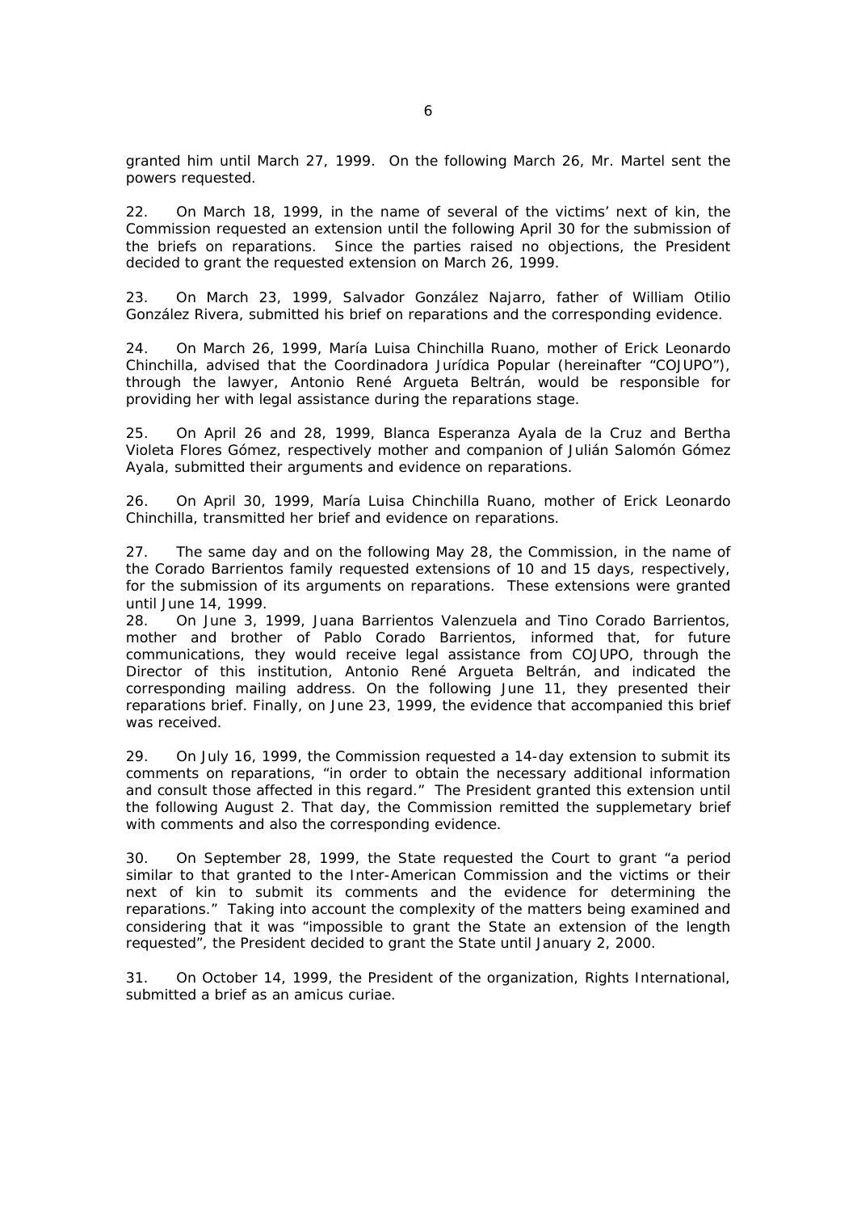granted him until March 27, 1999. On the following March 26, Mr. Martel sent the powers requested.

22. On March 18, 1999, in the name of several of the victims' next of kin, the Commission requested an extension until the following April 30 for the submission of the briefs on reparations. Since the parties raised no objections, the President decided to grant the requested extension on March 26, 1999.

23. On March 23, 1999, Salvador González Najarro, father of William Otilio González Rivera, submitted his brief on reparations and the corresponding evidence.

24. On March 26, 1999, María Luisa Chinchilla Ruano, mother of Erick Leonardo Chinchilla, advised that the Coordinadora Jurídica Popular (hereinafter "COJUPO"), through the lawyer, Antonio René Argueta Beltrán, would be responsible for providing her with legal assistance during the reparations stage.

25. On April 26 and 28, 1999, Blanca Esperanza Ayala de la Cruz and Bertha Violeta Flores Gómez, respectively mother and companion of Julián Salomón Gómez Ayala, submitted their arguments and evidence on reparations.

26. On April 30, 1999, María Luisa Chinchilla Ruano, mother of Erick Leonardo Chinchilla, transmitted her brief and evidence on reparations.

27. The same day and on the following May 28, the Commission, in the name of the Corado Barrientos family requested extensions of 10 and 15 days, respectively, for the submission of its arguments on reparations. These extensions were granted until June 14, 1999.

28. On June 3, 1999, Juana Barrientos Valenzuela and Tino Corado Barrientos, mother and brother of Pablo Corado Barrientos, informed that, for future communications, they would receive legal assistance from COJUPO, through the Director of this institution, Antonio René Argueta Beltrán, and indicated the corresponding mailing address. On the following June 11, they presented their reparations brief. Finally, on June 23, 1999, the evidence that accompanied this brief was received.

29. On July 16, 1999, the Commission requested a 14-day extension to submit its comments on reparations, "in order to obtain the necessary additional information and consult those affected in this regard." The President granted this extension until the following August 2. That day, the Commission remitted the supplemetary brief with comments and also the corresponding evidence.

30. On September 28, 1999, the State requested the Court to grant "a period similar to that granted to the Inter-American Commission and the victims or their next of kin to submit its comments and the evidence for determining the reparations." Taking into account the complexity of the matters being examined and considering that it was "impossible to grant the State an extension of the length requested", the President decided to grant the State until January 2, 2000.

31. On October 14, 1999, the President of the organization, Rights International, submitted a brief as an amicus curiae.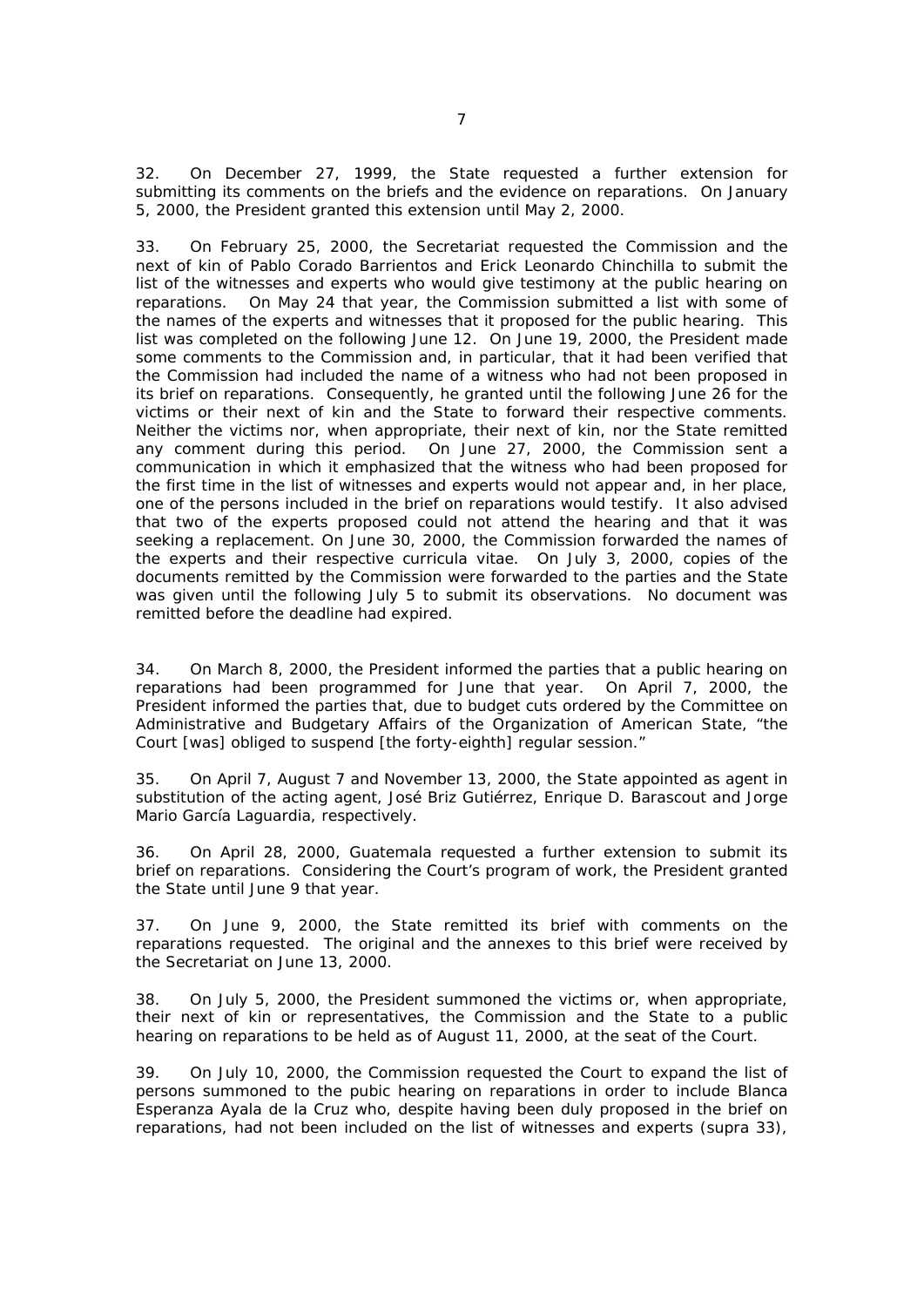32. On December 27, 1999, the State requested a further extension for submitting its comments on the briefs and the evidence on reparations. On January 5, 2000, the President granted this extension until May 2, 2000.

33. On February 25, 2000, the Secretariat requested the Commission and the next of kin of Pablo Corado Barrientos and Erick Leonardo Chinchilla to submit the list of the witnesses and experts who would give testimony at the public hearing on reparations. On May 24 that year, the Commission submitted a list with some of the names of the experts and witnesses that it proposed for the public hearing. This list was completed on the following June 12. On June 19, 2000, the President made some comments to the Commission and, in particular, that it had been verified that the Commission had included the name of a witness who had not been proposed in its brief on reparations. Consequently, he granted until the following June 26 for the victims or their next of kin and the State to forward their respective comments. Neither the victims nor, when appropriate, their next of kin, nor the State remitted any comment during this period. On June 27, 2000, the Commission sent a communication in which it emphasized that the witness who had been proposed for the first time in the list of witnesses and experts would not appear and, in her place, one of the persons included in the brief on reparations would testify. It also advised that two of the experts proposed could not attend the hearing and that it was seeking a replacement. On June 30, 2000, the Commission forwarded the names of the experts and their respective curricula vitae. On July 3, 2000, copies of the documents remitted by the Commission were forwarded to the parties and the State was given until the following July 5 to submit its observations. No document was remitted before the deadline had expired.

34. On March 8, 2000, the President informed the parties that a public hearing on reparations had been programmed for June that year. On April 7, 2000, the President informed the parties that, due to budget cuts ordered by the Committee on Administrative and Budgetary Affairs of the Organization of American State, "the Court [was] obliged to suspend [the forty-eighth] regular session."

35. On April 7, August 7 and November 13, 2000, the State appointed as agent in substitution of the acting agent, José Briz Gutiérrez, Enrique D. Barascout and Jorge Mario García Laguardia, respectively.

36. On April 28, 2000, Guatemala requested a further extension to submit its brief on reparations. Considering the Court's program of work, the President granted the State until June 9 that year.

37. On June 9, 2000, the State remitted its brief with comments on the reparations requested. The original and the annexes to this brief were received by the Secretariat on June 13, 2000.

38. On July 5, 2000, the President summoned the victims or, when appropriate, their next of kin or representatives, the Commission and the State to a public hearing on reparations to be held as of August 11, 2000, at the seat of the Court.

39. On July 10, 2000, the Commission requested the Court to expand the list of persons summoned to the pubic hearing on reparations in order to include Blanca Esperanza Ayala de la Cruz who, despite having been duly proposed in the brief on reparations, had not been included on the list of witnesses and experts (supra 33),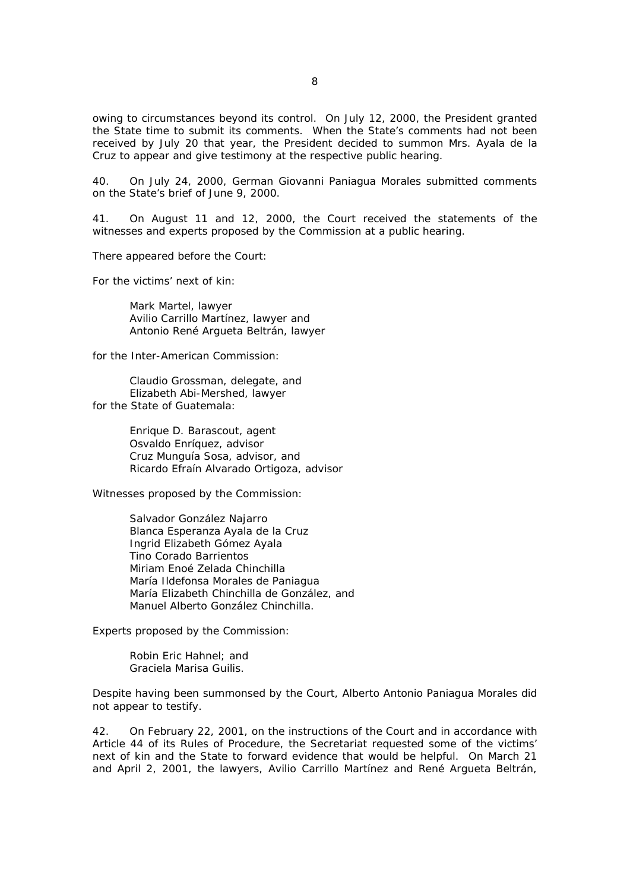owing to circumstances beyond its control. On July 12, 2000, the President granted the State time to submit its comments. When the State's comments had not been received by July 20 that year, the President decided to summon Mrs. Ayala de la Cruz to appear and give testimony at the respective public hearing.

40. On July 24, 2000, German Giovanni Paniagua Morales submitted comments on the State's brief of June 9, 2000.

41. On August 11 and 12, 2000, the Court received the statements of the witnesses and experts proposed by the Commission at a public hearing.

There appeared before the Court:

For the victims' next of kin:

> Mark Martel, lawyer
> Avilio Carrillo Martínez, lawyer and
> Antonio René Argueta Beltrán, lawyer

for the Inter-American Commission:

> Claudio Grossman, delegate, and
> Elizabeth Abi-Mershed, lawyer

for the State of Guatemala:

> Enrique D. Barascout, agent
> Osvaldo Enríquez, advisor
> Cruz Munguía Sosa, advisor, and
> Ricardo Efraín Alvarado Ortigoza, advisor

Witnesses proposed by the Commission:

> Salvador González Najarro
> Blanca Esperanza Ayala de la Cruz
> Ingrid Elizabeth Gómez Ayala
> Tino Corado Barrientos
> Miriam Enoé Zelada Chinchilla
> María Ildefonsa Morales de Paniagua
> María Elizabeth Chinchilla de González, and
> Manuel Alberto González Chinchilla.

Experts proposed by the Commission:

> Robin Eric Hahnel; and
> Graciela Marisa Guilis.

Despite having been summonsed by the Court, Alberto Antonio Paniagua Morales did not appear to testify.

42. On February 22, 2001, on the instructions of the Court and in accordance with Article 44 of its Rules of Procedure, the Secretariat requested some of the victims' next of kin and the State to forward evidence that would be helpful. On March 21 and April 2, 2001, the lawyers, Avilio Carrillo Martínez and René Argueta Beltrán,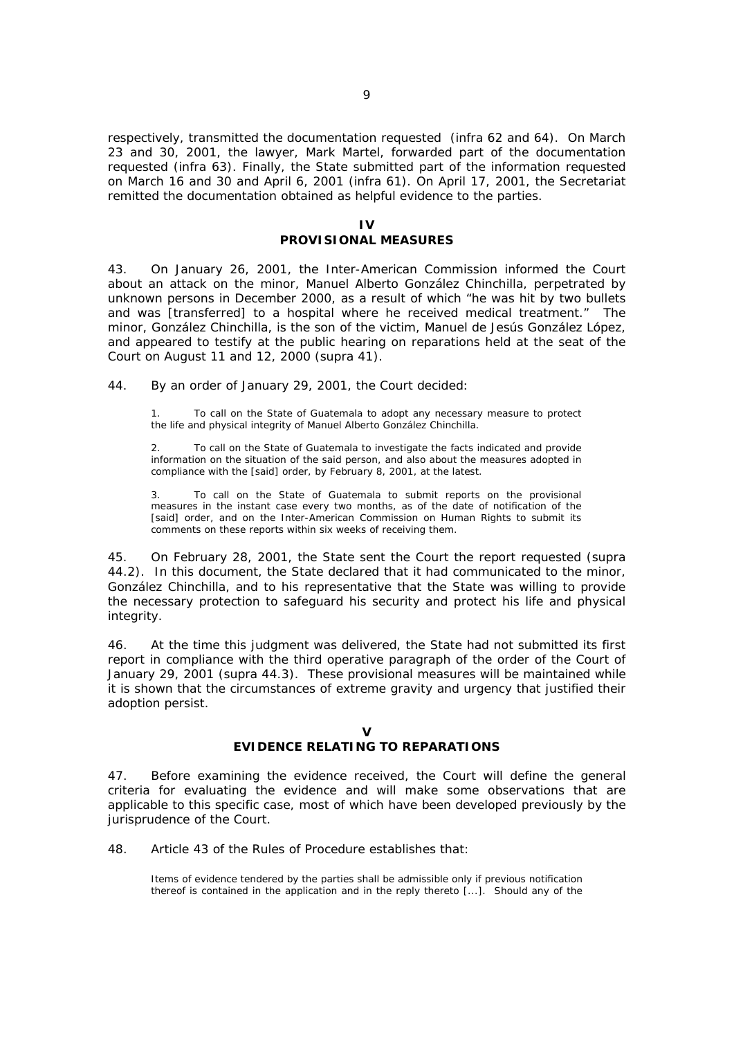respectively, transmitted the documentation requested (infra 62 and 64). On March 23 and 30, 2001, the lawyer, Mark Martel, forwarded part of the documentation requested (infra 63). Finally, the State submitted part of the information requested on March 16 and 30 and April 6, 2001 (infra 61). On April 17, 2001, the Secretariat remitted the documentation obtained as helpful evidence to the parties.

## IV
## PROVISIONAL MEASURES

43. On January 26, 2001, the Inter-American Commission informed the Court about an attack on the minor, Manuel Alberto González Chinchilla, perpetrated by unknown persons in December 2000, as a result of which "he was hit by two bullets and was [transferred] to a hospital where he received medical treatment." The minor, González Chinchilla, is the son of the victim, Manuel de Jesús González López, and appeared to testify at the public hearing on reparations held at the seat of the Court on August 11 and 12, 2000 (supra 41).

44. By an order of January 29, 2001, the Court decided:

> 1. To call on the State of Guatemala to adopt any necessary measure to protect the life and physical integrity of Manuel Alberto González Chinchilla.
>
> 2. To call on the State of Guatemala to investigate the facts indicated and provide information on the situation of the said person, and also about the measures adopted in compliance with the [said] order, by February 8, 2001, at the latest.
>
> 3. To call on the State of Guatemala to submit reports on the provisional measures in the instant case every two months, as of the date of notification of the [said] order, and on the Inter-American Commission on Human Rights to submit its comments on these reports within six weeks of receiving them.

45. On February 28, 2001, the State sent the Court the report requested (supra 44.2). In this document, the State declared that it had communicated to the minor, González Chinchilla, and to his representative that the State was willing to provide the necessary protection to safeguard his security and protect his life and physical integrity.

46. At the time this judgment was delivered, the State had not submitted its first report in compliance with the third operative paragraph of the order of the Court of January 29, 2001 (supra 44.3). These provisional measures will be maintained while it is shown that the circumstances of extreme gravity and urgency that justified their adoption persist.

## V
## EVIDENCE RELATING TO REPARATIONS

47. Before examining the evidence received, the Court will define the general criteria for evaluating the evidence and will make some observations that are applicable to this specific case, most of which have been developed previously by the jurisprudence of the Court.

48. Article 43 of the Rules of Procedure establishes that:

> Items of evidence tendered by the parties shall be admissible only if previous notification thereof is contained in the application and in the reply thereto [...]. Should any of the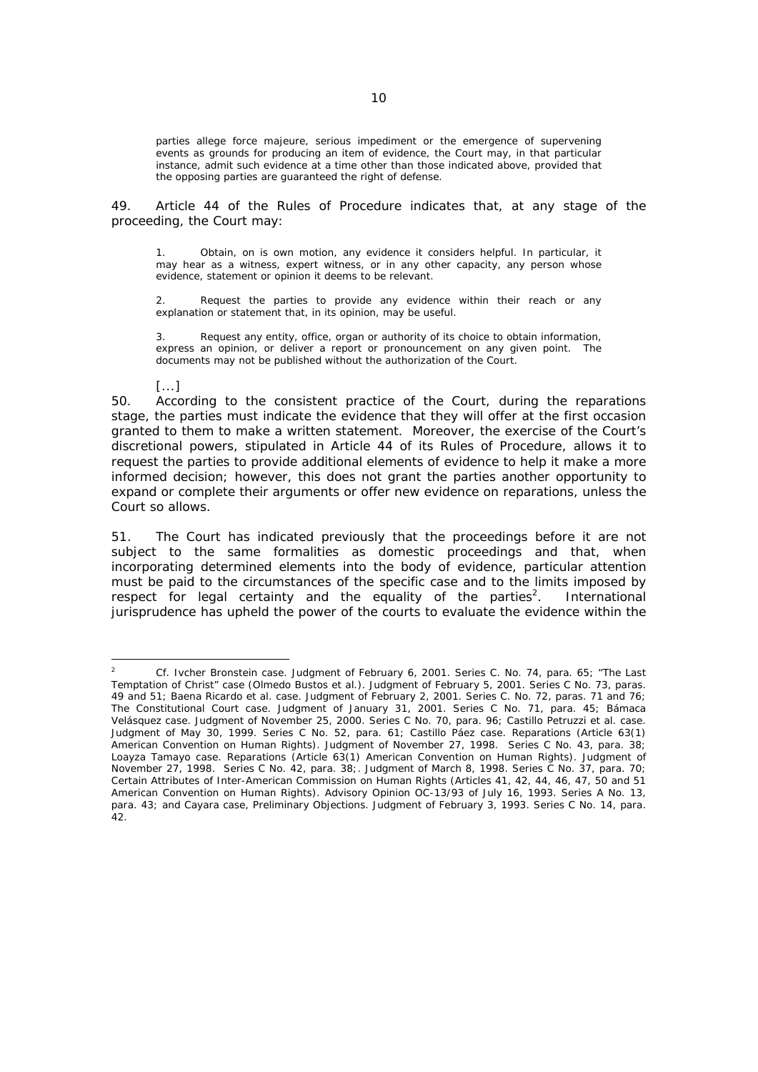> parties allege force majeure, serious impediment or the emergence of supervening events as grounds for producing an item of evidence, the Court may, in that particular instance, admit such evidence at a time other than those indicated above, provided that the opposing parties are guaranteed the right of defense.

49. Article 44 of the Rules of Procedure indicates that, at any stage of the proceeding, the Court may:

> 1. Obtain, on is own motion, any evidence it considers helpful. In particular, it may hear as a witness, expert witness, or in any other capacity, any person whose evidence, statement or opinion it deems to be relevant.
>
> 2. Request the parties to provide any evidence within their reach or any explanation or statement that, in its opinion, may be useful.
>
> 3. Request any entity, office, organ or authority of its choice to obtain information, express an opinion, or deliver a report or pronouncement on any given point. The documents may not be published without the authorization of the Court.
>
> [...]

50. According to the consistent practice of the Court, during the reparations stage, the parties must indicate the evidence that they will offer at the first occasion granted to them to make a written statement. Moreover, the exercise of the Court's discretional powers, stipulated in Article 44 of its Rules of Procedure, allows it to request the parties to provide additional elements of evidence to help it make a more informed decision; however, this does not grant the parties another opportunity to expand or complete their arguments or offer new evidence on reparations, unless the Court so allows.

51. The Court has indicated previously that the proceedings before it are not subject to the same formalities as domestic proceedings and that, when incorporating determined elements into the body of evidence, particular attention must be paid to the circumstances of the specific case and to the limits imposed by respect for legal certainty and the equality of the parties[2]. International jurisprudence has upheld the power of the courts to evaluate the evidence within the

---

[2] Cf. *Ivcher Bronstein case*. Judgment of February 6, 2001. Series C. No. 74, para. 65; *"The Last Temptation of Christ" case (Olmedo Bustos et al.)*. Judgment of February 5, 2001. Series C No. 73, paras. 49 and 51; *Baena Ricardo et al. case*. Judgment of February 2, 2001. Series C. No. 72, paras. 71 and 76; *The Constitutional Court case*. Judgment of January 31, 2001. Series C No. 71, para. 45; *Bámaca Velásquez case*. Judgment of November 25, 2000. Series C No. 70, para. 96; *Castillo Petruzzi et al. case*. Judgment of May 30, 1999. Series C No. 52, para. 61; *Castillo Páez case. Reparations (Article 63(1) American Convention on Human Rights)*. Judgment of November 27, 1998. Series C No. 43, para. 38; *Loayza Tamayo case. Reparations (Article 63(1) American Convention on Human Rights)*. Judgment of November 27, 1998. Series C No. 42, para. 38;. Judgment of March 8, 1998. Series C No. 37, para. 70; *Certain Attributes of Inter-American Commission on Human Rights (Articles 41, 42, 44, 46, 47, 50 and 51 American Convention on Human Rights)*. Advisory Opinion OC-13/93 of July 16, 1993. Series A No. 13, para. 43; and *Cayara case, Preliminary Objections*. Judgment of February 3, 1993. Series C No. 14, para. 42.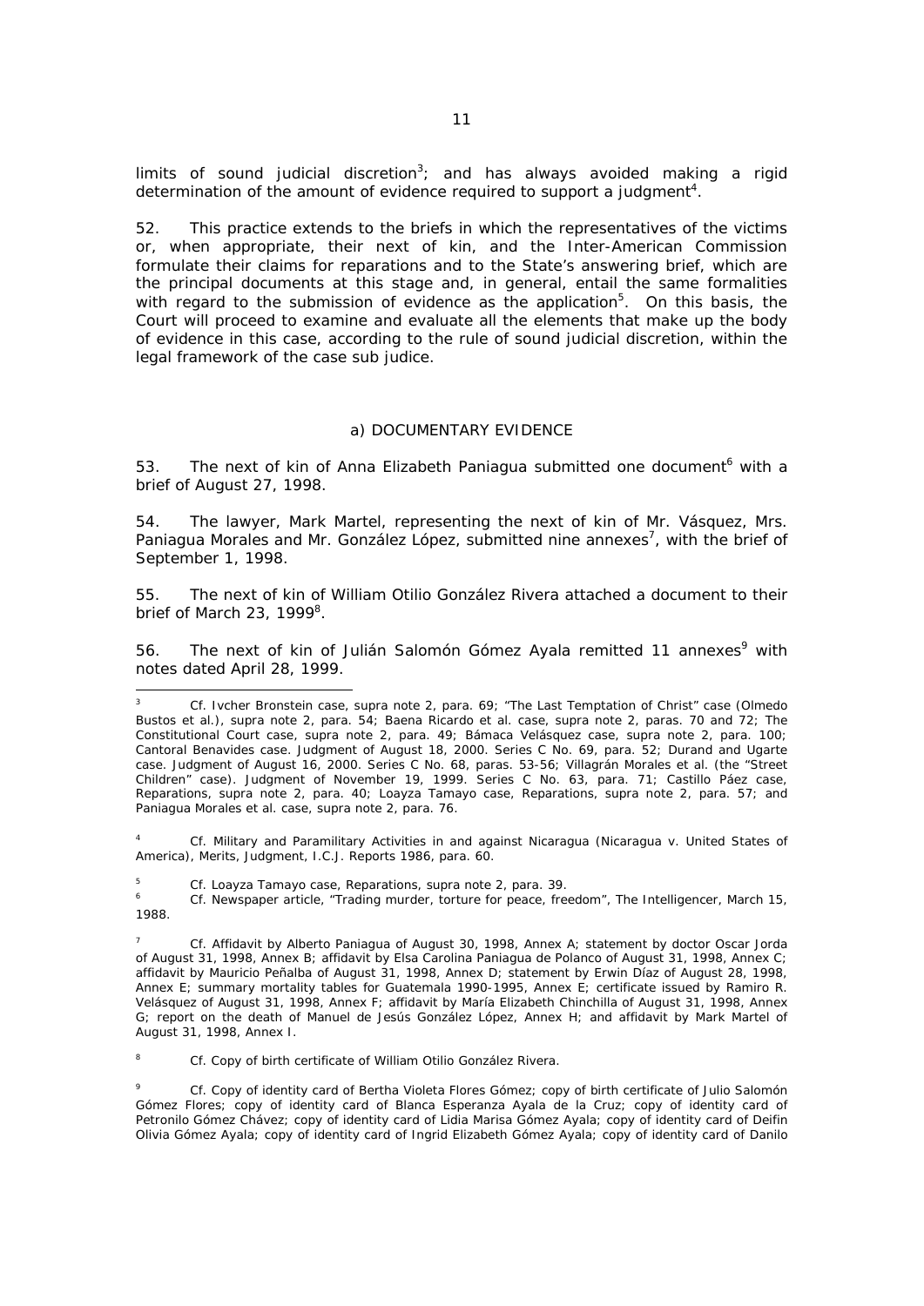limits of sound judicial discretion[3]; and has always avoided making a rigid determination of the amount of evidence required to support a judgment[4].

52. This practice extends to the briefs in which the representatives of the victims or, when appropriate, their next of kin, and the Inter-American Commission formulate their claims for reparations and to the State's answering brief, which are the principal documents at this stage and, in general, entail the same formalities with regard to the submission of evidence as the application[5]. On this basis, the Court will proceed to examine and evaluate all the elements that make up the body of evidence in this case, according to the rule of sound judicial discretion, within the legal framework of the case sub judice.

### a) DOCUMENTARY EVIDENCE

53. The next of kin of Anna Elizabeth Paniagua submitted one document[6] with a brief of August 27, 1998.

54. The lawyer, Mark Martel, representing the next of kin of Mr. Vásquez, Mrs. Paniagua Morales and Mr. González López, submitted nine annexes[7], with the brief of September 1, 1998.

55. The next of kin of William Otilio González Rivera attached a document to their brief of March 23, 1999[8].

56. The next of kin of Julián Salomón Gómez Ayala remitted 11 annexes[9] with notes dated April 28, 1999.

---

[3] Cf. Ivcher Bronstein case, supra note 2, para. 69; "The Last Temptation of Christ" case (Olmedo Bustos et al.), supra note 2, para. 54; Baena Ricardo et al. case, supra note 2, paras. 70 and 72; The Constitutional Court case, supra note 2, para. 49; Bámaca Velásquez case, supra note 2, para. 100; Cantoral Benavides case. Judgment of August 18, 2000. Series C No. 69, para. 52; Durand and Ugarte case. Judgment of August 16, 2000. Series C No. 68, paras. 53-56; Villagrán Morales et al. (the "Street Children" case). Judgment of November 19, 1999. Series C No. 63, para. 71; Castillo Páez case, Reparations, supra note 2, para. 40; Loayza Tamayo case, Reparations, supra note 2, para. 57; and Paniagua Morales et al. case, supra note 2, para. 76.

[4] Cf. Military and Paramilitary Activities in and against Nicaragua (Nicaragua v. United States of America), Merits, Judgment, I.C.J. Reports 1986, para. 60.

[5] Cf. Loayza Tamayo case, Reparations, supra note 2, para. 39.

[6] Cf. Newspaper article, "Trading murder, torture for peace, freedom", The Intelligencer, March 15, 1988.

[7] Cf. Affidavit by Alberto Paniagua of August 30, 1998, Annex A; statement by doctor Oscar Jorda of August 31, 1998, Annex B; affidavit by Elsa Carolina Paniagua de Polanco of August 31, 1998, Annex C; affidavit by Mauricio Peñalba of August 31, 1998, Annex D; statement by Erwin Díaz of August 28, 1998, Annex E; summary mortality tables for Guatemala 1990-1995, Annex E; certificate issued by Ramiro R. Velásquez of August 31, 1998, Annex F; affidavit by María Elizabeth Chinchilla of August 31, 1998, Annex G; report on the death of Manuel de Jesús González López, Annex H; and affidavit by Mark Martel of August 31, 1998, Annex I.

[8] Cf. Copy of birth certificate of William Otilio González Rivera.

[9] Cf. Copy of identity card of Bertha Violeta Flores Gómez; copy of birth certificate of Julio Salomón Gómez Flores; copy of identity card of Blanca Esperanza Ayala de la Cruz; copy of identity card of Petronilo Gómez Chávez; copy of identity card of Lidia Marisa Gómez Ayala; copy of identity card of Deifin Olivia Gómez Ayala; copy of identity card of Ingrid Elizabeth Gómez Ayala; copy of identity card of Danilo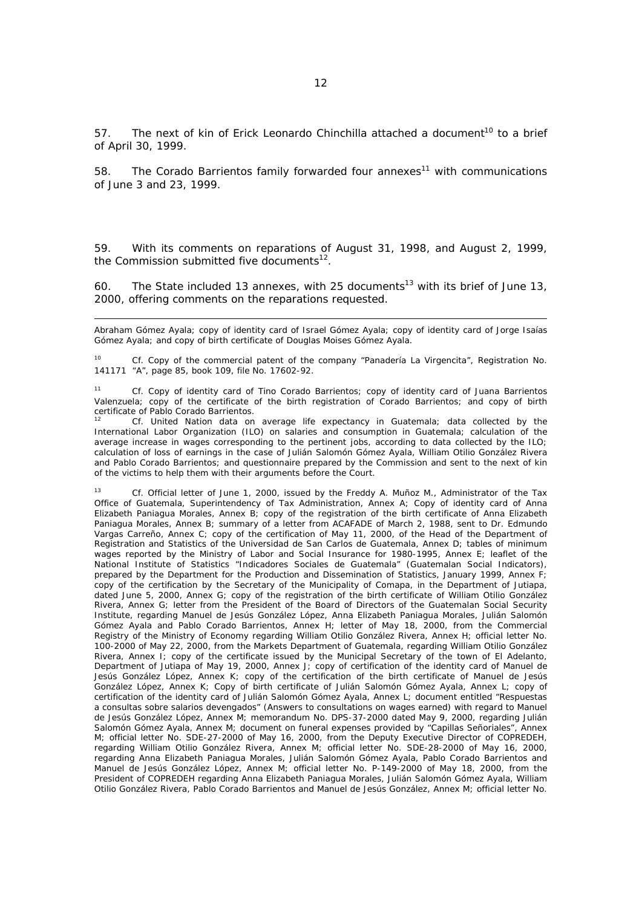57. The next of kin of Erick Leonardo Chinchilla attached a document[10] to a brief of April 30, 1999.

58. The Corado Barrientos family forwarded four annexes[11] with communications of June 3 and 23, 1999.

59. With its comments on reparations of August 31, 1998, and August 2, 1999, the Commission submitted five documents[12].

60. The State included 13 annexes, with 25 documents[13] with its brief of June 13, 2000, offering comments on the reparations requested.

---

Abraham Gómez Ayala; copy of identity card of Israel Gómez Ayala; copy of identity card of Jorge Isaías Gómez Ayala; and copy of birth certificate of Douglas Moises Gómez Ayala.

[10] Cf. Copy of the commercial patent of the company "Panadería La Virgencita", Registration No. 141171 "A", page 85, book 109, file No. 17602-92.

[11] Cf. Copy of identity card of Tino Corado Barrientos; copy of identity card of Juana Barrientos Valenzuela; copy of the certificate of the birth registration of Corado Barrientos; and copy of birth certificate of Pablo Corado Barrientos.

[12] Cf. United Nation data on average life expectancy in Guatemala; data collected by the International Labor Organization (ILO) on salaries and consumption in Guatemala; calculation of the average increase in wages corresponding to the pertinent jobs, according to data collected by the ILO; calculation of loss of earnings in the case of Julián Salomón Gómez Ayala, William Otilio González Rivera and Pablo Corado Barrientos; and questionnaire prepared by the Commission and sent to the next of kin of the victims to help them with their arguments before the Court.

[13] Cf. Official letter of June 1, 2000, issued by the Freddy A. Muñoz M., Administrator of the Tax Office of Guatemala, Superintendency of Tax Administration, Annex A; Copy of identity card of Anna Elizabeth Paniagua Morales, Annex B; copy of the registration of the birth certificate of Anna Elizabeth Paniagua Morales, Annex B; summary of a letter from ACAFADE of March 2, 1988, sent to Dr. Edmundo Vargas Carreño, Annex C; copy of the certification of May 11, 2000, of the Head of the Department of Registration and Statistics of the Universidad de San Carlos de Guatemala, Annex D; tables of minimum wages reported by the Ministry of Labor and Social Insurance for 1980-1995, Annex E; leaflet of the National Institute of Statistics "Indicadores Sociales de Guatemala" (Guatemalan Social Indicators), prepared by the Department for the Production and Dissemination of Statistics, January 1999, Annex F; copy of the certification by the Secretary of the Municipality of Comapa, in the Department of Jutiapa, dated June 5, 2000, Annex G; copy of the registration of the birth certificate of William Otilio González Rivera, Annex G; letter from the President of the Board of Directors of the Guatemalan Social Security Institute, regarding Manuel de Jesús González López, Anna Elizabeth Paniagua Morales, Julián Salomón Gómez Ayala and Pablo Corado Barrientos, Annex H; letter of May 18, 2000, from the Commercial Registry of the Ministry of Economy regarding William Otilio González Rivera, Annex H; official letter No. 100-2000 of May 22, 2000, from the Markets Department of Guatemala, regarding William Otilio González Rivera, Annex I; copy of the certificate issued by the Municipal Secretary of the town of El Adelanto, Department of Jutiapa of May 19, 2000, Annex J; copy of certification of the identity card of Manuel de Jesús González López, Annex K; copy of the certification of the birth certificate of Manuel de Jesús González López, Annex K; Copy of birth certificate of Julián Salomón Gómez Ayala, Annex L; copy of certification of the identity card of Julián Salomón Gómez Ayala, Annex L; document entitled "Respuestas a consultas sobre salarios devengados" (Answers to consultations on wages earned) with regard to Manuel de Jesús González López, Annex M; memorandum No. DPS-37-2000 dated May 9, 2000, regarding Julián Salomón Gómez Ayala, Annex M; document on funeral expenses provided by "Capillas Señoriales", Annex M; official letter No. SDE-27-2000 of May 16, 2000, from the Deputy Executive Director of COPREDEH, regarding William Otilio González Rivera, Annex M; official letter No. SDE-28-2000 of May 16, 2000, regarding Anna Elizabeth Paniagua Morales, Julián Salomón Gómez Ayala, Pablo Corado Barrientos and Manuel de Jesús González López, Annex M; official letter No. P-149-2000 of May 18, 2000, from the President of COPREDEH regarding Anna Elizabeth Paniagua Morales, Julián Salomón Gómez Ayala, William Otilio González Rivera, Pablo Corado Barrientos and Manuel de Jesús González, Annex M; official letter No.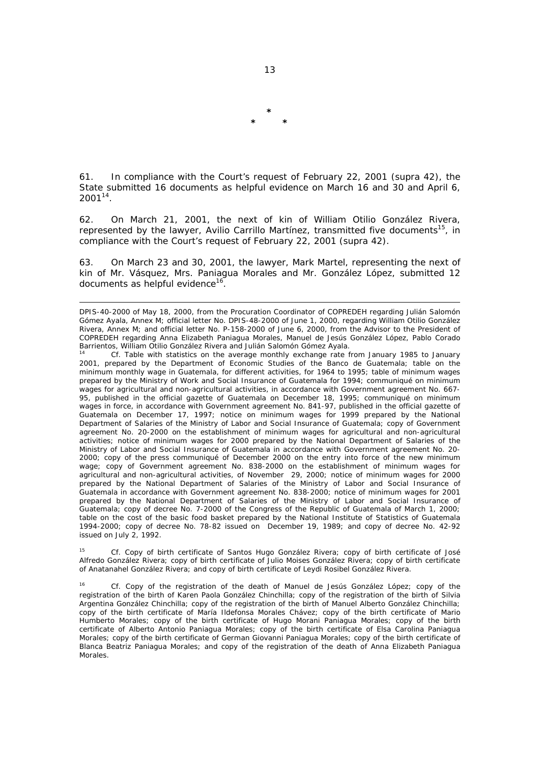\*

\*        \*

61. In compliance with the Court's request of February 22, 2001 (supra 42), the State submitted 16 documents as helpful evidence on March 16 and 30 and April 6, 2001[14].

62. On March 21, 2001, the next of kin of William Otilio González Rivera, represented by the lawyer, Avilio Carrillo Martínez, transmitted five documents[15], in compliance with the Court's request of February 22, 2001 (supra 42).

63. On March 23 and 30, 2001, the lawyer, Mark Martel, representing the next of kin of Mr. Vásquez, Mrs. Paniagua Morales and Mr. González López, submitted 12 documents as helpful evidence[16].

---

DPIS-40-2000 of May 18, 2000, from the Procuration Coordinator of COPREDEH regarding Julián Salomón Gómez Ayala, Annex M; official letter No. DPIS-48-2000 of June 1, 2000, regarding William Otilio González Rivera, Annex M; and official letter No. P-158-2000 of June 6, 2000, from the Advisor to the President of COPREDEH regarding Anna Elizabeth Paniagua Morales, Manuel de Jesús González López, Pablo Corado Barrientos, William Otilio González Rivera and Julián Salomón Gómez Ayala.

[14] Cf. Table with statistics on the average monthly exchange rate from January 1985 to January 2001, prepared by the Department of Economic Studies of the Banco de Guatemala; table on the minimum monthly wage in Guatemala, for different activities, for 1964 to 1995; table of minimum wages prepared by the Ministry of Work and Social Insurance of Guatemala for 1994; communiqué on minimum wages for agricultural and non-agricultural activities, in accordance with Government agreement No. 667-95, published in the official gazette of Guatemala on December 18, 1995; communiqué on minimum wages in force, in accordance with Government agreement No. 841-97, published in the official gazette of Guatemala on December 17, 1997; notice on minimum wages for 1999 prepared by the National Department of Salaries of the Ministry of Labor and Social Insurance of Guatemala; copy of Government agreement No. 20-2000 on the establishment of minimum wages for agricultural and non-agricultural activities; notice of minimum wages for 2000 prepared by the National Department of Salaries of the Ministry of Labor and Social Insurance of Guatemala in accordance with Government agreement No. 20-2000; copy of the press communiqué of December 2000 on the entry into force of the new minimum wage; copy of Government agreement No. 838-2000 on the establishment of minimum wages for agricultural and non-agricultural activities, of November 29, 2000; notice of minimum wages for 2000 prepared by the National Department of Salaries of the Ministry of Labor and Social Insurance of Guatemala in accordance with Government agreement No. 838-2000; notice of minimum wages for 2001 prepared by the National Department of Salaries of the Ministry of Labor and Social Insurance of Guatemala; copy of decree No. 7-2000 of the Congress of the Republic of Guatemala of March 1, 2000; table on the cost of the basic food basket prepared by the National Institute of Statistics of Guatemala 1994-2000; copy of decree No. 78-82 issued on December 19, 1989; and copy of decree No. 42-92 issued on July 2, 1992.

[15] Cf. Copy of birth certificate of Santos Hugo González Rivera; copy of birth certificate of José Alfredo González Rivera; copy of birth certificate of Julio Moises González Rivera; copy of birth certificate of Anatanahel González Rivera; and copy of birth certificate of Leydi Rosibel González Rivera.

[16] Cf. Copy of the registration of the death of Manuel de Jesús González López; copy of the registration of the birth of Karen Paola González Chinchilla; copy of the registration of the birth of Silvia Argentina González Chinchilla; copy of the registration of the birth of Manuel Alberto González Chinchilla; copy of the birth certificate of María Ildefonsa Morales Chávez; copy of the birth certificate of Mario Humberto Morales; copy of the birth certificate of Hugo Morani Paniagua Morales; copy of the birth certificate of Alberto Antonio Paniagua Morales; copy of the birth certificate of Elsa Carolina Paniagua Morales; copy of the birth certificate of German Giovanni Paniagua Morales; copy of the birth certificate of Blanca Beatriz Paniagua Morales; and copy of the registration of the death of Anna Elizabeth Paniagua Morales.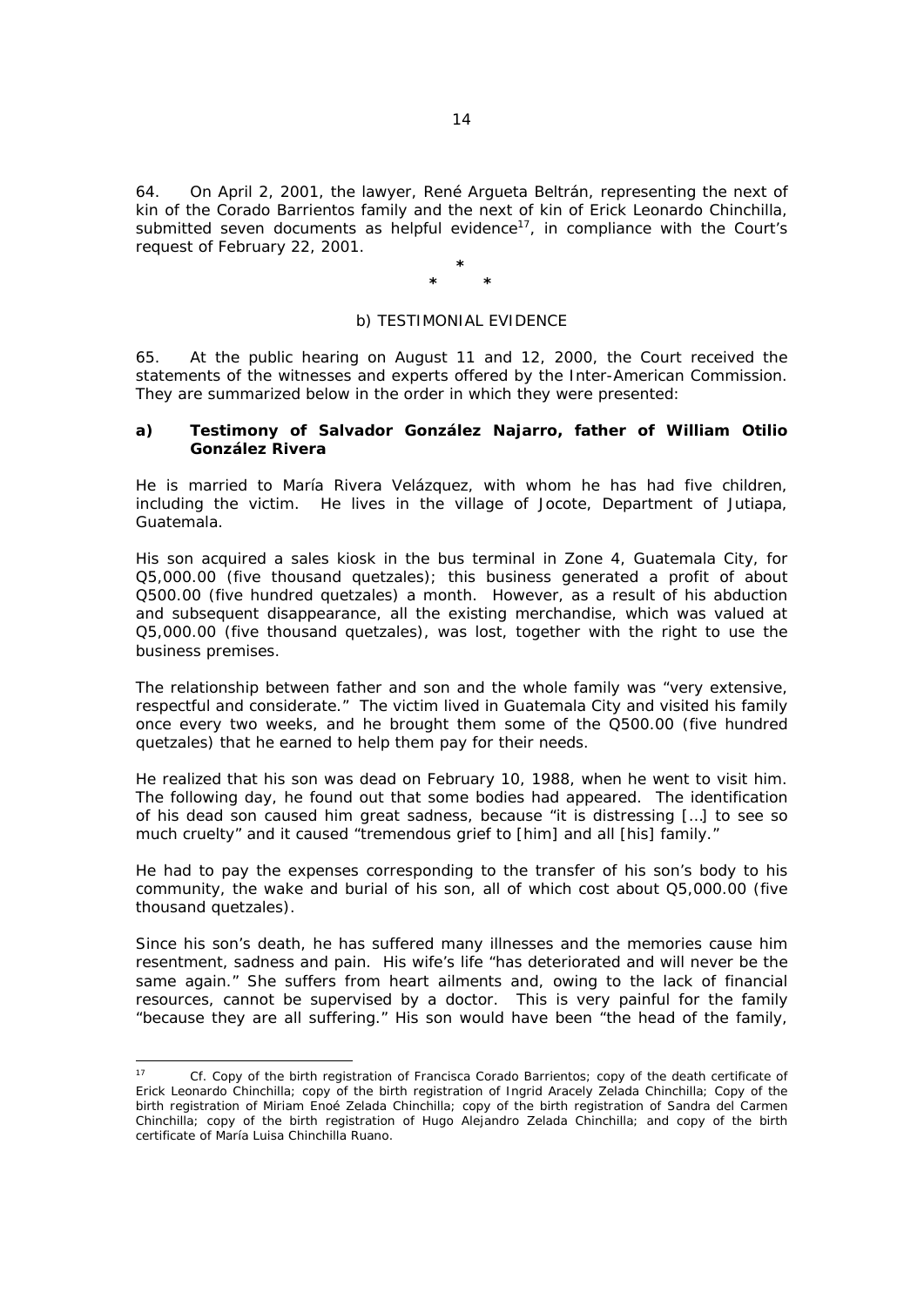64. On April 2, 2001, the lawyer, René Argueta Beltrán, representing the next of kin of the Corado Barrientos family and the next of kin of Erick Leonardo Chinchilla, submitted seven documents as helpful evidence[17], in compliance with the Court's request of February 22, 2001.

*

\*   *

b) TESTIMONIAL EVIDENCE

65. At the public hearing on August 11 and 12, 2000, the Court received the statements of the witnesses and experts offered by the Inter-American Commission. They are summarized below in the order in which they were presented:

**a) Testimony of Salvador González Najarro, father of William Otilio González Rivera**

He is married to María Rivera Velázquez, with whom he has had five children, including the victim. He lives in the village of Jocote, Department of Jutiapa, Guatemala.

His son acquired a sales kiosk in the bus terminal in Zone 4, Guatemala City, for Q5,000.00 (five thousand quetzales); this business generated a profit of about Q500.00 (five hundred quetzales) a month. However, as a result of his abduction and subsequent disappearance, all the existing merchandise, which was valued at Q5,000.00 (five thousand quetzales), was lost, together with the right to use the business premises.

The relationship between father and son and the whole family was "very extensive, respectful and considerate." The victim lived in Guatemala City and visited his family once every two weeks, and he brought them some of the Q500.00 (five hundred quetzales) that he earned to help them pay for their needs.

He realized that his son was dead on February 10, 1988, when he went to visit him. The following day, he found out that some bodies had appeared. The identification of his dead son caused him great sadness, because "it is distressing […] to see so much cruelty" and it caused "tremendous grief to [him] and all [his] family."

He had to pay the expenses corresponding to the transfer of his son's body to his community, the wake and burial of his son, all of which cost about Q5,000.00 (five thousand quetzales).

Since his son's death, he has suffered many illnesses and the memories cause him resentment, sadness and pain. His wife's life "has deteriorated and will never be the same again." She suffers from heart ailments and, owing to the lack of financial resources, cannot be supervised by a doctor. This is very painful for the family "because they are all suffering." His son would have been "the head of the family,

---

[17] *Cf.* Copy of the birth registration of Francisca Corado Barrientos; copy of the death certificate of Erick Leonardo Chinchilla; copy of the birth registration of Ingrid Aracely Zelada Chinchilla; Copy of the birth registration of Miriam Enoé Zelada Chinchilla; copy of the birth registration of Sandra del Carmen Chinchilla; copy of the birth registration of Hugo Alejandro Zelada Chinchilla; and copy of the birth certificate of María Luisa Chinchilla Ruano.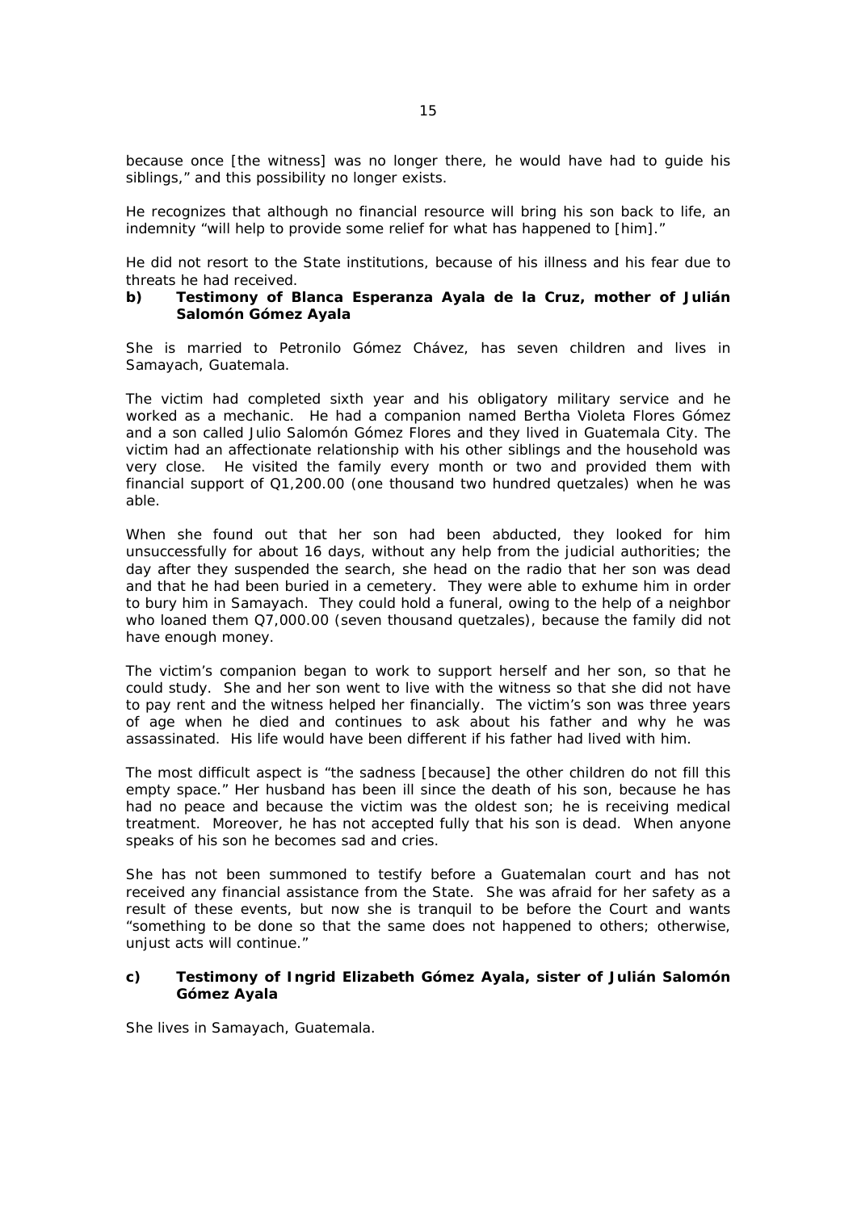because once [the witness] was no longer there, he would have had to guide his siblings," and this possibility no longer exists.

He recognizes that although no financial resource will bring his son back to life, an indemnity "will help to provide some relief for what has happened to [him]."

He did not resort to the State institutions, because of his illness and his fear due to threats he had received.

**b) Testimony of Blanca Esperanza Ayala de la Cruz, mother of Julián Salomón Gómez Ayala**

*She is married to Petronilo Gómez Chávez, has seven children and lives in Samayach, Guatemala.*

*The victim had completed sixth year and his obligatory military service and he worked as a mechanic. He had a companion named Bertha Violeta Flores Gómez and a son called Julio Salomón Gómez Flores and they lived in Guatemala City. The victim had an affectionate relationship with his other siblings and the household was very close. He visited the family every month or two and provided them with financial support of Q1,200.00 (one thousand two hundred quetzales) when he was able.*

*When she found out that her son had been abducted, they looked for him unsuccessfully for about 16 days, without any help from the judicial authorities; the day after they suspended the search, she head on the radio that her son was dead and that he had been buried in a cemetery. They were able to exhume him in order to bury him in Samayach. They could hold a funeral, owing to the help of a neighbor who loaned them Q7,000.00 (seven thousand quetzales), because the family did not have enough money.*

*The victim's companion began to work to support herself and her son, so that he could study. She and her son went to live with the witness so that she did not have to pay rent and the witness helped her financially. The victim's son was three years of age when he died and continues to ask about his father and why he was assassinated. His life would have been different if his father had lived with him.*

*The most difficult aspect is "the sadness [because] the other children do not fill this empty space." Her husband has been ill since the death of his son, because he has had no peace and because the victim was the oldest son; he is receiving medical treatment. Moreover, he has not accepted fully that his son is dead. When anyone speaks of his son he becomes sad and cries.*

*She has not been summoned to testify before a Guatemalan court and has not received any financial assistance from the State. She was afraid for her safety as a result of these events, but now she is tranquil to be before the Court and wants "something to be done so that the same does not happened to others; otherwise, unjust acts will continue."*

**c) Testimony of Ingrid Elizabeth Gómez Ayala, sister of Julián Salomón Gómez Ayala**

*She lives in Samayach, Guatemala.*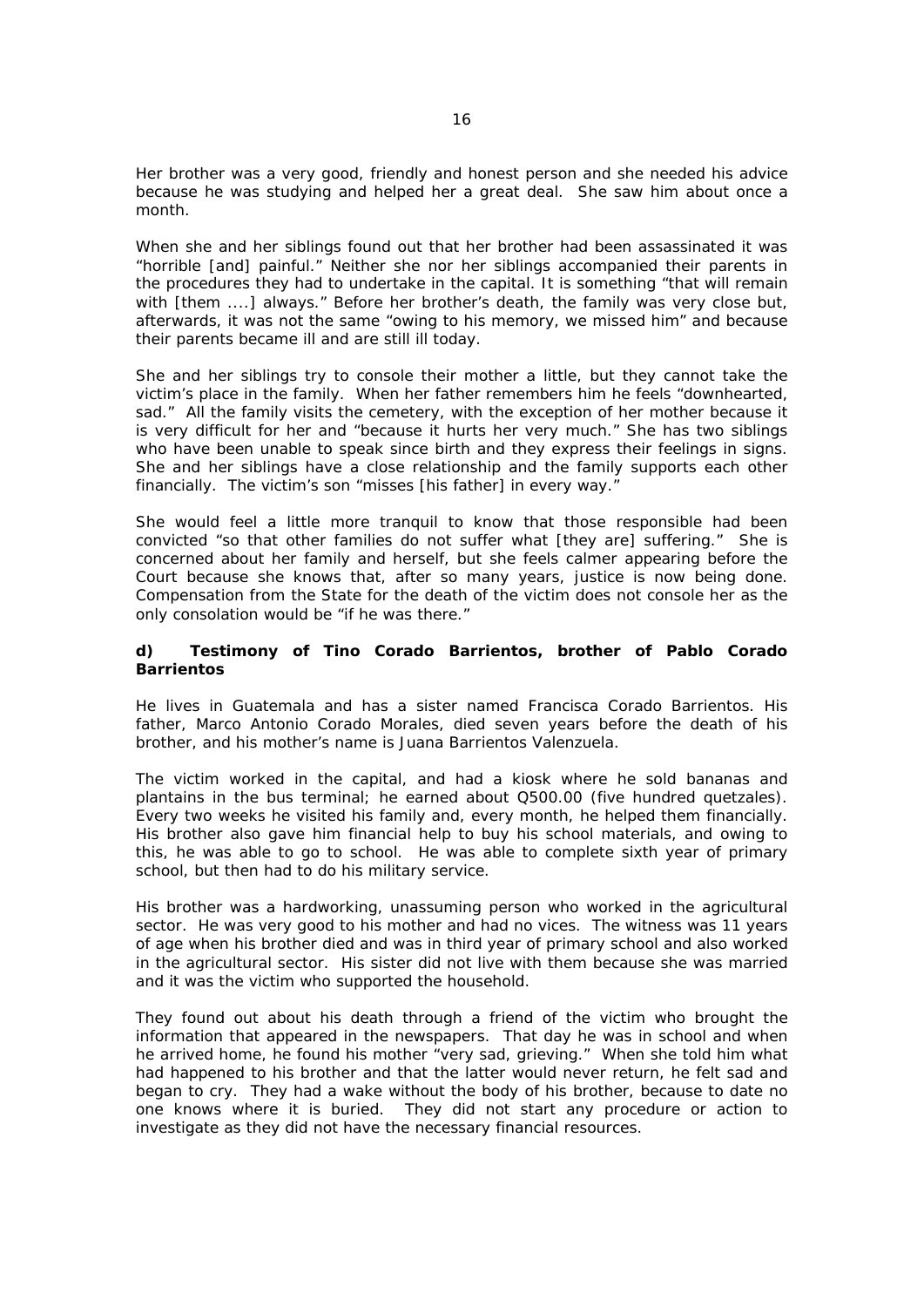Her brother was a very good, friendly and honest person and she needed his advice because he was studying and helped her a great deal. She saw him about once a month.

When she and her siblings found out that her brother had been assassinated it was "horrible [and] painful." Neither she nor her siblings accompanied their parents in the procedures they had to undertake in the capital. It is something "that will remain with [them ....] always." Before her brother's death, the family was very close but, afterwards, it was not the same "owing to his memory, we missed him" and because their parents became ill and are still ill today.

She and her siblings try to console their mother a little, but they cannot take the victim's place in the family. When her father remembers him he feels "downhearted, sad." All the family visits the cemetery, with the exception of her mother because it is very difficult for her and "because it hurts her very much." She has two siblings who have been unable to speak since birth and they express their feelings in signs. She and her siblings have a close relationship and the family supports each other financially. The victim's son "misses [his father] in every way."

She would feel a little more tranquil to know that those responsible had been convicted "so that other families do not suffer what [they are] suffering." She is concerned about her family and herself, but she feels calmer appearing before the Court because she knows that, after so many years, justice is now being done. Compensation from the State for the death of the victim does not console her as the only consolation would be "if he was there."

#### d) Testimony of Tino Corado Barrientos, brother of Pablo Corado Barrientos

He lives in Guatemala and has a sister named Francisca Corado Barrientos. His father, Marco Antonio Corado Morales, died seven years before the death of his brother, and his mother's name is Juana Barrientos Valenzuela.

The victim worked in the capital, and had a kiosk where he sold bananas and plantains in the bus terminal; he earned about Q500.00 (five hundred quetzales). Every two weeks he visited his family and, every month, he helped them financially. His brother also gave him financial help to buy his school materials, and owing to this, he was able to go to school. He was able to complete sixth year of primary school, but then had to do his military service.

His brother was a hardworking, unassuming person who worked in the agricultural sector. He was very good to his mother and had no vices. The witness was 11 years of age when his brother died and was in third year of primary school and also worked in the agricultural sector. His sister did not live with them because she was married and it was the victim who supported the household.

They found out about his death through a friend of the victim who brought the information that appeared in the newspapers. That day he was in school and when he arrived home, he found his mother "very sad, grieving." When she told him what had happened to his brother and that the latter would never return, he felt sad and began to cry. They had a wake without the body of his brother, because to date no one knows where it is buried. They did not start any procedure or action to investigate as they did not have the necessary financial resources.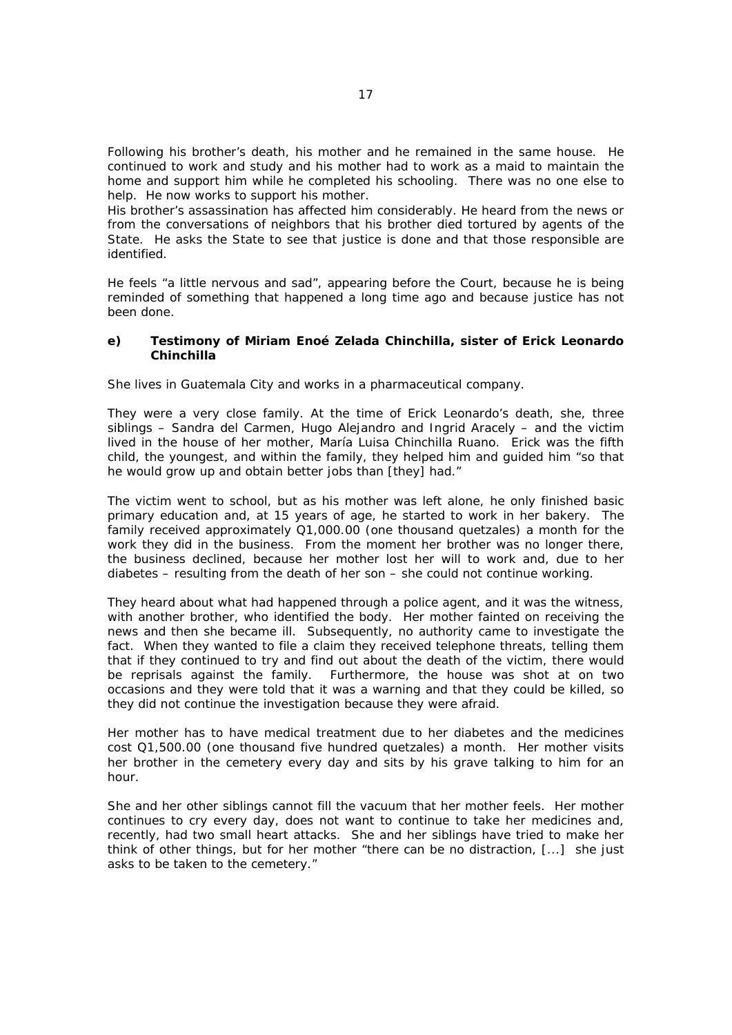Following his brother's death, his mother and he remained in the same house. He continued to work and study and his mother had to work as a maid to maintain the home and support him while he completed his schooling. There was no one else to help. He now works to support his mother.
His brother's assassination has affected him considerably. He heard from the news or from the conversations of neighbors that his brother died tortured by agents of the State. He asks the State to see that justice is done and that those responsible are identified.

He feels "a little nervous and sad", appearing before the Court, because he is being reminded of something that happened a long time ago and because justice has not been done.

**e) Testimony of Miriam Enoé Zelada Chinchilla, sister of Erick Leonardo Chinchilla**

She lives in Guatemala City and works in a pharmaceutical company.

They were a very close family. At the time of Erick Leonardo's death, she, three siblings – Sandra del Carmen, Hugo Alejandro and Ingrid Aracely – and the victim lived in the house of her mother, María Luisa Chinchilla Ruano. Erick was the fifth child, the youngest, and within the family, they helped him and guided him "so that he would grow up and obtain better jobs than [they] had."

The victim went to school, but as his mother was left alone, he only finished basic primary education and, at 15 years of age, he started to work in her bakery. The family received approximately Q1,000.00 (one thousand quetzales) a month for the work they did in the business. From the moment her brother was no longer there, the business declined, because her mother lost her will to work and, due to her diabetes – resulting from the death of her son – she could not continue working.

They heard about what had happened through a police agent, and it was the witness, with another brother, who identified the body. Her mother fainted on receiving the news and then she became ill. Subsequently, no authority came to investigate the fact. When they wanted to file a claim they received telephone threats, telling them that if they continued to try and find out about the death of the victim, there would be reprisals against the family. Furthermore, the house was shot at on two occasions and they were told that it was a warning and that they could be killed, so they did not continue the investigation because they were afraid.

Her mother has to have medical treatment due to her diabetes and the medicines cost Q1,500.00 (one thousand five hundred quetzales) a month. Her mother visits her brother in the cemetery every day and sits by his grave talking to him for an hour.

She and her other siblings cannot fill the vacuum that her mother feels. Her mother continues to cry every day, does not want to continue to take her medicines and, recently, had two small heart attacks. She and her siblings have tried to make her think of other things, but for her mother "there can be no distraction, [...] she just asks to be taken to the cemetery."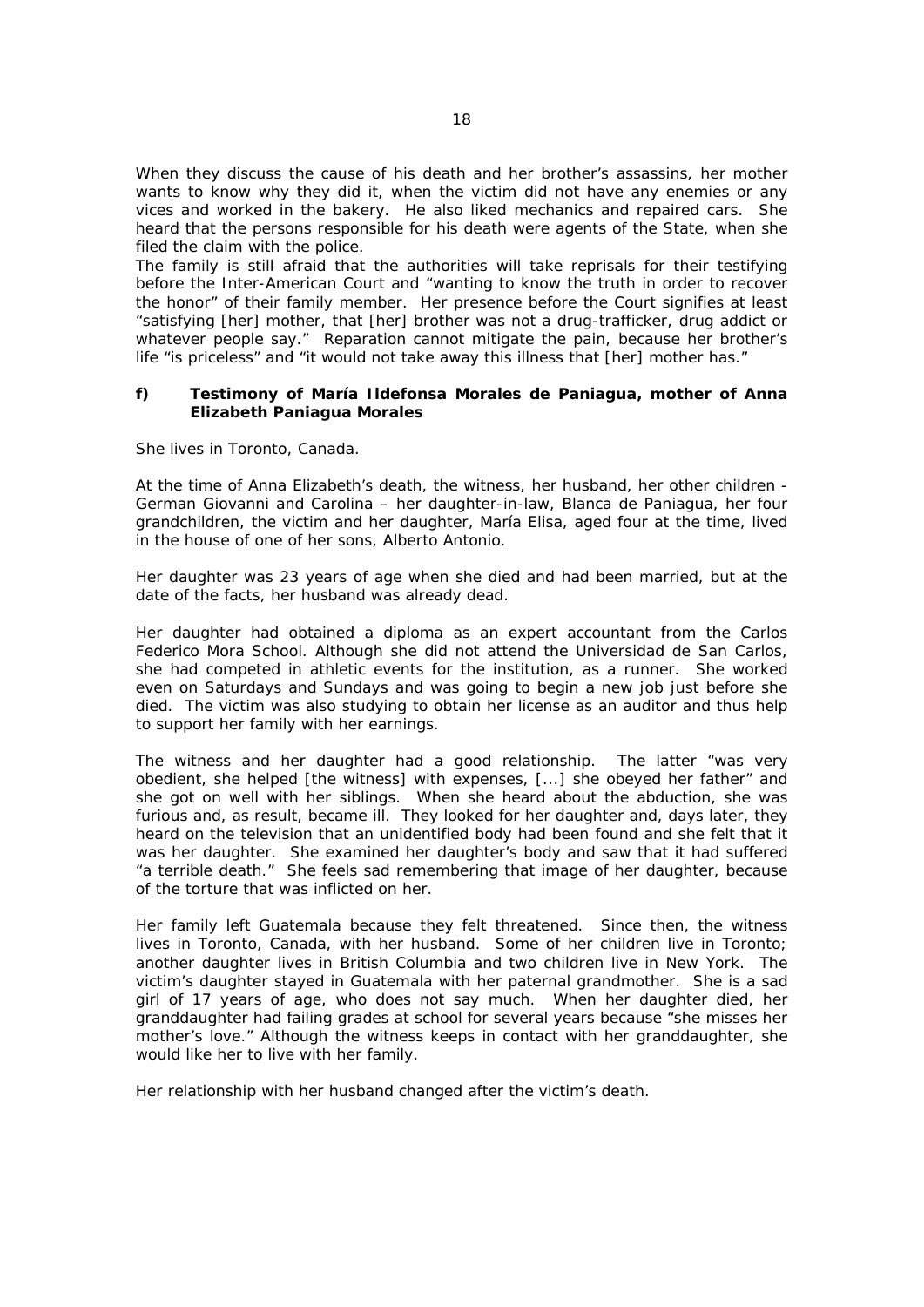When they discuss the cause of his death and her brother's assassins, her mother wants to know why they did it, when the victim did not have any enemies or any vices and worked in the bakery. He also liked mechanics and repaired cars. She heard that the persons responsible for his death were agents of the State, when she filed the claim with the police.
The family is still afraid that the authorities will take reprisals for their testifying before the Inter-American Court and "wanting to know the truth in order to recover the honor" of their family member. Her presence before the Court signifies at least "satisfying [her] mother, that [her] brother was not a drug-trafficker, drug addict or whatever people say." Reparation cannot mitigate the pain, because her brother's life "is priceless" and "it would not take away this illness that [her] mother has."

### f) Testimony of María Ildefonsa Morales de Paniagua, mother of Anna Elizabeth Paniagua Morales

She lives in Toronto, Canada.

At the time of Anna Elizabeth's death, the witness, her husband, her other children - German Giovanni and Carolina – her daughter-in-law, Blanca de Paniagua, her four grandchildren, the victim and her daughter, María Elisa, aged four at the time, lived in the house of one of her sons, Alberto Antonio.

Her daughter was 23 years of age when she died and had been married, but at the date of the facts, her husband was already dead.

Her daughter had obtained a diploma as an expert accountant from the Carlos Federico Mora School. Although she did not attend the Universidad de San Carlos, she had competed in athletic events for the institution, as a runner. She worked even on Saturdays and Sundays and was going to begin a new job just before she died. The victim was also studying to obtain her license as an auditor and thus help to support her family with her earnings.

The witness and her daughter had a good relationship. The latter "was very obedient, she helped [the witness] with expenses, [...] she obeyed her father" and she got on well with her siblings. When she heard about the abduction, she was furious and, as result, became ill. They looked for her daughter and, days later, they heard on the television that an unidentified body had been found and she felt that it was her daughter. She examined her daughter's body and saw that it had suffered "a terrible death." She feels sad remembering that image of her daughter, because of the torture that was inflicted on her.

Her family left Guatemala because they felt threatened. Since then, the witness lives in Toronto, Canada, with her husband. Some of her children live in Toronto; another daughter lives in British Columbia and two children live in New York. The victim's daughter stayed in Guatemala with her paternal grandmother. She is a sad girl of 17 years of age, who does not say much. When her daughter died, her granddaughter had failing grades at school for several years because "she misses her mother's love." Although the witness keeps in contact with her granddaughter, she would like her to live with her family.

Her relationship with her husband changed after the victim's death.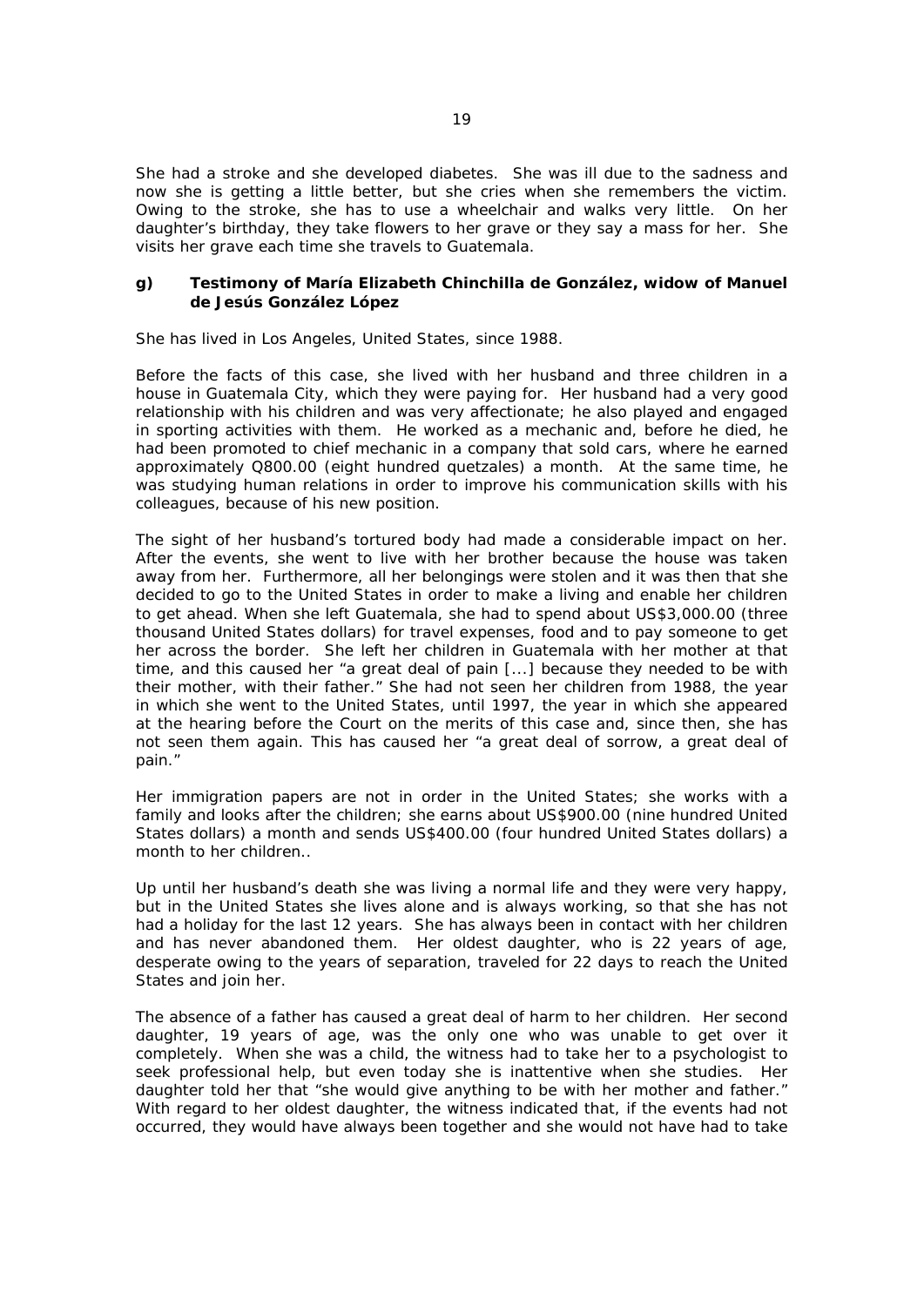She had a stroke and she developed diabetes. She was ill due to the sadness and now she is getting a little better, but she cries when she remembers the victim. Owing to the stroke, she has to use a wheelchair and walks very little. On her daughter's birthday, they take flowers to her grave or they say a mass for her. She visits her grave each time she travels to Guatemala.

**g) Testimony of María Elizabeth Chinchilla de González, widow of Manuel de Jesús González López**

She has lived in Los Angeles, United States, since 1988.

Before the facts of this case, she lived with her husband and three children in a house in Guatemala City, which they were paying for. Her husband had a very good relationship with his children and was very affectionate; he also played and engaged in sporting activities with them. He worked as a mechanic and, before he died, he had been promoted to chief mechanic in a company that sold cars, where he earned approximately Q800.00 (eight hundred quetzales) a month. At the same time, he was studying human relations in order to improve his communication skills with his colleagues, because of his new position.

The sight of her husband's tortured body had made a considerable impact on her. After the events, she went to live with her brother because the house was taken away from her. Furthermore, all her belongings were stolen and it was then that she decided to go to the United States in order to make a living and enable her children to get ahead. When she left Guatemala, she had to spend about US$3,000.00 (three thousand United States dollars) for travel expenses, food and to pay someone to get her across the border. She left her children in Guatemala with her mother at that time, and this caused her "a great deal of pain [...] because they needed to be with their mother, with their father." She had not seen her children from 1988, the year in which she went to the United States, until 1997, the year in which she appeared at the hearing before the Court on the merits of this case and, since then, she has not seen them again. This has caused her "a great deal of sorrow, a great deal of pain."

Her immigration papers are not in order in the United States; she works with a family and looks after the children; she earns about US$900.00 (nine hundred United States dollars) a month and sends US$400.00 (four hundred United States dollars) a month to her children..

Up until her husband's death she was living a normal life and they were very happy, but in the United States she lives alone and is always working, so that she has not had a holiday for the last 12 years. She has always been in contact with her children and has never abandoned them. Her oldest daughter, who is 22 years of age, desperate owing to the years of separation, traveled for 22 days to reach the United States and join her.

The absence of a father has caused a great deal of harm to her children. Her second daughter, 19 years of age, was the only one who was unable to get over it completely. When she was a child, the witness had to take her to a psychologist to seek professional help, but even today she is inattentive when she studies. Her daughter told her that "she would give anything to be with her mother and father." With regard to her oldest daughter, the witness indicated that, if the events had not occurred, they would have always been together and she would not have had to take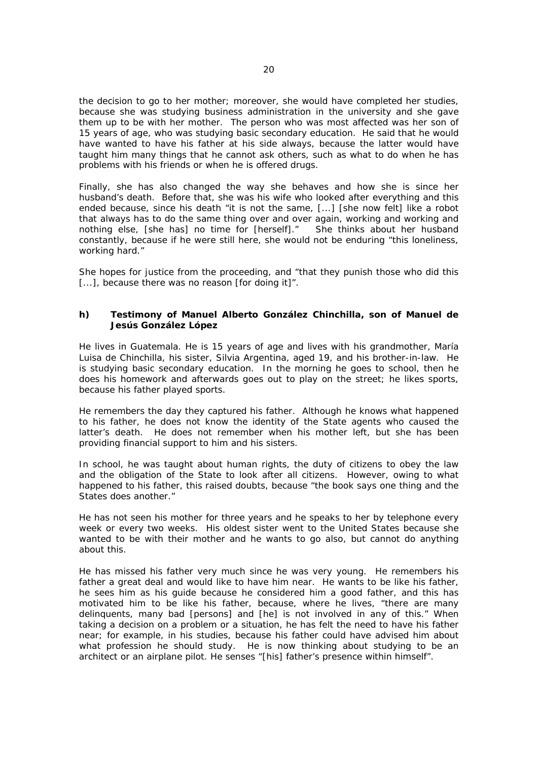the decision to go to her mother; moreover, she would have completed her studies, because she was studying business administration in the university and she gave them up to be with her mother. The person who was most affected was her son of 15 years of age, who was studying basic secondary education. He said that he would have wanted to have his father at his side always, because the latter would have taught him many things that he cannot ask others, such as what to do when he has problems with his friends or when he is offered drugs.

Finally, she has also changed the way she behaves and how she is since her husband's death. Before that, she was his wife who looked after everything and this ended because, since his death "it is not the same, [...] [she now felt] like a robot that always has to do the same thing over and over again, working and working and nothing else, [she has] no time for [herself]." She thinks about her husband constantly, because if he were still here, she would not be enduring "this loneliness, working hard."

She hopes for justice from the proceeding, and "that they punish those who did this [...], because there was no reason [for doing it]".

#### h) Testimony of Manuel Alberto González Chinchilla, son of Manuel de Jesús González López

He lives in Guatemala. He is 15 years of age and lives with his grandmother, María Luisa de Chinchilla, his sister, Silvia Argentina, aged 19, and his brother-in-law. He is studying basic secondary education. In the morning he goes to school, then he does his homework and afterwards goes out to play on the street; he likes sports, because his father played sports.

He remembers the day they captured his father. Although he knows what happened to his father, he does not know the identity of the State agents who caused the latter's death. He does not remember when his mother left, but she has been providing financial support to him and his sisters.

In school, he was taught about human rights, the duty of citizens to obey the law and the obligation of the State to look after all citizens. However, owing to what happened to his father, this raised doubts, because "the book says one thing and the States does another."

He has not seen his mother for three years and he speaks to her by telephone every week or every two weeks. His oldest sister went to the United States because she wanted to be with their mother and he wants to go also, but cannot do anything about this.

He has missed his father very much since he was very young. He remembers his father a great deal and would like to have him near. He wants to be like his father, he sees him as his guide because he considered him a good father, and this has motivated him to be like his father, because, where he lives, "there are many delinquents, many bad [persons] and [he] is not involved in any of this." When taking a decision on a problem or a situation, he has felt the need to have his father near; for example, in his studies, because his father could have advised him about what profession he should study. He is now thinking about studying to be an architect or an airplane pilot. He senses "[his] father's presence within himself".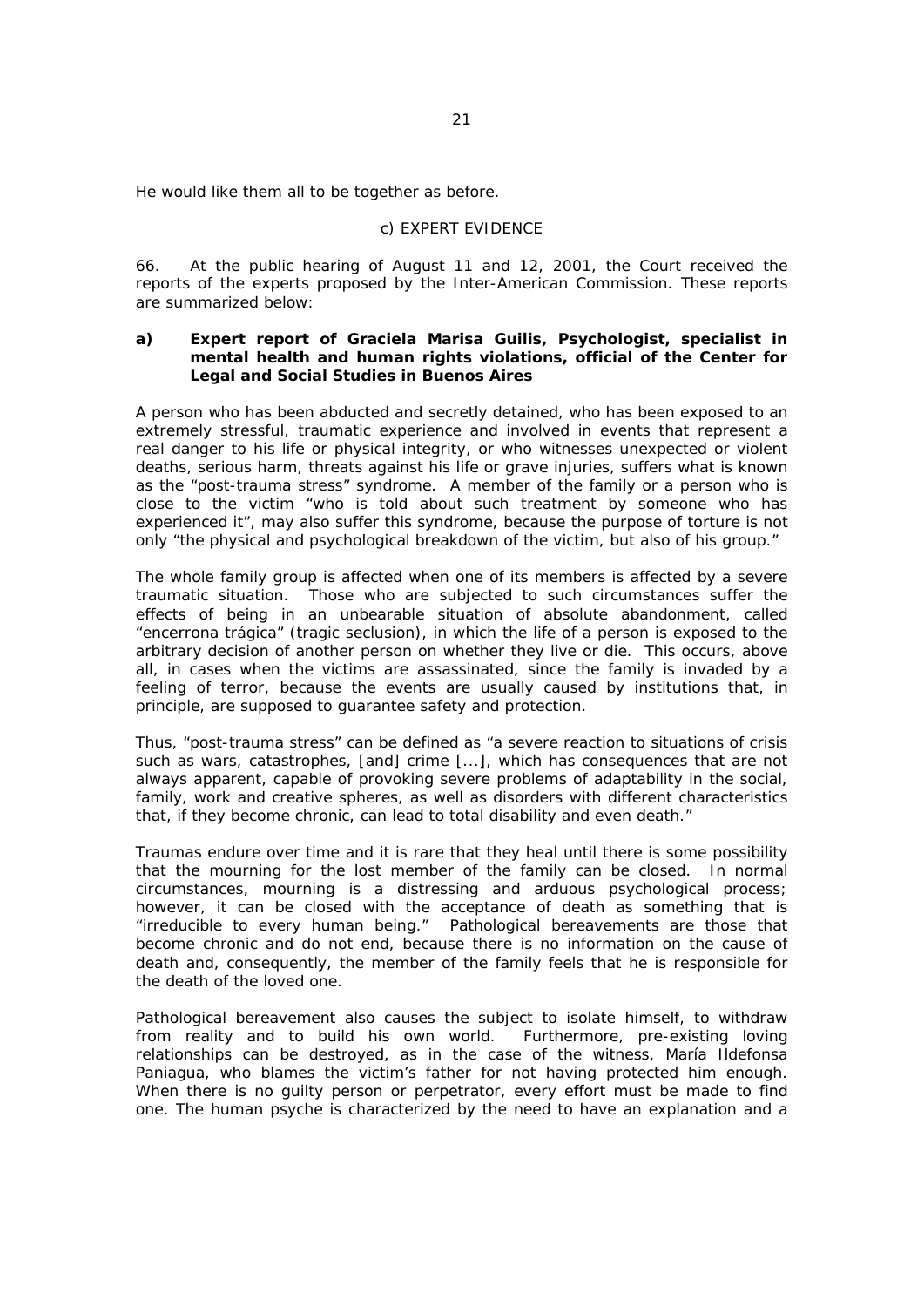He would like them all to be together as before.

c) EXPERT EVIDENCE

66. At the public hearing of August 11 and 12, 2001, the Court received the reports of the experts proposed by the Inter-American Commission. These reports are summarized below:

**a) Expert report of Graciela Marisa Guilis, Psychologist, specialist in mental health and human rights violations, official of the Center for Legal and Social Studies in Buenos Aires**

A person who has been abducted and secretly detained, who has been exposed to an extremely stressful, traumatic experience and involved in events that represent a real danger to his life or physical integrity, or who witnesses unexpected or violent deaths, serious harm, threats against his life or grave injuries, suffers what is known as the "post-trauma stress" syndrome. A member of the family or a person who is close to the victim "who is told about such treatment by someone who has experienced it", may also suffer this syndrome, because the purpose of torture is not only "the physical and psychological breakdown of the victim, but also of his group."

The whole family group is affected when one of its members is affected by a severe traumatic situation. Those who are subjected to such circumstances suffer the effects of being in an unbearable situation of absolute abandonment, called "encerrona trágica" (tragic seclusion), in which the life of a person is exposed to the arbitrary decision of another person on whether they live or die. This occurs, above all, in cases when the victims are assassinated, since the family is invaded by a feeling of terror, because the events are usually caused by institutions that, in principle, are supposed to guarantee safety and protection.

Thus, "post-trauma stress" can be defined as "a severe reaction to situations of crisis such as wars, catastrophes, [and] crime [...], which has consequences that are not always apparent, capable of provoking severe problems of adaptability in the social, family, work and creative spheres, as well as disorders with different characteristics that, if they become chronic, can lead to total disability and even death."

Traumas endure over time and it is rare that they heal until there is some possibility that the mourning for the lost member of the family can be closed. In normal circumstances, mourning is a distressing and arduous psychological process; however, it can be closed with the acceptance of death as something that is "irreducible to every human being." Pathological bereavements are those that become chronic and do not end, because there is no information on the cause of death and, consequently, the member of the family feels that he is responsible for the death of the loved one.

Pathological bereavement also causes the subject to isolate himself, to withdraw from reality and to build his own world. Furthermore, pre-existing loving relationships can be destroyed, as in the case of the witness, María Ildefonsa Paniagua, who blames the victim's father for not having protected him enough. When there is no guilty person or perpetrator, every effort must be made to find one. The human psyche is characterized by the need to have an explanation and a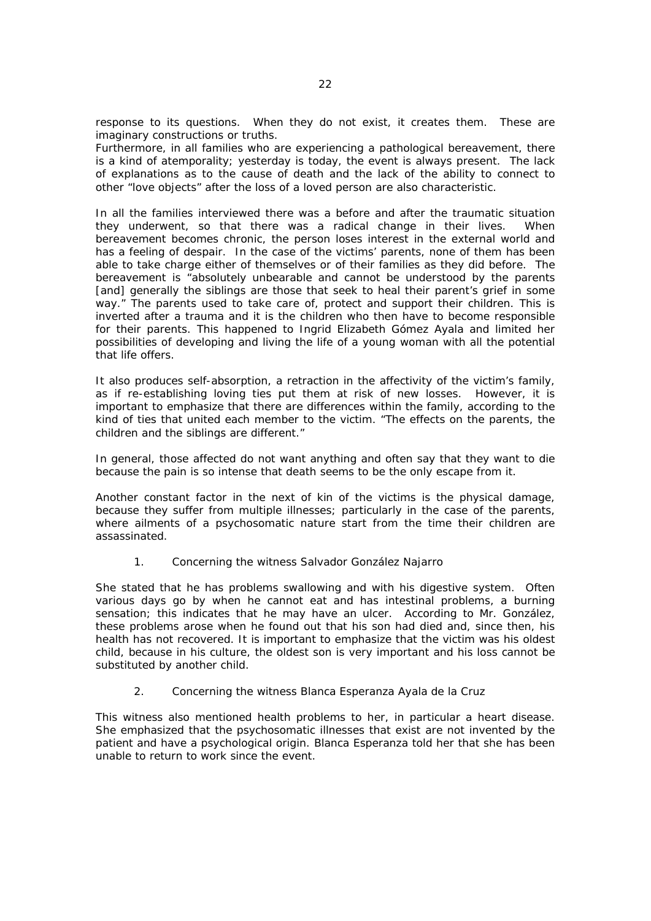response to its questions. When they do not exist, it creates them. These are imaginary constructions or truths.
Furthermore, in all families who are experiencing a pathological bereavement, there is a kind of atemporality; yesterday is today, the event is always present. The lack of explanations as to the cause of death and the lack of the ability to connect to other "love objects" after the loss of a loved person are also characteristic.

In all the families interviewed there was a before and after the traumatic situation they underwent, so that there was a radical change in their lives. When bereavement becomes chronic, the person loses interest in the external world and has a feeling of despair. In the case of the victims' parents, none of them has been able to take charge either of themselves or of their families as they did before. The bereavement is "absolutely unbearable and cannot be understood by the parents [and] generally the siblings are those that seek to heal their parent's grief in some way." The parents used to take care of, protect and support their children. This is inverted after a trauma and it is the children who then have to become responsible for their parents. This happened to Ingrid Elizabeth Gómez Ayala and limited her possibilities of developing and living the life of a young woman with all the potential that life offers.

It also produces self-absorption, a retraction in the affectivity of the victim's family, as if re-establishing loving ties put them at risk of new losses. However, it is important to emphasize that there are differences within the family, according to the kind of ties that united each member to the victim. "The effects on the parents, the children and the siblings are different."

In general, those affected do not want anything and often say that they want to die because the pain is so intense that death seems to be the only escape from it.

Another constant factor in the next of kin of the victims is the physical damage, because they suffer from multiple illnesses; particularly in the case of the parents, where ailments of a psychosomatic nature start from the time their children are assassinated.

1. Concerning the witness Salvador González Najarro

She stated that he has problems swallowing and with his digestive system. Often various days go by when he cannot eat and has intestinal problems, a burning sensation; this indicates that he may have an ulcer. According to Mr. González, these problems arose when he found out that his son had died and, since then, his health has not recovered. It is important to emphasize that the victim was his oldest child, because in his culture, the oldest son is very important and his loss cannot be substituted by another child.

2. Concerning the witness Blanca Esperanza Ayala de la Cruz

This witness also mentioned health problems to her, in particular a heart disease. She emphasized that the psychosomatic illnesses that exist are not invented by the patient and have a psychological origin. Blanca Esperanza told her that she has been unable to return to work since the event.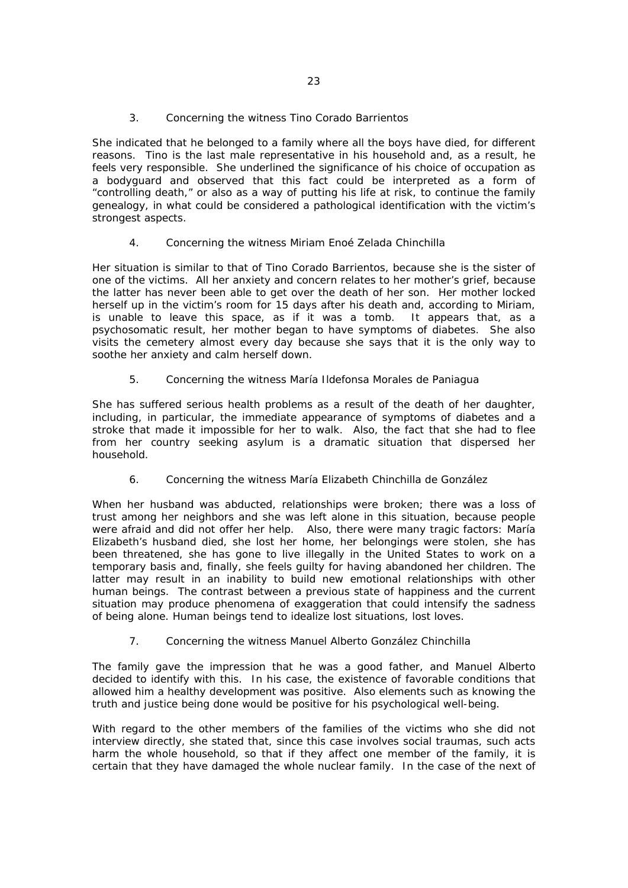3. Concerning the witness Tino Corado Barrientos

She indicated that he belonged to a family where all the boys have died, for different reasons. Tino is the last male representative in his household and, as a result, he feels very responsible. She underlined the significance of his choice of occupation as a bodyguard and observed that this fact could be interpreted as a form of "controlling death," or also as a way of putting his life at risk, to continue the family genealogy, in what could be considered a pathological identification with the victim's strongest aspects.

4. Concerning the witness Miriam Enoé Zelada Chinchilla

Her situation is similar to that of Tino Corado Barrientos, because she is the sister of one of the victims. All her anxiety and concern relates to her mother's grief, because the latter has never been able to get over the death of her son. Her mother locked herself up in the victim's room for 15 days after his death and, according to Miriam, is unable to leave this space, as if it was a tomb. It appears that, as a psychosomatic result, her mother began to have symptoms of diabetes. She also visits the cemetery almost every day because she says that it is the only way to soothe her anxiety and calm herself down.

5. Concerning the witness María Ildefonsa Morales de Paniagua

She has suffered serious health problems as a result of the death of her daughter, including, in particular, the immediate appearance of symptoms of diabetes and a stroke that made it impossible for her to walk. Also, the fact that she had to flee from her country seeking asylum is a dramatic situation that dispersed her household.

6. Concerning the witness María Elizabeth Chinchilla de González

When her husband was abducted, relationships were broken; there was a loss of trust among her neighbors and she was left alone in this situation, because people were afraid and did not offer her help. Also, there were many tragic factors: María Elizabeth's husband died, she lost her home, her belongings were stolen, she has been threatened, she has gone to live illegally in the United States to work on a temporary basis and, finally, she feels guilty for having abandoned her children. The latter may result in an inability to build new emotional relationships with other human beings. The contrast between a previous state of happiness and the current situation may produce phenomena of exaggeration that could intensify the sadness of being alone. Human beings tend to idealize lost situations, lost loves.

7. Concerning the witness Manuel Alberto González Chinchilla

The family gave the impression that he was a good father, and Manuel Alberto decided to identify with this. In his case, the existence of favorable conditions that allowed him a healthy development was positive. Also elements such as knowing the truth and justice being done would be positive for his psychological well-being.

With regard to the other members of the families of the victims who she did not interview directly, she stated that, since this case involves social traumas, such acts harm the whole household, so that if they affect one member of the family, it is certain that they have damaged the whole nuclear family. In the case of the next of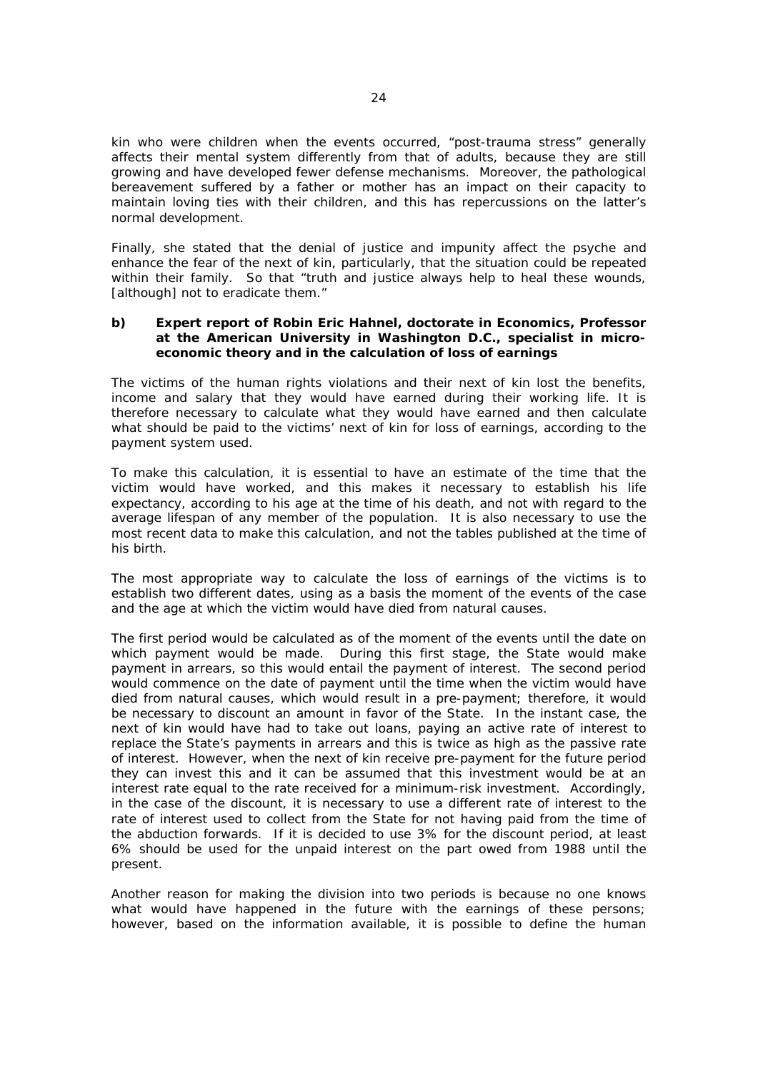kin who were children when the events occurred, "post-trauma stress" generally affects their mental system differently from that of adults, because they are still growing and have developed fewer defense mechanisms. Moreover, the pathological bereavement suffered by a father or mother has an impact on their capacity to maintain loving ties with their children, and this has repercussions on the latter's normal development.

Finally, she stated that the denial of justice and impunity affect the psyche and enhance the fear of the next of kin, particularly, that the situation could be repeated within their family. So that "truth and justice always help to heal these wounds, [although] not to eradicate them."

**b) Expert report of Robin Eric Hahnel, doctorate in Economics, Professor at the American University in Washington D.C., specialist in micro-economic theory and in the calculation of loss of earnings**

The victims of the human rights violations and their next of kin lost the benefits, income and salary that they would have earned during their working life. It is therefore necessary to calculate what they would have earned and then calculate what should be paid to the victims' next of kin for loss of earnings, according to the payment system used.

To make this calculation, it is essential to have an estimate of the time that the victim would have worked, and this makes it necessary to establish his life expectancy, according to his age at the time of his death, and not with regard to the average lifespan of any member of the population. It is also necessary to use the most recent data to make this calculation, and not the tables published at the time of his birth.

The most appropriate way to calculate the loss of earnings of the victims is to establish two different dates, using as a basis the moment of the events of the case and the age at which the victim would have died from natural causes.

The first period would be calculated as of the moment of the events until the date on which payment would be made. During this first stage, the State would make payment in arrears, so this would entail the payment of interest. The second period would commence on the date of payment until the time when the victim would have died from natural causes, which would result in a pre-payment; therefore, it would be necessary to discount an amount in favor of the State. In the instant case, the next of kin would have had to take out loans, paying an active rate of interest to replace the State's payments in arrears and this is twice as high as the passive rate of interest. However, when the next of kin receive pre-payment for the future period they can invest this and it can be assumed that this investment would be at an interest rate equal to the rate received for a minimum-risk investment. Accordingly, in the case of the discount, it is necessary to use a different rate of interest to the rate of interest used to collect from the State for not having paid from the time of the abduction forwards. If it is decided to use 3% for the discount period, at least 6% should be used for the unpaid interest on the part owed from 1988 until the present.

Another reason for making the division into two periods is because no one knows what would have happened in the future with the earnings of these persons; however, based on the information available, it is possible to define the human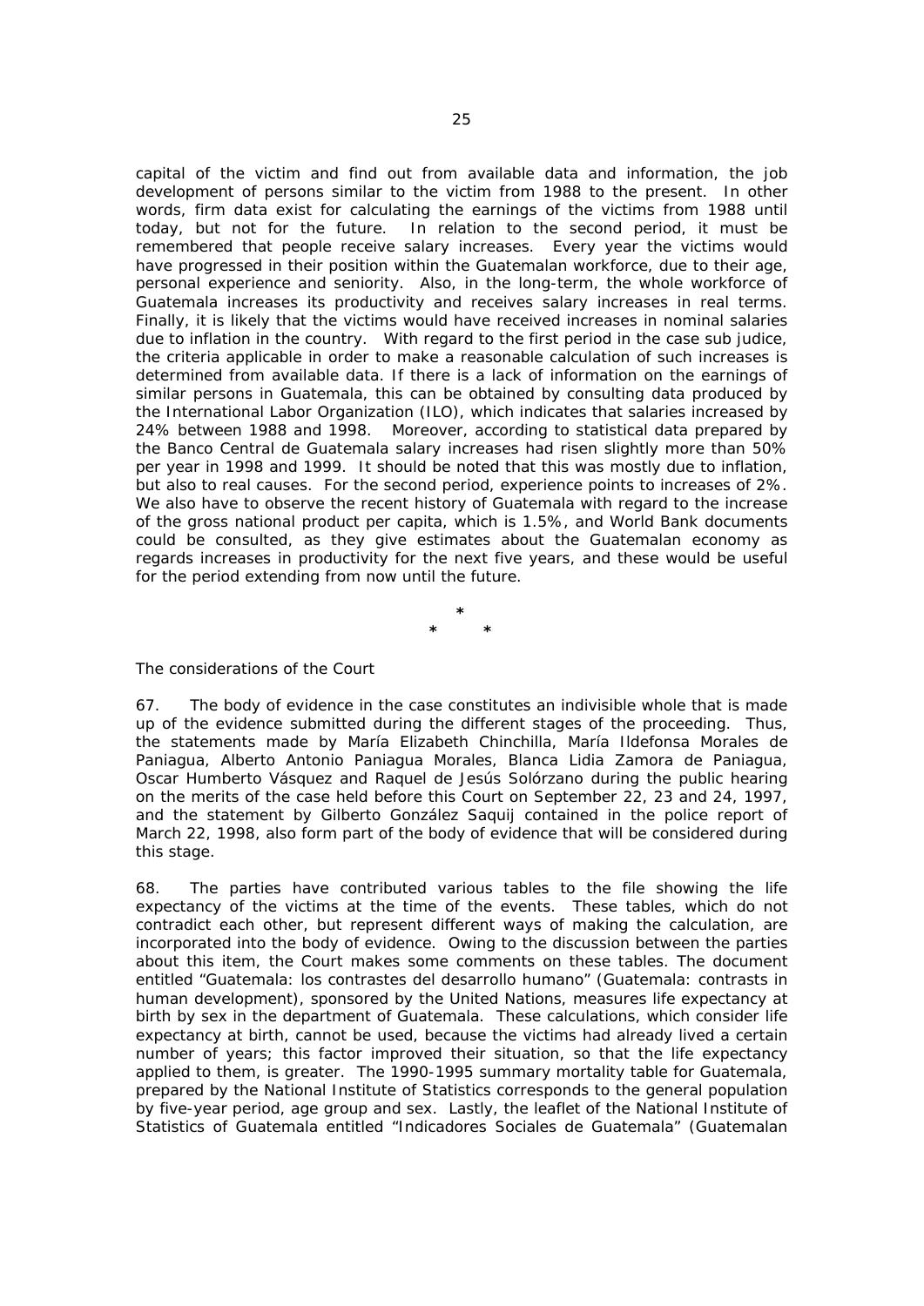capital of the victim and find out from available data and information, the job development of persons similar to the victim from 1988 to the present. In other words, firm data exist for calculating the earnings of the victims from 1988 until today, but not for the future. In relation to the second period, it must be remembered that people receive salary increases. Every year the victims would have progressed in their position within the Guatemalan workforce, due to their age, personal experience and seniority. Also, in the long-term, the whole workforce of Guatemala increases its productivity and receives salary increases in real terms. Finally, it is likely that the victims would have received increases in nominal salaries due to inflation in the country. With regard to the first period in the case *sub judice*, the criteria applicable in order to make a reasonable calculation of such increases is determined from available data. If there is a lack of information on the earnings of similar persons in Guatemala, this can be obtained by consulting data produced by the International Labor Organization (ILO), which indicates that salaries increased by 24% between 1988 and 1998. Moreover, according to statistical data prepared by the Banco Central de Guatemala salary increases had risen slightly more than 50% per year in 1998 and 1999. It should be noted that this was mostly due to inflation, but also to real causes. For the second period, experience points to increases of 2%. We also have to observe the recent history of Guatemala with regard to the increase of the gross national product per capita, which is 1.5%, and World Bank documents could be consulted, as they give estimates about the Guatemalan economy as regards increases in productivity for the next five years, and these would be useful for the period extending from now until the future.

\*
\* \*

*The considerations of the Court*

67. The body of evidence in the case constitutes an indivisible whole that is made up of the evidence submitted during the different stages of the proceeding. Thus, the statements made by María Elizabeth Chinchilla, María Ildefonsa Morales de Paniagua, Alberto Antonio Paniagua Morales, Blanca Lidia Zamora de Paniagua, Oscar Humberto Vásquez and Raquel de Jesús Solórzano during the public hearing on the merits of the case held before this Court on September 22, 23 and 24, 1997, and the statement by Gilberto González Saquij contained in the police report of March 22, 1998, also form part of the body of evidence that will be considered during this stage.

68. The parties have contributed various tables to the file showing the life expectancy of the victims at the time of the events. These tables, which do not contradict each other, but represent different ways of making the calculation, are incorporated into the body of evidence. Owing to the discussion between the parties about this item, the Court makes some comments on these tables. The document entitled "Guatemala: los contrastes del desarrollo humano" (Guatemala: contrasts in human development), sponsored by the United Nations, measures life expectancy at birth by sex in the department of Guatemala. These calculations, which consider life expectancy at birth, cannot be used, because the victims had already lived a certain number of years; this factor improved their situation, so that the life expectancy applied to them, is greater. The 1990-1995 summary mortality table for Guatemala, prepared by the National Institute of Statistics corresponds to the general population by five-year period, age group and sex. Lastly, the leaflet of the National Institute of Statistics of Guatemala entitled "Indicadores Sociales de Guatemala" (Guatemalan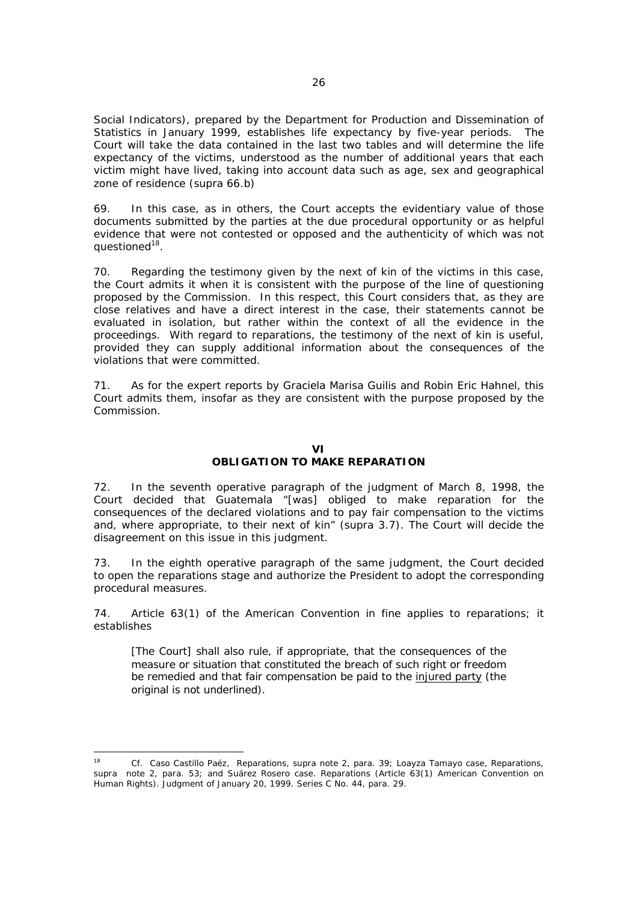Social Indicators), prepared by the Department for Production and Dissemination of Statistics in January 1999, establishes life expectancy by five-year periods. The Court will take the data contained in the last two tables and will determine the life expectancy of the victims, understood as the number of additional years that each victim might have lived, taking into account data such as age, sex and geographical zone of residence (supra 66.b)

69. In this case, as in others, the Court accepts the evidentiary value of those documents submitted by the parties at the due procedural opportunity or as helpful evidence that were not contested or opposed and the authenticity of which was not questioned[18].

70. Regarding the testimony given by the next of kin of the victims in this case, the Court admits it when it is consistent with the purpose of the line of questioning proposed by the Commission. In this respect, this Court considers that, as they are close relatives and have a direct interest in the case, their statements cannot be evaluated in isolation, but rather within the context of all the evidence in the proceedings. With regard to reparations, the testimony of the next of kin is useful, provided they can supply additional information about the consequences of the violations that were committed.

71. As for the expert reports by Graciela Marisa Guilis and Robin Eric Hahnel, this Court admits them, insofar as they are consistent with the purpose proposed by the Commission.

## VI
## OBLIGATION TO MAKE REPARATION

72. In the seventh operative paragraph of the judgment of March 8, 1998, the Court decided that Guatemala "[was] obliged to make reparation for the consequences of the declared violations and to pay fair compensation to the victims and, where appropriate, to their next of kin" (supra 3.7). The Court will decide the disagreement on this issue in this judgment.

73. In the eighth operative paragraph of the same judgment, the Court decided to open the reparations stage and authorize the President to adopt the corresponding procedural measures.

74. Article 63(1) of the American Convention in fine applies to reparations; it establishes

> [The Court] shall also rule, if appropriate, that the consequences of the measure or situation that constituted the breach of such right or freedom be remedied and that fair compensation be paid to the <u>injured party</u> (the original is not underlined).

---

[18] Cf. *Caso Castillo Paéz, Reparations, supra* note 2, para. 39; *Loayza Tamayo case, Reparations, supra* note 2, para. 53; and *Suárez Rosero case. Reparations (Article 63(1) American Convention on Human Rights). Judgment of January 20, 1999.* Series C No. 44, para. 29.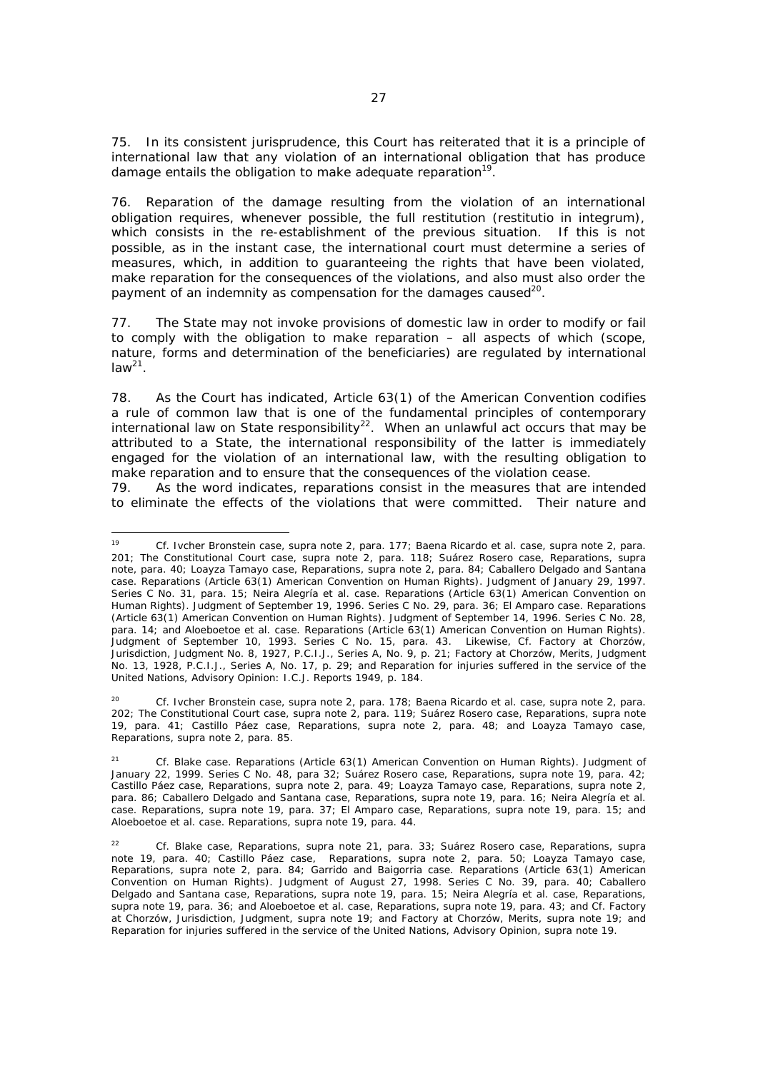75. In its consistent jurisprudence, this Court has reiterated that it is a principle of international law that any violation of an international obligation that has produce damage entails the obligation to make adequate reparation[19].

76. Reparation of the damage resulting from the violation of an international obligation requires, whenever possible, the full restitution (*restitutio in integrum*), which consists in the re-establishment of the previous situation. If this is not possible, as in the instant case, the international court must determine a series of measures, which, in addition to guaranteeing the rights that have been violated, make reparation for the consequences of the violations, and also must also order the payment of an indemnity as compensation for the damages caused[20].

77. The State may not invoke provisions of domestic law in order to modify or fail to comply with the obligation to make reparation – all aspects of which (scope, nature, forms and determination of the beneficiaries) are regulated by international law[21].

78. As the Court has indicated, Article 63(1) of the American Convention codifies a rule of common law that is one of the fundamental principles of contemporary international law on State responsibility[22]. When an unlawful act occurs that may be attributed to a State, the international responsibility of the latter is immediately engaged for the violation of an international law, with the resulting obligation to make reparation and to ensure that the consequences of the violation cease.

79. As the word indicates, reparations consist in the measures that are intended to eliminate the effects of the violations that were committed. Their nature and

---

[19] Cf. *Ivcher Bronstein case*, *supra* note 2, para. 177; *Baena Ricardo et al. case*, *supra* note 2, para. 201; *The Constitutional Court case*, *supra* note 2, para. 118; *Suárez Rosero case, Reparations*, *supra* note, para. 40; *Loayza Tamayo case, Reparations*, *supra* note 2, para. 84; *Caballero Delgado and Santana case. Reparations (Article 63(1) American Convention on Human Rights)*. Judgment of January 29, 1997. Series C No. 31, para. 15; *Neira Alegría et al. case. Reparations (Article 63(1) American Convention on Human Rights)*. Judgment of September 19, 1996. Series C No. 29, para. 36; *El Amparo case. Reparations (Article 63(1) American Convention on Human Rights)*. Judgment of September 14, 1996. Series C No. 28, para. 14; and *Aloeboetoe et al. case. Reparations (Article 63(1) American Convention on Human Rights)*. Judgment of September 10, 1993. Series C No. 15, para. 43. Likewise, Cf. *Factory at Chorzów, Jurisdiction, Judgment No. 8, 1927, P.C.I.J., Series A, No. 9*, p. 21; *Factory at Chorzów, Merits, Judgment No. 13, 1928, P.C.I.J., Series A, No. 17*, p. 29; and *Reparation for injuries suffered in the service of the United Nations, Advisory Opinion: I.C.J. Reports 1949*, p. 184.

[20] Cf. *Ivcher Bronstein case*, *supra* note 2, para. 178; *Baena Ricardo et al. case*, *supra* note 2, para. 202; *The Constitutional Court case*, *supra* note 2, para. 119; *Suárez Rosero case, Reparations*, *supra* note 19, para. 41; *Castillo Páez case, Reparations*, *supra* note 2, para. 48; and *Loayza Tamayo case, Reparations*, *supra* note 2, para. 85.

[21] Cf. *Blake case. Reparations (Article 63(1) American Convention on Human Rights)*. Judgment of January 22, 1999. Series C No. 48, para 32; *Suárez Rosero case, Reparations*, *supra* note 19, para. 42; *Castillo Páez case, Reparations*, *supra* note 2, para. 49; *Loayza Tamayo case, Reparations*, *supra* note 2, para. 86; *Caballero Delgado and Santana case, Reparations*, *supra* note 19, para. 16; *Neira Alegría et al. case. Reparations*, *supra* note 19, para. 37; *El Amparo case, Reparations*, *supra* note 19, para. 15; and *Aloeboetoe et al. case. Reparations*, *supra* note 19, para. 44.

[22] Cf. *Blake case, Reparations*, *supra* note 21, para. 33; *Suárez Rosero case, Reparations*, *supra* note 19, para. 40; *Castillo Páez case, Reparations*, *supra* note 2, para. 50; *Loayza Tamayo case, Reparations*, *supra* note 2, para. 84; *Garrido and Baigorria case. Reparations (Article 63(1) American Convention on Human Rights)*. Judgment of August 27, 1998. Series C No. 39, para. 40; *Caballero Delgado and Santana case, Reparations*, *supra* note 19, para. 15; *Neira Alegría et al. case, Reparations*, *supra* note 19, para. 36; and *Aloeboetoe et al. case, Reparations*, *supra* note 19, para. 43; and Cf. *Factory at Chorzów, Jurisdiction, Judgment*, *supra* note 19; and *Factory at Chorzów, Merits*, *supra* note 19; and *Reparation for injuries suffered in the service of the United Nations, Advisory Opinion*, *supra* note 19.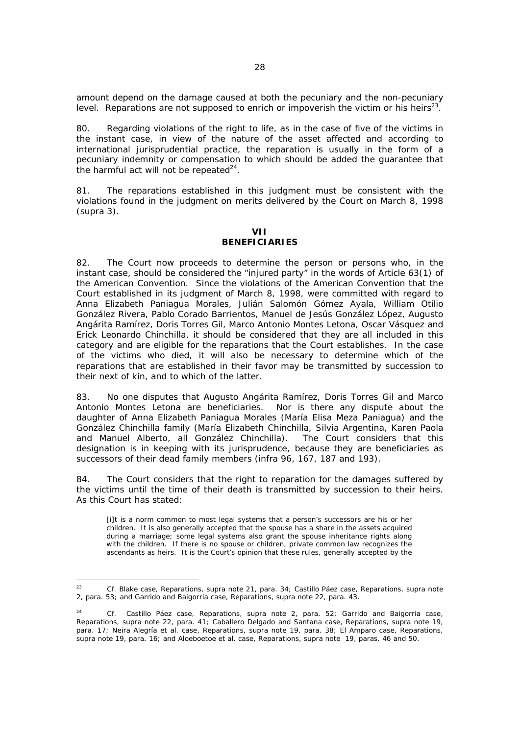amount depend on the damage caused at both the pecuniary and the non-pecuniary level. Reparations are not supposed to enrich or impoverish the victim or his heirs[23].

80. Regarding violations of the right to life, as in the case of five of the victims in the instant case, in view of the nature of the asset affected and according to international jurisprudential practice, the reparation is usually in the form of a pecuniary indemnity or compensation to which should be added the guarantee that the harmful act will not be repeated[24].

81. The reparations established in this judgment must be consistent with the violations found in the judgment on merits delivered by the Court on March 8, 1998 (supra 3).

## VII
## BENEFICIARIES

82. The Court now proceeds to determine the person or persons who, in the instant case, should be considered the "injured party" in the words of Article 63(1) of the American Convention. Since the violations of the American Convention that the Court established in its judgment of March 8, 1998, were committed with regard to Anna Elizabeth Paniagua Morales, Julián Salomón Gómez Ayala, William Otilio González Rivera, Pablo Corado Barrientos, Manuel de Jesús González López, Augusto Angárita Ramírez, Doris Torres Gil, Marco Antonio Montes Letona, Oscar Vásquez and Erick Leonardo Chinchilla, it should be considered that they are all included in this category and are eligible for the reparations that the Court establishes. In the case of the victims who died, it will also be necessary to determine which of the reparations that are established in their favor may be transmitted by succession to their next of kin, and to which of the latter.

83. No one disputes that Augusto Angárita Ramírez, Doris Torres Gil and Marco Antonio Montes Letona are beneficiaries. Nor is there any dispute about the daughter of Anna Elizabeth Paniagua Morales (María Elisa Meza Paniagua) and the González Chinchilla family (María Elizabeth Chinchilla, Silvia Argentina, Karen Paola and Manuel Alberto, all González Chinchilla). The Court considers that this designation is in keeping with its jurisprudence, because they are beneficiaries as successors of their dead family members (infra 96, 167, 187 and 193).

84. The Court considers that the right to reparation for the damages suffered by the victims until the time of their death is transmitted by succession to their heirs. As this Court has stated:

> [i]t is a norm common to most legal systems that a person's successors are his or her children. It is also generally accepted that the spouse has a share in the assets acquired during a marriage; some legal systems also grant the spouse inheritance rights along with the children. If there is no spouse or children, private common law recognizes the ascendants as heirs. It is the Court's opinion that these rules, generally accepted by the

---

[23] Cf. Blake case, Reparations, supra note 21, para. 34; Castillo Páez case, Reparations, supra note 2, para. 53; and Garrido and Baigorria case, Reparations, supra note 22, para. 43.

[24] Cf. Castillo Páez case, Reparations, supra note 2, para. 52; Garrido and Baigorria case, Reparations, supra note 22, para. 41; Caballero Delgado and Santana case, Reparations, supra note 19, para. 17; Neira Alegría et al. case, Reparations, supra note 19, para. 38; El Amparo case, Reparations, supra note 19, para. 16; and Aloeboetoe et al. case, Reparations, supra note 19, paras. 46 and 50.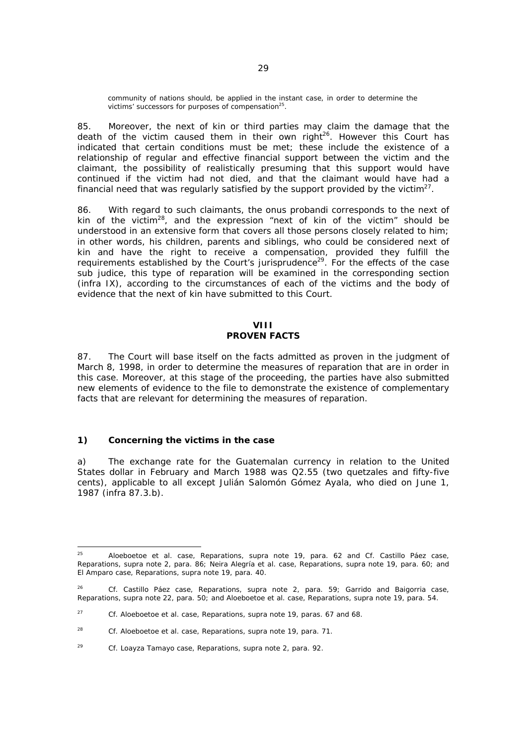community of nations should, be applied in the instant case, in order to determine the victims' successors for purposes of compensation[25].

85. Moreover, the next of kin or third parties may claim the damage that the death of the victim caused them in their own right[26]. However this Court has indicated that certain conditions must be met; these include the existence of a relationship of regular and effective financial support between the victim and the claimant, the possibility of realistically presuming that this support would have continued if the victim had not died, and that the claimant would have had a financial need that was regularly satisfied by the support provided by the victim[27].

86. With regard to such claimants, the *onus probandi* corresponds to the next of kin of the victim[28], and the expression "next of kin of the victim" should be understood in an extensive form that covers all those persons closely related to him; in other words, his children, parents and siblings, who could be considered next of kin and have the right to receive a compensation, provided they fulfill the requirements established by the Court's jurisprudence[29]. For the effects of the case *sub judice*, this type of reparation will be examined in the corresponding section (*infra* IX), according to the circumstances of each of the victims and the body of evidence that the next of kin have submitted to this Court.

## VIII
## PROVEN FACTS

87. The Court will base itself on the facts admitted as proven in the judgment of March 8, 1998, in order to determine the measures of reparation that are in order in this case. Moreover, at this stage of the proceeding, the parties have also submitted new elements of evidence to the file to demonstrate the existence of complementary facts that are relevant for determining the measures of reparation.

### 1) Concerning the victims in the case

a) The exchange rate for the Guatemalan currency in relation to the United States dollar in February and March 1988 was Q2.55 (two quetzales and fifty-five cents), applicable to all except Julián Salomón Gómez Ayala, who died on June 1, 1987 (*infra* 87.3.b).

---

[25] Aloeboetoe et al. case, Reparations, *supra* note 19, para. 62 and *Cf.* Castillo Páez case, Reparations, *supra* note 2, para. 86; Neira Alegría et al. case, Reparations, *supra* note 19, para. 60; and El Amparo case, Reparations, *supra* note 19, para. 40.

[26] *Cf.* Castillo Páez case, Reparations, *supra* note 2, para. 59; Garrido and Baigorria case, Reparations, *supra* note 22, para. 50; and Aloeboetoe et al. case, Reparations, *supra* note 19, para. 54.

[27] *Cf.* Aloeboetoe et al. case, Reparations, *supra* note 19, paras. 67 and 68.

[28] *Cf.* Aloeboetoe et al. case, Reparations, *supra* note 19, para. 71.

[29] *Cf.* Loayza Tamayo case, Reparations, *supra* note 2, para. 92.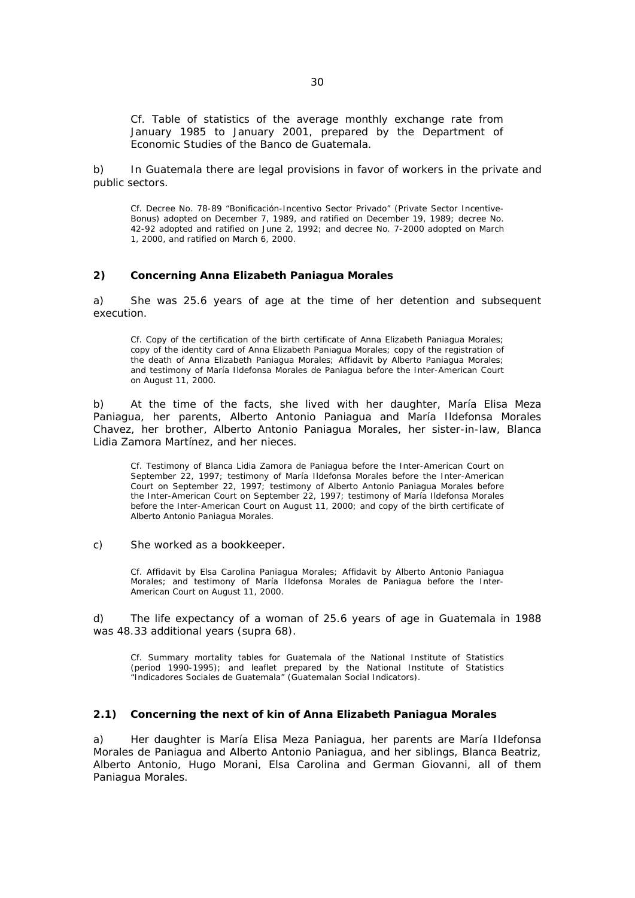Cf. Table of statistics of the average monthly exchange rate from January 1985 to January 2001, prepared by the Department of Economic Studies of the Banco de Guatemala.

b) In Guatemala there are legal provisions in favor of workers in the private and public sectors.

> Cf. Decree No. 78-89 "Bonificación-Incentivo Sector Privado" (Private Sector Incentive-Bonus) adopted on December 7, 1989, and ratified on December 19, 1989; decree No. 42-92 adopted and ratified on June 2, 1992; and decree No. 7-2000 adopted on March 1, 2000, and ratified on March 6, 2000.

### 2) Concerning Anna Elizabeth Paniagua Morales

a) She was 25.6 years of age at the time of her detention and subsequent execution.

> Cf. Copy of the certification of the birth certificate of Anna Elizabeth Paniagua Morales; copy of the identity card of Anna Elizabeth Paniagua Morales; copy of the registration of the death of Anna Elizabeth Paniagua Morales; Affidavit by Alberto Paniagua Morales; and testimony of María Ildefonsa Morales de Paniagua before the Inter-American Court on August 11, 2000.

b) At the time of the facts, she lived with her daughter, María Elisa Meza Paniagua, her parents, Alberto Antonio Paniagua and María Ildefonsa Morales Chavez, her brother, Alberto Antonio Paniagua Morales, her sister-in-law, Blanca Lidia Zamora Martínez, and her nieces.

> Cf. Testimony of Blanca Lidia Zamora de Paniagua before the Inter-American Court on September 22, 1997; testimony of María Ildefonsa Morales before the Inter-American Court on September 22, 1997; testimony of Alberto Antonio Paniagua Morales before the Inter-American Court on September 22, 1997; testimony of María Ildefonsa Morales before the Inter-American Court on August 11, 2000; and copy of the birth certificate of Alberto Antonio Paniagua Morales.

c) She worked as a bookkeeper.

> Cf. Affidavit by Elsa Carolina Paniagua Morales; Affidavit by Alberto Antonio Paniagua Morales; and testimony of María Ildefonsa Morales de Paniagua before the Inter-American Court on August 11, 2000.

d) The life expectancy of a woman of 25.6 years of age in Guatemala in 1988 was 48.33 additional years (supra 68).

> Cf. Summary mortality tables for Guatemala of the National Institute of Statistics (period 1990-1995); and leaflet prepared by the National Institute of Statistics "Indicadores Sociales de Guatemala" (Guatemalan Social Indicators).

### 2.1) Concerning the next of kin of Anna Elizabeth Paniagua Morales

a) Her daughter is María Elisa Meza Paniagua, her parents are María Ildefonsa Morales de Paniagua and Alberto Antonio Paniagua, and her siblings, Blanca Beatriz, Alberto Antonio, Hugo Morani, Elsa Carolina and German Giovanni, all of them Paniagua Morales.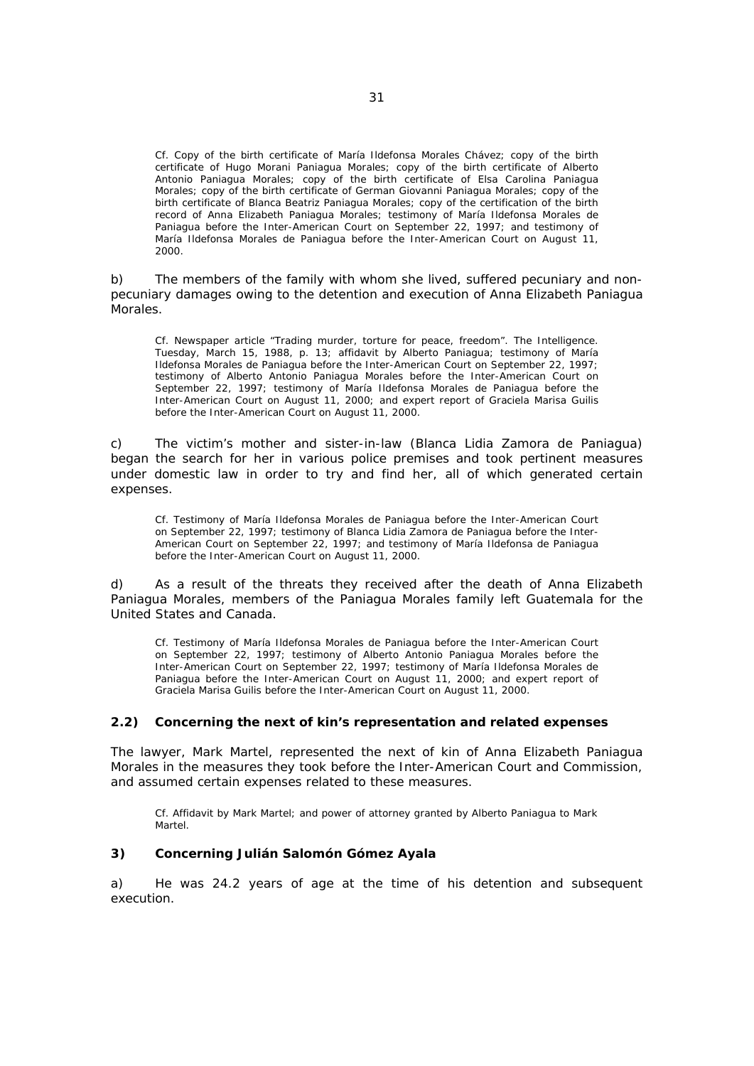Cf. Copy of the birth certificate of María Ildefonsa Morales Chávez; copy of the birth certificate of Hugo Morani Paniagua Morales; copy of the birth certificate of Alberto Antonio Paniagua Morales; copy of the birth certificate of Elsa Carolina Paniagua Morales; copy of the birth certificate of German Giovanni Paniagua Morales; copy of the birth certificate of Blanca Beatriz Paniagua Morales; copy of the certification of the birth record of Anna Elizabeth Paniagua Morales; testimony of María Ildefonsa Morales de Paniagua before the Inter-American Court on September 22, 1997; and testimony of María Ildefonsa Morales de Paniagua before the Inter-American Court on August 11, 2000.

b) The members of the family with whom she lived, suffered pecuniary and non-pecuniary damages owing to the detention and execution of Anna Elizabeth Paniagua Morales.

Cf. Newspaper article "Trading murder, torture for peace, freedom". The Intelligence. Tuesday, March 15, 1988, p. 13; affidavit by Alberto Paniagua; testimony of María Ildefonsa Morales de Paniagua before the Inter-American Court on September 22, 1997; testimony of Alberto Antonio Paniagua Morales before the Inter-American Court on September 22, 1997; testimony of María Ildefonsa Morales de Paniagua before the Inter-American Court on August 11, 2000; and expert report of Graciela Marisa Guilis before the Inter-American Court on August 11, 2000.

c) The victim's mother and sister-in-law (Blanca Lidia Zamora de Paniagua) began the search for her in various police premises and took pertinent measures under domestic law in order to try and find her, all of which generated certain expenses.

Cf. Testimony of María Ildefonsa Morales de Paniagua before the Inter-American Court on September 22, 1997; testimony of Blanca Lidia Zamora de Paniagua before the Inter-American Court on September 22, 1997; and testimony of María Ildefonsa de Paniagua before the Inter-American Court on August 11, 2000.

d) As a result of the threats they received after the death of Anna Elizabeth Paniagua Morales, members of the Paniagua Morales family left Guatemala for the United States and Canada.

Cf. Testimony of María Ildefonsa Morales de Paniagua before the Inter-American Court on September 22, 1997; testimony of Alberto Antonio Paniagua Morales before the Inter-American Court on September 22, 1997; testimony of María Ildefonsa Morales de Paniagua before the Inter-American Court on August 11, 2000; and expert report of Graciela Marisa Guilis before the Inter-American Court on August 11, 2000.

### 2.2) Concerning the next of kin's representation and related expenses

The lawyer, Mark Martel, represented the next of kin of Anna Elizabeth Paniagua Morales in the measures they took before the Inter-American Court and Commission, and assumed certain expenses related to these measures.

Cf. Affidavit by Mark Martel; and power of attorney granted by Alberto Paniagua to Mark Martel.

### 3) Concerning Julián Salomón Gómez Ayala

a) He was 24.2 years of age at the time of his detention and subsequent execution.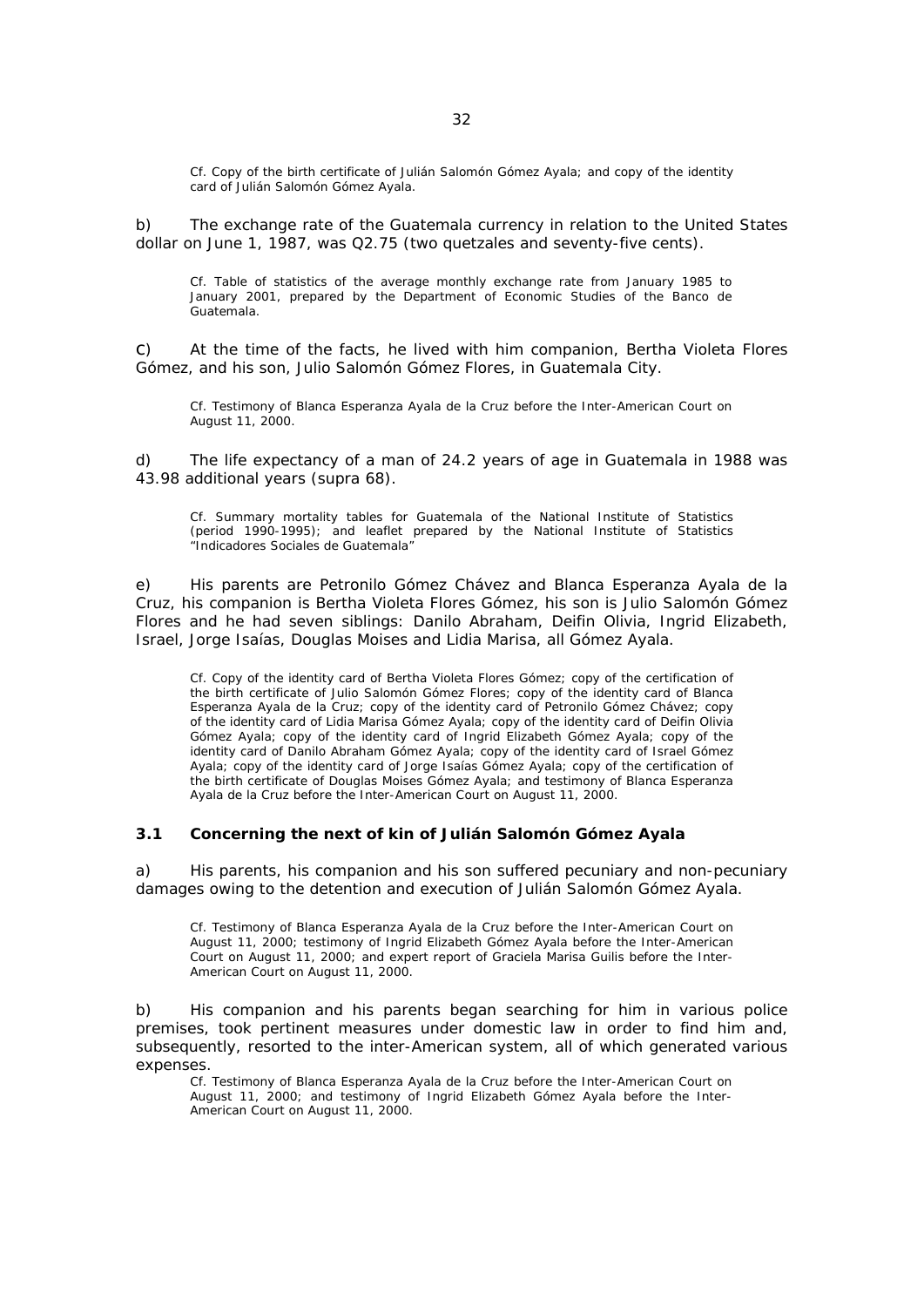Cf. Copy of the birth certificate of Julián Salomón Gómez Ayala; and copy of the identity card of Julián Salomón Gómez Ayala.

b) The exchange rate of the Guatemala currency in relation to the United States dollar on June 1, 1987, was Q2.75 (two quetzales and seventy-five cents).

Cf. Table of statistics of the average monthly exchange rate from January 1985 to January 2001, prepared by the Department of Economic Studies of the Banco de Guatemala.

c) At the time of the facts, he lived with him companion, Bertha Violeta Flores Gómez, and his son, Julio Salomón Gómez Flores, in Guatemala City.

Cf. Testimony of Blanca Esperanza Ayala de la Cruz before the Inter-American Court on August 11, 2000.

d) The life expectancy of a man of 24.2 years of age in Guatemala in 1988 was 43.98 additional years (supra 68).

Cf. Summary mortality tables for Guatemala of the National Institute of Statistics (period 1990-1995); and leaflet prepared by the National Institute of Statistics "Indicadores Sociales de Guatemala"

e) His parents are Petronilo Gómez Chávez and Blanca Esperanza Ayala de la Cruz, his companion is Bertha Violeta Flores Gómez, his son is Julio Salomón Gómez Flores and he had seven siblings: Danilo Abraham, Deifin Olivia, Ingrid Elizabeth, Israel, Jorge Isaías, Douglas Moises and Lidia Marisa, all Gómez Ayala.

Cf. Copy of the identity card of Bertha Violeta Flores Gómez; copy of the certification of the birth certificate of Julio Salomón Gómez Flores; copy of the identity card of Blanca Esperanza Ayala de la Cruz; copy of the identity card of Petronilo Gómez Chávez; copy of the identity card of Lidia Marisa Gómez Ayala; copy of the identity card of Deifin Olivia Gómez Ayala; copy of the identity card of Ingrid Elizabeth Gómez Ayala; copy of the identity card of Danilo Abraham Gómez Ayala; copy of the identity card of Israel Gómez Ayala; copy of the identity card of Jorge Isaías Gómez Ayala; copy of the certification of the birth certificate of Douglas Moises Gómez Ayala; and testimony of Blanca Esperanza Ayala de la Cruz before the Inter-American Court on August 11, 2000.

### 3.1 Concerning the next of kin of Julián Salomón Gómez Ayala

a) His parents, his companion and his son suffered pecuniary and non-pecuniary damages owing to the detention and execution of Julián Salomón Gómez Ayala.

Cf. Testimony of Blanca Esperanza Ayala de la Cruz before the Inter-American Court on August 11, 2000; testimony of Ingrid Elizabeth Gómez Ayala before the Inter-American Court on August 11, 2000; and expert report of Graciela Marisa Guilis before the Inter-American Court on August 11, 2000.

b) His companion and his parents began searching for him in various police premises, took pertinent measures under domestic law in order to find him and, subsequently, resorted to the inter-American system, all of which generated various expenses.

Cf. Testimony of Blanca Esperanza Ayala de la Cruz before the Inter-American Court on August 11, 2000; and testimony of Ingrid Elizabeth Gómez Ayala before the Inter-American Court on August 11, 2000.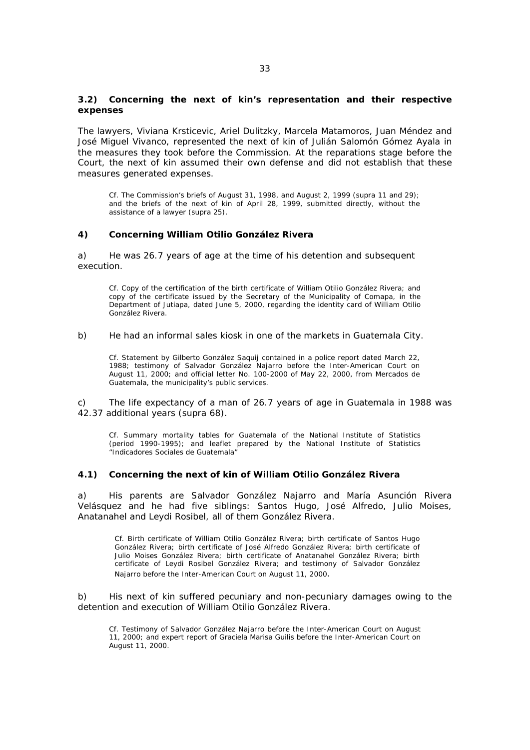**3.2) Concerning the next of kin's representation and their respective expenses**

The lawyers, Viviana Krsticevic, Ariel Dulitzky, Marcela Matamoros, Juan Méndez and José Miguel Vivanco, represented the next of kin of Julián Salomón Gómez Ayala in the measures they took before the Commission. At the reparations stage before the Court, the next of kin assumed their own defense and did not establish that these measures generated expenses.

> Cf. The Commission's briefs of August 31, 1998, and August 2, 1999 (supra 11 and 29); and the briefs of the next of kin of April 28, 1999, submitted directly, without the assistance of a lawyer (supra 25).

**4) Concerning William Otilio González Rivera**

a) He was 26.7 years of age at the time of his detention and subsequent execution.

> Cf. Copy of the certification of the birth certificate of William Otilio González Rivera; and copy of the certificate issued by the Secretary of the Municipality of Comapa, in the Department of Jutiapa, dated June 5, 2000, regarding the identity card of William Otilio González Rivera.

b) He had an informal sales kiosk in one of the markets in Guatemala City.

> Cf. Statement by Gilberto González Saquij contained in a police report dated March 22, 1988; testimony of Salvador González Najarro before the Inter-American Court on August 11, 2000; and official letter No. 100-2000 of May 22, 2000, from Mercados de Guatemala, the municipality's public services.

c) The life expectancy of a man of 26.7 years of age in Guatemala in 1988 was 42.37 additional years (supra 68).

> Cf. Summary mortality tables for Guatemala of the National Institute of Statistics (period 1990-1995); and leaflet prepared by the National Institute of Statistics "Indicadores Sociales de Guatemala"

**4.1) Concerning the next of kin of William Otilio González Rivera**

a) His parents are Salvador González Najarro and María Asunción Rivera Velásquez and he had five siblings: Santos Hugo, José Alfredo, Julio Moises, Anatanahel and Leydi Rosibel, all of them González Rivera.

> Cf. Birth certificate of William Otilio González Rivera; birth certificate of Santos Hugo González Rivera; birth certificate of José Alfredo González Rivera; birth certificate of Julio Moises González Rivera; birth certificate of Anatanahel González Rivera; birth certificate of Leydi Rosibel González Rivera; and testimony of Salvador González Najarro before the Inter-American Court on August 11, 2000.

b) His next of kin suffered pecuniary and non-pecuniary damages owing to the detention and execution of William Otilio González Rivera.

> Cf. Testimony of Salvador González Najarro before the Inter-American Court on August 11, 2000; and expert report of Graciela Marisa Guilis before the Inter-American Court on August 11, 2000.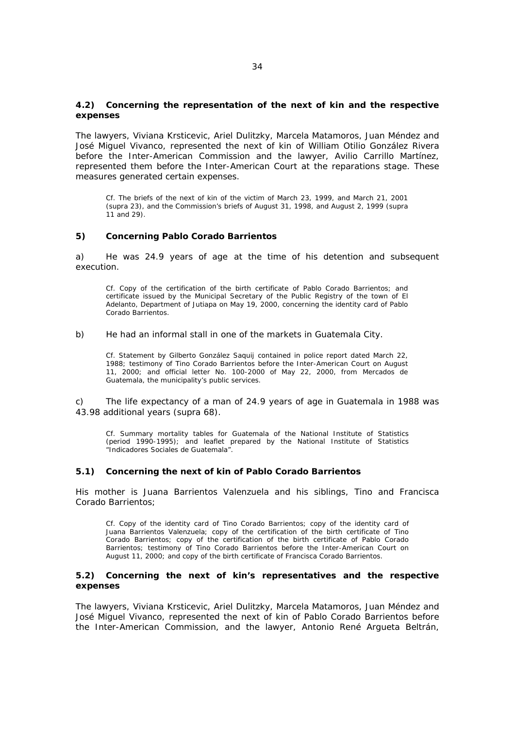**4.2) Concerning the representation of the next of kin and the respective expenses**

The lawyers, Viviana Krsticevic, Ariel Dulitzky, Marcela Matamoros, Juan Méndez and José Miguel Vivanco, represented the next of kin of William Otilio González Rivera before the Inter-American Commission and the lawyer, Avilio Carrillo Martínez, represented them before the Inter-American Court at the reparations stage. These measures generated certain expenses.

> Cf. The briefs of the next of kin of the victim of March 23, 1999, and March 21, 2001 (supra 23), and the Commission's briefs of August 31, 1998, and August 2, 1999 (supra 11 and 29).

**5) Concerning Pablo Corado Barrientos**

a) He was 24.9 years of age at the time of his detention and subsequent execution.

> Cf. Copy of the certification of the birth certificate of Pablo Corado Barrientos; and certificate issued by the Municipal Secretary of the Public Registry of the town of El Adelanto, Department of Jutiapa on May 19, 2000, concerning the identity card of Pablo Corado Barrientos.

b) He had an informal stall in one of the markets in Guatemala City.

> Cf. Statement by Gilberto González Saquij contained in police report dated March 22, 1988; testimony of Tino Corado Barrientos before the Inter-American Court on August 11, 2000; and official letter No. 100-2000 of May 22, 2000, from Mercados de Guatemala, the municipality's public services.

c) The life expectancy of a man of 24.9 years of age in Guatemala in 1988 was 43.98 additional years (supra 68).

> Cf. Summary mortality tables for Guatemala of the National Institute of Statistics (period 1990-1995); and leaflet prepared by the National Institute of Statistics "Indicadores Sociales de Guatemala".

**5.1) Concerning the next of kin of Pablo Corado Barrientos**

His mother is Juana Barrientos Valenzuela and his siblings, Tino and Francisca Corado Barrientos;

> Cf. Copy of the identity card of Tino Corado Barrientos; copy of the identity card of Juana Barrientos Valenzuela; copy of the certification of the birth certificate of Tino Corado Barrientos; copy of the certification of the birth certificate of Pablo Corado Barrientos; testimony of Tino Corado Barrientos before the Inter-American Court on August 11, 2000; and copy of the birth certificate of Francisca Corado Barrientos.

**5.2) Concerning the next of kin's representatives and the respective expenses**

The lawyers, Viviana Krsticevic, Ariel Dulitzky, Marcela Matamoros, Juan Méndez and José Miguel Vivanco, represented the next of kin of Pablo Corado Barrientos before the Inter-American Commission, and the lawyer, Antonio René Argueta Beltrán,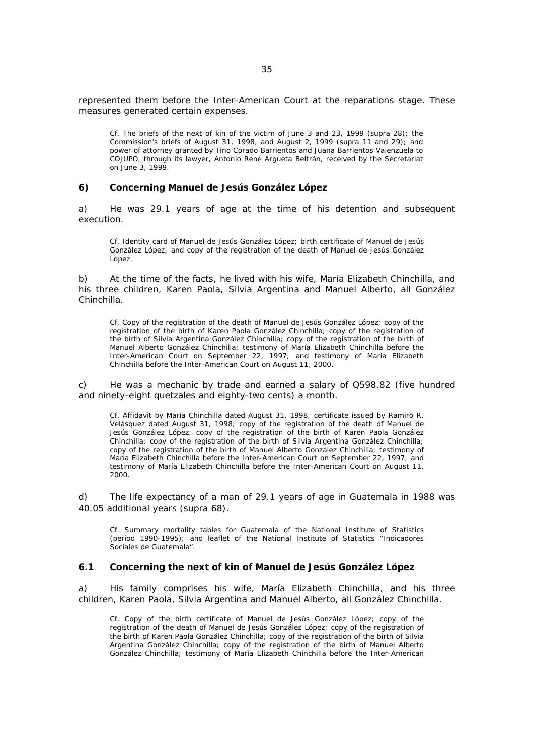represented them before the Inter-American Court at the reparations stage. These measures generated certain expenses.

> Cf. The briefs of the next of kin of the victim of June 3 and 23, 1999 (supra 28); the Commission's briefs of August 31, 1998, and August 2, 1999 (supra 11 and 29); and power of attorney granted by Tino Corado Barrientos and Juana Barrientos Valenzuela to COJUPO, through its lawyer, Antonio René Argueta Beltrán, received by the Secretariat on June 3, 1999.

### 6) Concerning Manuel de Jesús González López

a) He was 29.1 years of age at the time of his detention and subsequent execution.

> Cf. Identity card of Manuel de Jesús González López; birth certificate of Manuel de Jesús González López; and copy of the registration of the death of Manuel de Jesús González López.

b) At the time of the facts, he lived with his wife, María Elizabeth Chinchilla, and his three children, Karen Paola, Silvia Argentina and Manuel Alberto, all González Chinchilla.

> Cf. Copy of the registration of the death of Manuel de Jesús González López; copy of the registration of the birth of Karen Paola González Chinchilla; copy of the registration of the birth of Silvia Argentina González Chinchilla; copy of the registration of the birth of Manuel Alberto González Chinchilla; testimony of María Elizabeth Chinchilla before the Inter-American Court on September 22, 1997; and testimony of María Elizabeth Chinchilla before the Inter-American Court on August 11, 2000.

c) He was a mechanic by trade and earned a salary of Q598.82 (five hundred and ninety-eight quetzales and eighty-two cents) a month.

> Cf. Affidavit by María Chinchilla dated August 31, 1998; certificate issued by Ramiro R. Velásquez dated August 31, 1998; copy of the registration of the death of Manuel de Jesús González López; copy of the registration of the birth of Karen Paola González Chinchilla; copy of the registration of the birth of Silvia Argentina González Chinchilla; copy of the registration of the birth of Manuel Alberto González Chinchilla; testimony of María Elizabeth Chinchilla before the Inter-American Court on September 22, 1997; and testimony of María Elizabeth Chinchilla before the Inter-American Court on August 11, 2000.

d) The life expectancy of a man of 29.1 years of age in Guatemala in 1988 was 40.05 additional years (supra 68).

> Cf. Summary mortality tables for Guatemala of the National Institute of Statistics (period 1990-1995); and leaflet of the National Institute of Statistics "Indicadores Sociales de Guatemala".

### 6.1 Concerning the next of kin of Manuel de Jesús González López

a) His family comprises his wife, María Elizabeth Chinchilla, and his three children, Karen Paola, Silvia Argentina and Manuel Alberto, all González Chinchilla.

> Cf. Copy of the birth certificate of Manuel de Jesús González López; copy of the registration of the death of Manuel de Jesús González López; copy of the registration of the birth of Karen Paola González Chinchilla; copy of the registration of the birth of Silvia Argentina González Chinchilla; copy of the registration of the birth of Manuel Alberto González Chinchilla; testimony of María Elizabeth Chinchilla before the Inter-American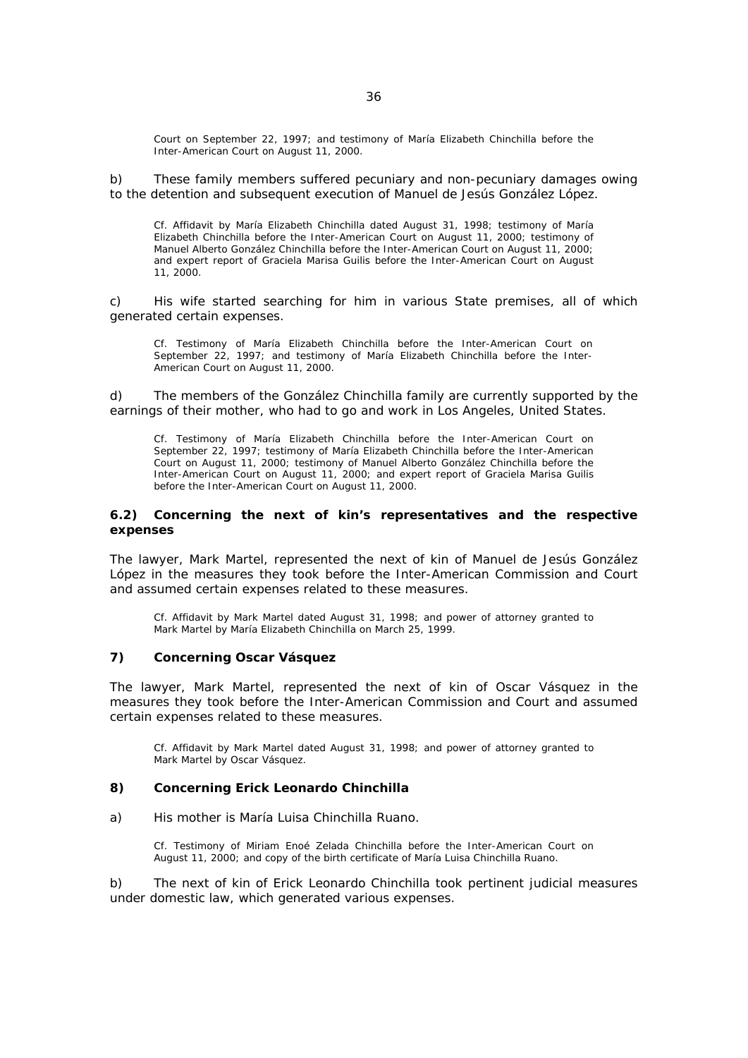Court on September 22, 1997; and testimony of María Elizabeth Chinchilla before the Inter-American Court on August 11, 2000.

b) These family members suffered pecuniary and non-pecuniary damages owing to the detention and subsequent execution of Manuel de Jesús González López.

Cf. Affidavit by María Elizabeth Chinchilla dated August 31, 1998; testimony of María Elizabeth Chinchilla before the Inter-American Court on August 11, 2000; testimony of Manuel Alberto González Chinchilla before the Inter-American Court on August 11, 2000; and expert report of Graciela Marisa Guilis before the Inter-American Court on August 11, 2000.

c) His wife started searching for him in various State premises, all of which generated certain expenses.

Cf. Testimony of María Elizabeth Chinchilla before the Inter-American Court on September 22, 1997; and testimony of María Elizabeth Chinchilla before the Inter-American Court on August 11, 2000.

d) The members of the González Chinchilla family are currently supported by the earnings of their mother, who had to go and work in Los Angeles, United States.

Cf. Testimony of María Elizabeth Chinchilla before the Inter-American Court on September 22, 1997; testimony of María Elizabeth Chinchilla before the Inter-American Court on August 11, 2000; testimony of Manuel Alberto González Chinchilla before the Inter-American Court on August 11, 2000; and expert report of Graciela Marisa Guilis before the Inter-American Court on August 11, 2000.

**6.2) Concerning the next of kin's representatives and the respective expenses**

The lawyer, Mark Martel, represented the next of kin of Manuel de Jesús González López in the measures they took before the Inter-American Commission and Court and assumed certain expenses related to these measures.

Cf. Affidavit by Mark Martel dated August 31, 1998; and power of attorney granted to Mark Martel by María Elizabeth Chinchilla on March 25, 1999.

**7) Concerning Oscar Vásquez**

The lawyer, Mark Martel, represented the next of kin of Oscar Vásquez in the measures they took before the Inter-American Commission and Court and assumed certain expenses related to these measures.

Cf. Affidavit by Mark Martel dated August 31, 1998; and power of attorney granted to Mark Martel by Oscar Vásquez.

**8) Concerning Erick Leonardo Chinchilla**

a) His mother is María Luisa Chinchilla Ruano.

Cf. Testimony of Miriam Enoé Zelada Chinchilla before the Inter-American Court on August 11, 2000; and copy of the birth certificate of María Luisa Chinchilla Ruano.

b) The next of kin of Erick Leonardo Chinchilla took pertinent judicial measures under domestic law, which generated various expenses.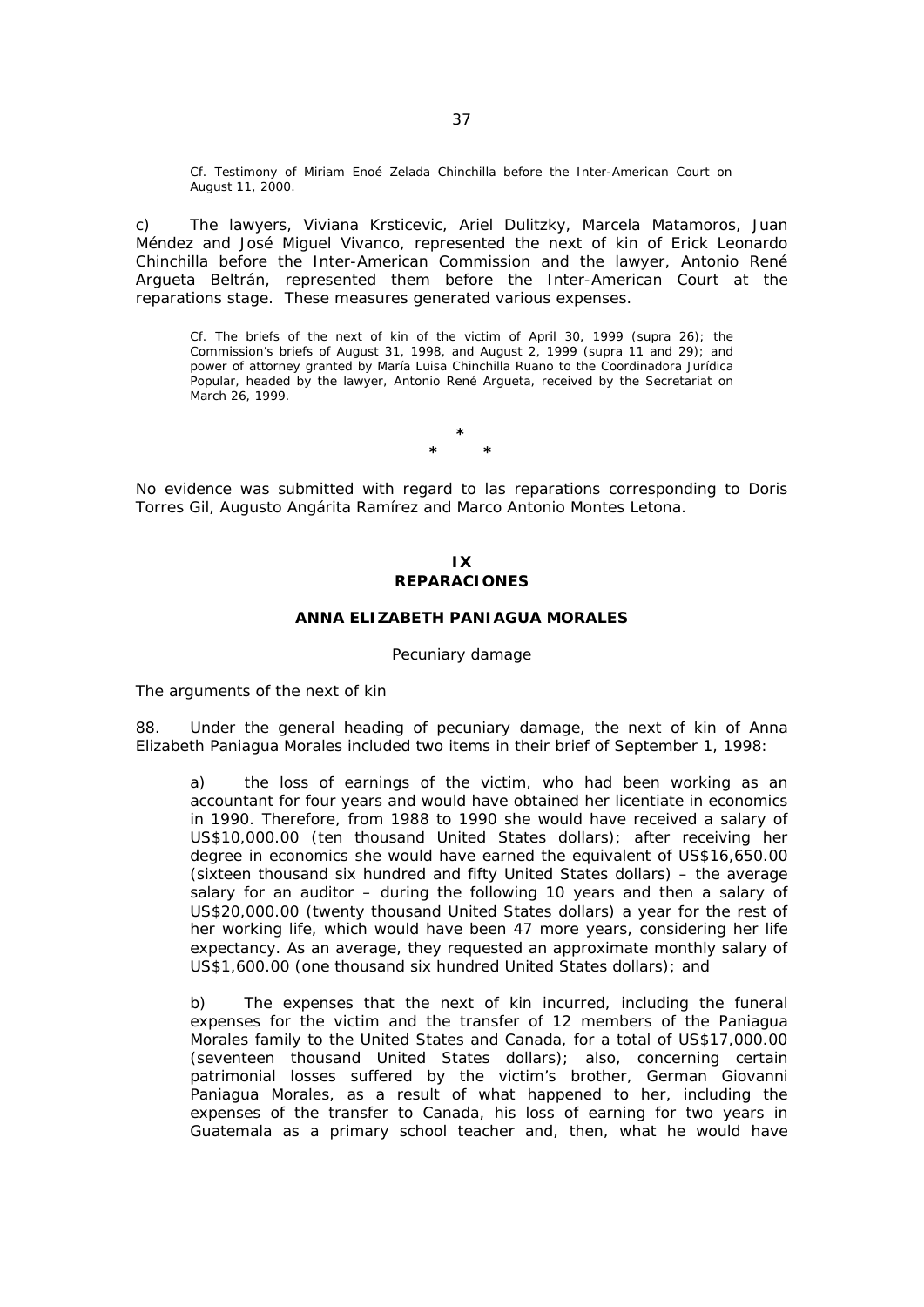Cf. Testimony of Miriam Enoé Zelada Chinchilla before the Inter-American Court on August 11, 2000.

c) The lawyers, Viviana Krsticevic, Ariel Dulitzky, Marcela Matamoros, Juan Méndez and José Miguel Vivanco, represented the next of kin of Erick Leonardo Chinchilla before the Inter-American Commission and the lawyer, Antonio René Argueta Beltrán, represented them before the Inter-American Court at the reparations stage. These measures generated various expenses.

Cf. The briefs of the next of kin of the victim of April 30, 1999 (supra 26); the Commission's briefs of August 31, 1998, and August 2, 1999 (supra 11 and 29); and power of attorney granted by María Luisa Chinchilla Ruano to the Coordinadora Jurídica Popular, headed by the lawyer, Antonio René Argueta, received by the Secretariat on March 26, 1999.

*

\*      *

No evidence was submitted with regard to las reparations corresponding to Doris Torres Gil, Augusto Angárita Ramírez and Marco Antonio Montes Letona.

## IX
## REPARACIONES

### ANNA ELIZABETH PANIAGUA MORALES

Pecuniary damage

*The arguments of the next of kin*

88. Under the general heading of pecuniary damage, the next of kin of Anna Elizabeth Paniagua Morales included two items in their brief of September 1, 1998:

> a) the loss of earnings of the victim, who had been working as an accountant for four years and would have obtained her licentiate in economics in 1990. Therefore, from 1988 to 1990 she would have received a salary of US$10,000.00 (ten thousand United States dollars); after receiving her degree in economics she would have earned the equivalent of US$16,650.00 (sixteen thousand six hundred and fifty United States dollars) – the average salary for an auditor – during the following 10 years and then a salary of US$20,000.00 (twenty thousand United States dollars) a year for the rest of her working life, which would have been 47 more years, considering her life expectancy. As an average, they requested an approximate monthly salary of US$1,600.00 (one thousand six hundred United States dollars); and
>
> b) The expenses that the next of kin incurred, including the funeral expenses for the victim and the transfer of 12 members of the Paniagua Morales family to the United States and Canada, for a total of US$17,000.00 (seventeen thousand United States dollars); also, concerning certain patrimonial losses suffered by the victim's brother, German Giovanni Paniagua Morales, as a result of what happened to her, including the expenses of the transfer to Canada, his loss of earning for two years in Guatemala as a primary school teacher and, then, what he would have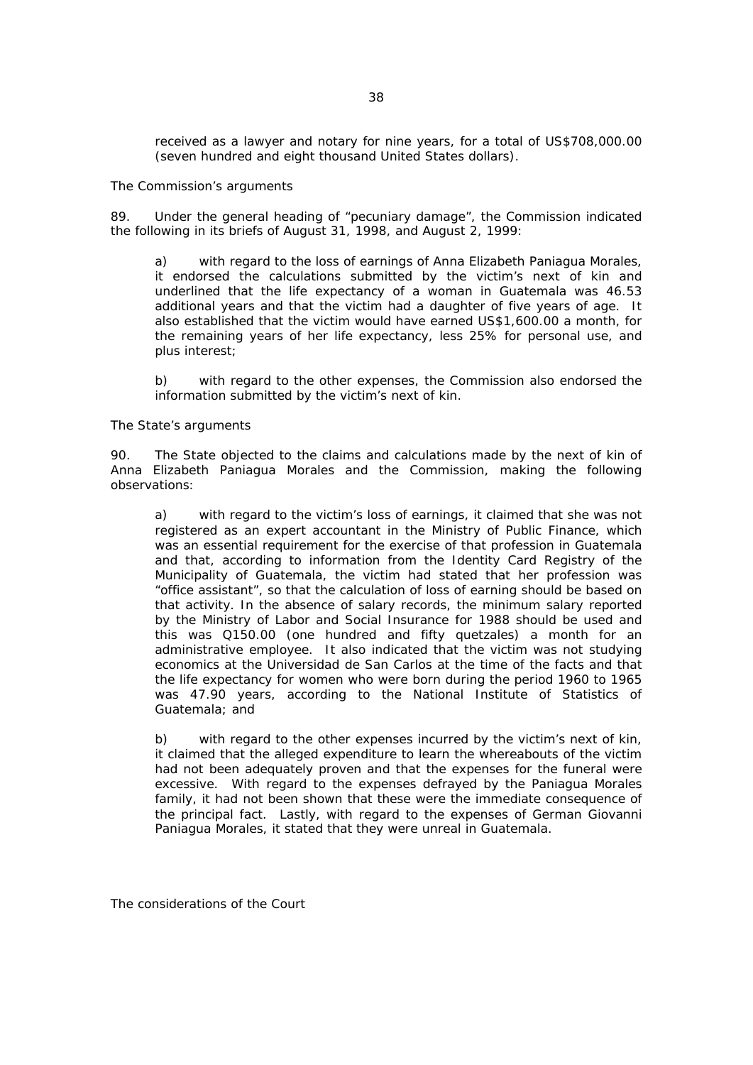received as a lawyer and notary for nine years, for a total of US$708,000.00 (seven hundred and eight thousand United States dollars).

*The Commission's arguments*

89. Under the general heading of "pecuniary damage", the Commission indicated the following in its briefs of August 31, 1998, and August 2, 1999:

a) with regard to the loss of earnings of Anna Elizabeth Paniagua Morales, it endorsed the calculations submitted by the victim's next of kin and underlined that the life expectancy of a woman in Guatemala was 46.53 additional years and that the victim had a daughter of five years of age. It also established that the victim would have earned US$1,600.00 a month, for the remaining years of her life expectancy, less 25% for personal use, and plus interest;

b) with regard to the other expenses, the Commission also endorsed the information submitted by the victim's next of kin.

*The State's arguments*

90. The State objected to the claims and calculations made by the next of kin of Anna Elizabeth Paniagua Morales and the Commission, making the following observations:

a) with regard to the victim's loss of earnings, it claimed that she was not registered as an expert accountant in the Ministry of Public Finance, which was an essential requirement for the exercise of that profession in Guatemala and that, according to information from the Identity Card Registry of the Municipality of Guatemala, the victim had stated that her profession was "office assistant", so that the calculation of loss of earning should be based on that activity. In the absence of salary records, the minimum salary reported by the Ministry of Labor and Social Insurance for 1988 should be used and this was Q150.00 (one hundred and fifty quetzales) a month for an administrative employee. It also indicated that the victim was not studying economics at the Universidad de San Carlos at the time of the facts and that the life expectancy for women who were born during the period 1960 to 1965 was 47.90 years, according to the National Institute of Statistics of Guatemala; and

b) with regard to the other expenses incurred by the victim's next of kin, it claimed that the alleged expenditure to learn the whereabouts of the victim had not been adequately proven and that the expenses for the funeral were excessive. With regard to the expenses defrayed by the Paniagua Morales family, it had not been shown that these were the immediate consequence of the principal fact. Lastly, with regard to the expenses of German Giovanni Paniagua Morales, it stated that they were unreal in Guatemala.

*The considerations of the Court*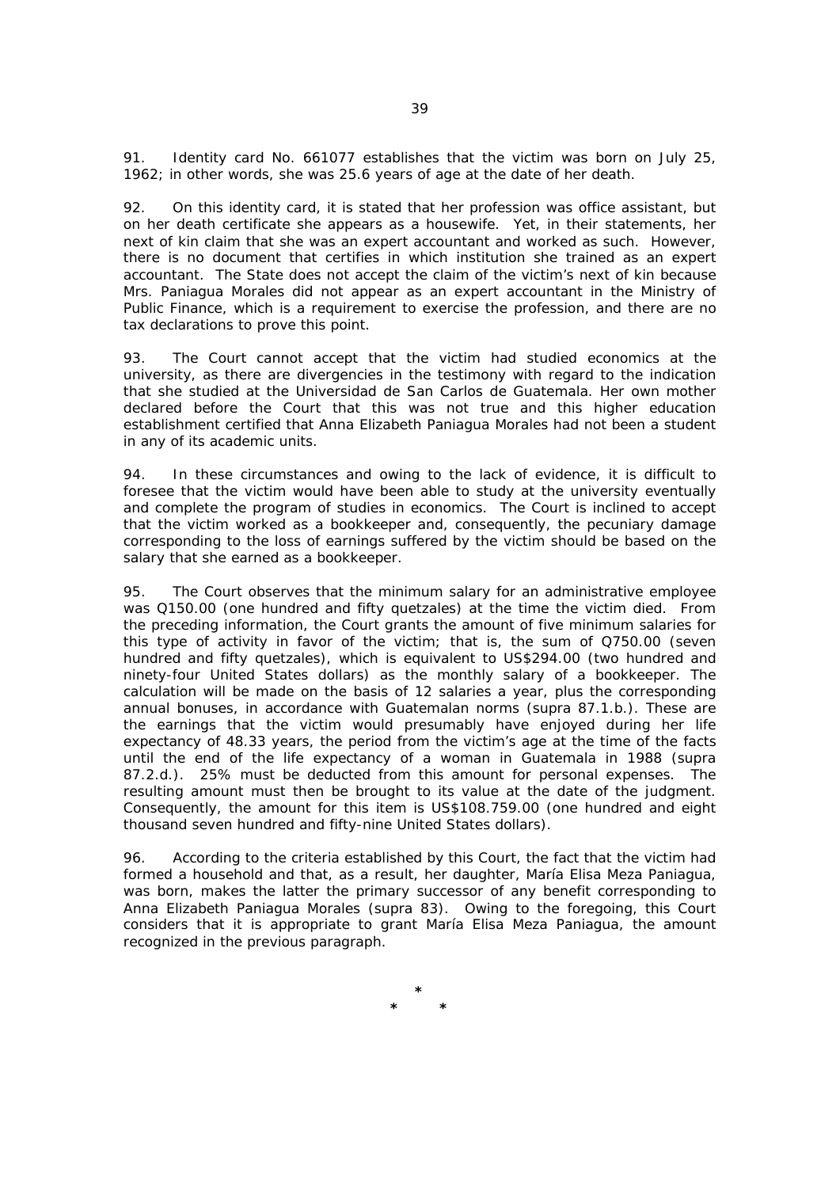91. Identity card No. 661077 establishes that the victim was born on July 25, 1962; in other words, she was 25.6 years of age at the date of her death.

92. On this identity card, it is stated that her profession was office assistant, but on her death certificate she appears as a housewife. Yet, in their statements, her next of kin claim that she was an expert accountant and worked as such. However, there is no document that certifies in which institution she trained as an expert accountant. The State does not accept the claim of the victim's next of kin because Mrs. Paniagua Morales did not appear as an expert accountant in the Ministry of Public Finance, which is a requirement to exercise the profession, and there are no tax declarations to prove this point.

93. The Court cannot accept that the victim had studied economics at the university, as there are divergencies in the testimony with regard to the indication that she studied at the Universidad de San Carlos de Guatemala. Her own mother declared before the Court that this was not true and this higher education establishment certified that Anna Elizabeth Paniagua Morales had not been a student in any of its academic units.

94. In these circumstances and owing to the lack of evidence, it is difficult to foresee that the victim would have been able to study at the university eventually and complete the program of studies in economics. The Court is inclined to accept that the victim worked as a bookkeeper and, consequently, the pecuniary damage corresponding to the loss of earnings suffered by the victim should be based on the salary that she earned as a bookkeeper.

95. The Court observes that the minimum salary for an administrative employee was Q150.00 (one hundred and fifty quetzales) at the time the victim died. From the preceding information, the Court grants the amount of five minimum salaries for this type of activity in favor of the victim; that is, the sum of Q750.00 (seven hundred and fifty quetzales), which is equivalent to US$294.00 (two hundred and ninety-four United States dollars) as the monthly salary of a bookkeeper. The calculation will be made on the basis of 12 salaries a year, plus the corresponding annual bonuses, in accordance with Guatemalan norms (supra 87.1.b.). These are the earnings that the victim would presumably have enjoyed during her life expectancy of 48.33 years, the period from the victim's age at the time of the facts until the end of the life expectancy of a woman in Guatemala in 1988 (supra 87.2.d.). 25% must be deducted from this amount for personal expenses. The resulting amount must then be brought to its value at the date of the judgment. Consequently, the amount for this item is US$108.759.00 (one hundred and eight thousand seven hundred and fifty-nine United States dollars).

96. According to the criteria established by this Court, the fact that the victim had formed a household and that, as a result, her daughter, María Elisa Meza Paniagua, was born, makes the latter the primary successor of any benefit corresponding to Anna Elizabeth Paniagua Morales (supra 83). Owing to the foregoing, this Court considers that it is appropriate to grant María Elisa Meza Paniagua, the amount recognized in the previous paragraph.

*
\*     *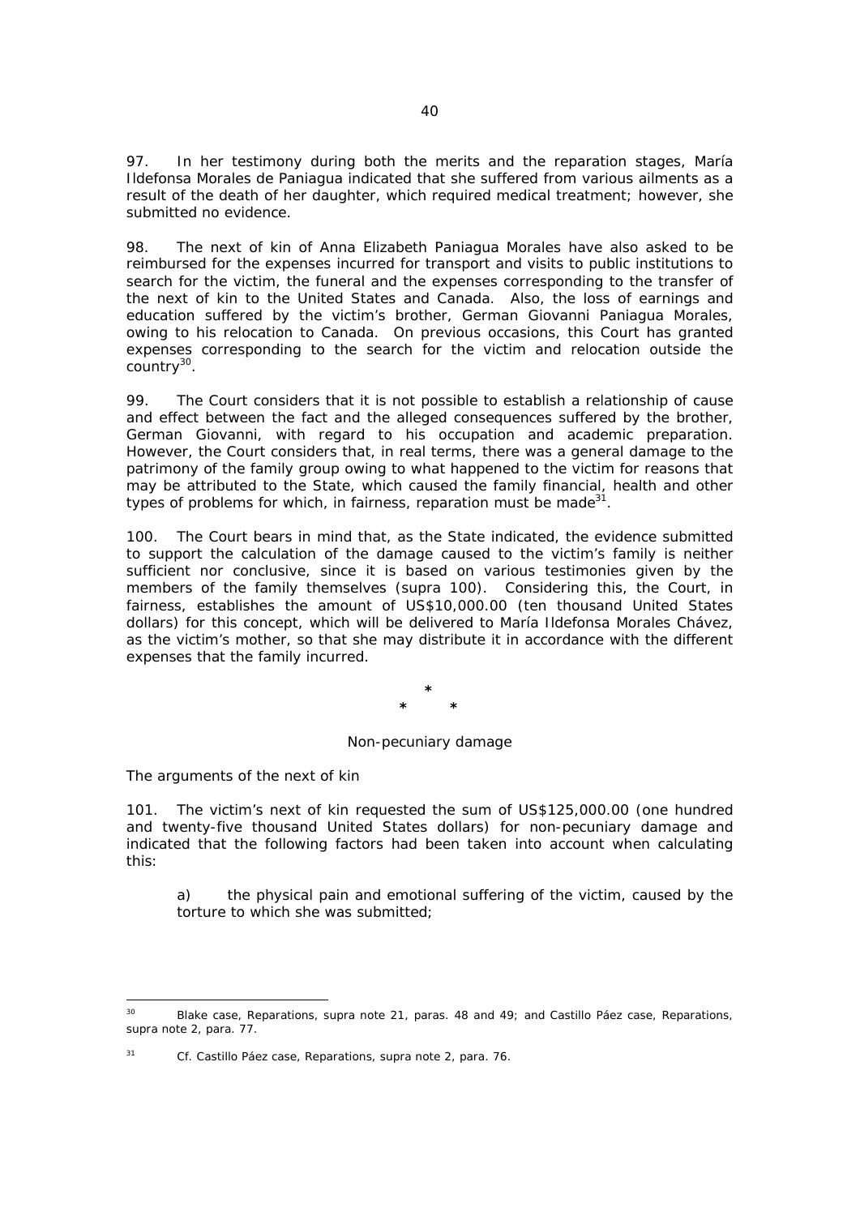97. In her testimony during both the merits and the reparation stages, María Ildefonsa Morales de Paniagua indicated that she suffered from various ailments as a result of the death of her daughter, which required medical treatment; however, she submitted no evidence.

98. The next of kin of Anna Elizabeth Paniagua Morales have also asked to be reimbursed for the expenses incurred for transport and visits to public institutions to search for the victim, the funeral and the expenses corresponding to the transfer of the next of kin to the United States and Canada. Also, the loss of earnings and education suffered by the victim's brother, German Giovanni Paniagua Morales, owing to his relocation to Canada. On previous occasions, this Court has granted expenses corresponding to the search for the victim and relocation outside the country[30].

99. The Court considers that it is not possible to establish a relationship of cause and effect between the fact and the alleged consequences suffered by the brother, German Giovanni, with regard to his occupation and academic preparation. However, the Court considers that, in real terms, there was a general damage to the patrimony of the family group owing to what happened to the victim for reasons that may be attributed to the State, which caused the family financial, health and other types of problems for which, in fairness, reparation must be made[31].

100. The Court bears in mind that, as the State indicated, the evidence submitted to support the calculation of the damage caused to the victim's family is neither sufficient nor conclusive, since it is based on various testimonies given by the members of the family themselves (*supra* 100). Considering this, the Court, in fairness, establishes the amount of US$10,000.00 (ten thousand United States dollars) for this concept, which will be delivered to María Ildefonsa Morales Chávez, as the victim's mother, so that she may distribute it in accordance with the different expenses that the family incurred.

\*

\* \*

Non-pecuniary damage

*The arguments of the next of kin*

101. The victim's next of kin requested the sum of US$125,000.00 (one hundred and twenty-five thousand United States dollars) for non-pecuniary damage and indicated that the following factors had been taken into account when calculating this:

> a) the physical pain and emotional suffering of the victim, caused by the torture to which she was submitted;

---

[30] Blake case, *Reparations*, supra note 21, paras. 48 and 49; and Castillo Páez case, *Reparations*, supra note 2, para. 77.

[31] Cf. Castillo Páez case, *Reparations*, supra note 2, para. 76.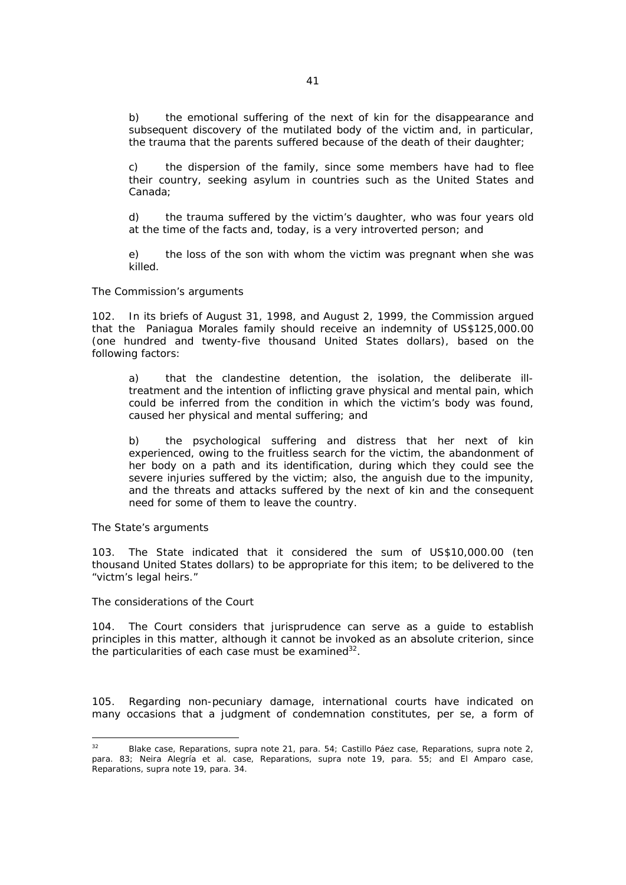b) the emotional suffering of the next of kin for the disappearance and subsequent discovery of the mutilated body of the victim and, in particular, the trauma that the parents suffered because of the death of their daughter;

c) the dispersion of the family, since some members have had to flee their country, seeking asylum in countries such as the United States and Canada;

d) the trauma suffered by the victim's daughter, who was four years old at the time of the facts and, today, is a very introverted person; and

e) the loss of the son with whom the victim was pregnant when she was killed.

*The Commission's arguments*

102. In its briefs of August 31, 1998, and August 2, 1999, the Commission argued that the Paniagua Morales family should receive an indemnity of US$125,000.00 (one hundred and twenty-five thousand United States dollars), based on the following factors:

a) that the clandestine detention, the isolation, the deliberate ill-treatment and the intention of inflicting grave physical and mental pain, which could be inferred from the condition in which the victim's body was found, caused her physical and mental suffering; and

b) the psychological suffering and distress that her next of kin experienced, owing to the fruitless search for the victim, the abandonment of her body on a path and its identification, during which they could see the severe injuries suffered by the victim; also, the anguish due to the impunity, and the threats and attacks suffered by the next of kin and the consequent need for some of them to leave the country.

*The State's arguments*

103. The State indicated that it considered the sum of US$10,000.00 (ten thousand United States dollars) to be appropriate for this item; to be delivered to the "victm's legal heirs."

*The considerations of the Court*

104. The Court considers that jurisprudence can serve as a guide to establish principles in this matter, although it cannot be invoked as an absolute criterion, since the particularities of each case must be examined[32].

105. Regarding non-pecuniary damage, international courts have indicated on many occasions that a judgment of condemnation constitutes, per se, a form of

---

[32] *Blake case, Reparations, supra* note 21, para. 54; *Castillo Páez case, Reparations, supra* note 2, para. 83; *Neira Alegría et al. case, Reparations, supra* note 19, para. 55; and *El Amparo case, Reparations, supra* note 19, para. 34.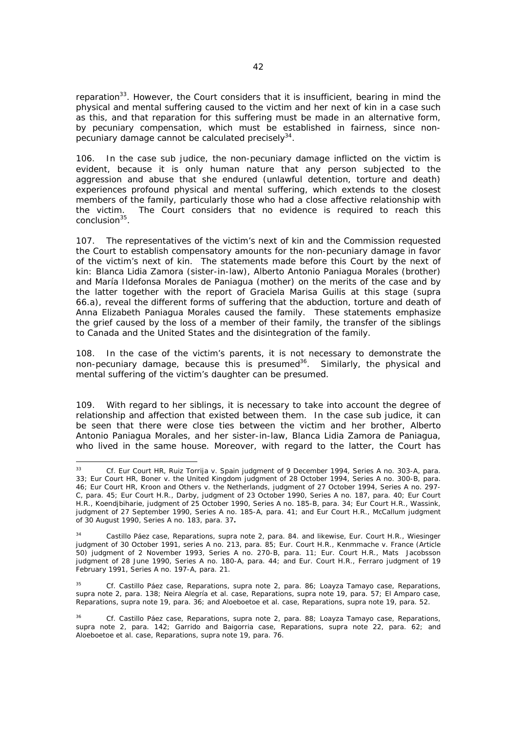reparation[33]. However, the Court considers that it is insufficient, bearing in mind the physical and mental suffering caused to the victim and her next of kin in a case such as this, and that reparation for this suffering must be made in an alternative form, by pecuniary compensation, which must be established in fairness, since non-pecuniary damage cannot be calculated precisely[34].

106. In the case *sub judice*, the non-pecuniary damage inflicted on the victim is evident, because it is only human nature that any person subjected to the aggression and abuse that she endured (unlawful detention, torture and death) experiences profound physical and mental suffering, which extends to the closest members of the family, particularly those who had a close affective relationship with the victim. The Court considers that no evidence is required to reach this conclusion[35].

107. The representatives of the victim's next of kin and the Commission requested the Court to establish compensatory amounts for the non-pecuniary damage in favor of the victim's next of kin. The statements made before this Court by the next of kin: Blanca Lidia Zamora (sister-in-law), Alberto Antonio Paniagua Morales (brother) and María Ildefonsa Morales de Paniagua (mother) on the merits of the case and by the latter together with the report of Graciela Marisa Guilis at this stage (*supra* 66.a), reveal the different forms of suffering that the abduction, torture and death of Anna Elizabeth Paniagua Morales caused the family. These statements emphasize the grief caused by the loss of a member of their family, the transfer of the siblings to Canada and the United States and the disintegration of the family.

108. In the case of the victim's parents, it is not necessary to demonstrate the non-pecuniary damage, because this is presumed[36]. Similarly, the physical and mental suffering of the victim's daughter can be presumed.

109. With regard to her siblings, it is necessary to take into account the degree of relationship and affection that existed between them. In the case *sub judice*, it can be seen that there were close ties between the victim and her brother, Alberto Antonio Paniagua Morales, and her sister-in-law, Blanca Lidia Zamora de Paniagua, who lived in the same house. Moreover, with regard to the latter, the Court has

---

[33] Cf. *Eur Court HR, Ruiz Torrija v. Spain judgment of 9 December 1994, Series A no. 303-A, para. 33; Eur Court HR, Boner v. the United Kingdom judgment of 28 October 1994, Series A no. 300-B, para. 46; Eur Court HR, Kroon and Others v. the Netherlands, judgment of 27 October 1994, Series A no. 297-C, para. 45; Eur Court H.R., Darby, judgment of 23 October 1990, Series A no. 187, para. 40; Eur Court H.R., Koendjbiharie, judgment of 25 October 1990, Series A no. 185-B, para. 34; Eur Court H.R., Wassink, judgment of 27 September 1990, Series A no. 185-A, para. 41; and Eur Court H.R., McCallum judgment of 30 August 1990, Series A no. 183, para. 37.*

[34] *Castillo Páez case, Reparations, supra note 2, para. 84. and likewise, Eur. Court H.R., Wiesinger judgment of 30 October 1991, series A no. 213, para. 85; Eur. Court H.R., Kenmmache v. France (Article 50) judgment of 2 November 1993, Series A no. 270-B, para. 11; Eur. Court H.R., Mats Jacobsson judgment of 28 June 1990, Series A no. 180-A, para. 44; and Eur. Court H.R., Ferraro judgment of 19 February 1991, Series A no. 197-A, para. 21.*

[35] *Cf. Castillo Páez case, Reparations, supra note 2, para. 86; Loayza Tamayo case, Reparations, supra note 2, para. 138; Neira Alegría et al. case, Reparations, supra note 19, para. 57; El Amparo case, Reparations, supra note 19, para. 36; and Aloeboetoe et al. case, Reparations, supra note 19, para. 52.*

[36] *Cf. Castillo Páez case, Reparations, supra note 2, para. 88; Loayza Tamayo case, Reparations, supra note 2, para. 142; Garrido and Baigorria case, Reparations, supra note 22, para. 62; and Aloeboetoe et al. case, Reparations, supra note 19, para. 76.*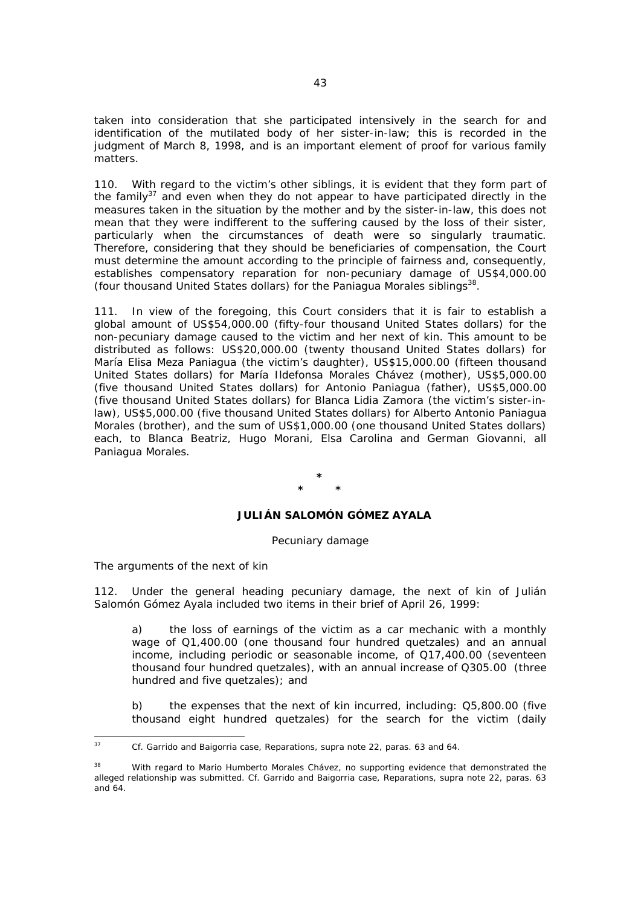taken into consideration that she participated intensively in the search for and identification of the mutilated body of her sister-in-law; this is recorded in the judgment of March 8, 1998, and is an important element of proof for various family matters.

110. With regard to the victim's other siblings, it is evident that they form part of the family[37] and even when they do not appear to have participated directly in the measures taken in the situation by the mother and by the sister-in-law, this does not mean that they were indifferent to the suffering caused by the loss of their sister, particularly when the circumstances of death were so singularly traumatic. Therefore, considering that they should be beneficiaries of compensation, the Court must determine the amount according to the principle of fairness and, consequently, establishes compensatory reparation for non-pecuniary damage of US$4,000.00 (four thousand United States dollars) for the Paniagua Morales siblings[38].

111. In view of the foregoing, this Court considers that it is fair to establish a global amount of US$54,000.00 (fifty-four thousand United States dollars) for the non-pecuniary damage caused to the victim and her next of kin. This amount to be distributed as follows: US$20,000.00 (twenty thousand United States dollars) for María Elisa Meza Paniagua (the victim's daughter), US$15,000.00 (fifteen thousand United States dollars) for María Ildefonsa Morales Chávez (mother), US$5,000.00 (five thousand United States dollars) for Antonio Paniagua (father), US$5,000.00 (five thousand United States dollars) for Blanca Lidia Zamora (the victim's sister-in-law), US$5,000.00 (five thousand United States dollars) for Alberto Antonio Paniagua Morales (brother), and the sum of US$1,000.00 (one thousand United States dollars) each, to Blanca Beatriz, Hugo Morani, Elsa Carolina and German Giovanni, all Paniagua Morales.

\*
\* \*

**JULIÁN SALOMÓN GÓMEZ AYALA**

*Pecuniary damage*

*The arguments of the next of kin*

112. Under the general heading pecuniary damage, the next of kin of Julián Salomón Gómez Ayala included two items in their brief of April 26, 1999:

> a) the loss of earnings of the victim as a car mechanic with a monthly wage of Q1,400.00 (one thousand four hundred quetzales) and an annual income, including periodic or seasonable income, of Q17,400.00 (seventeen thousand four hundred quetzales), with an annual increase of Q305.00 (three hundred and five quetzales); and
>
> b) the expenses that the next of kin incurred, including: Q5,800.00 (five thousand eight hundred quetzales) for the search for the victim (daily

---

[37] Cf. *Garrido and Baigorria case, Reparations, supra* note 22, paras. 63 and 64.

[38] With regard to Mario Humberto Morales Chávez, no supporting evidence that demonstrated the alleged relationship was submitted. Cf. *Garrido and Baigorria case, Reparations, supra* note 22, paras. 63 and 64.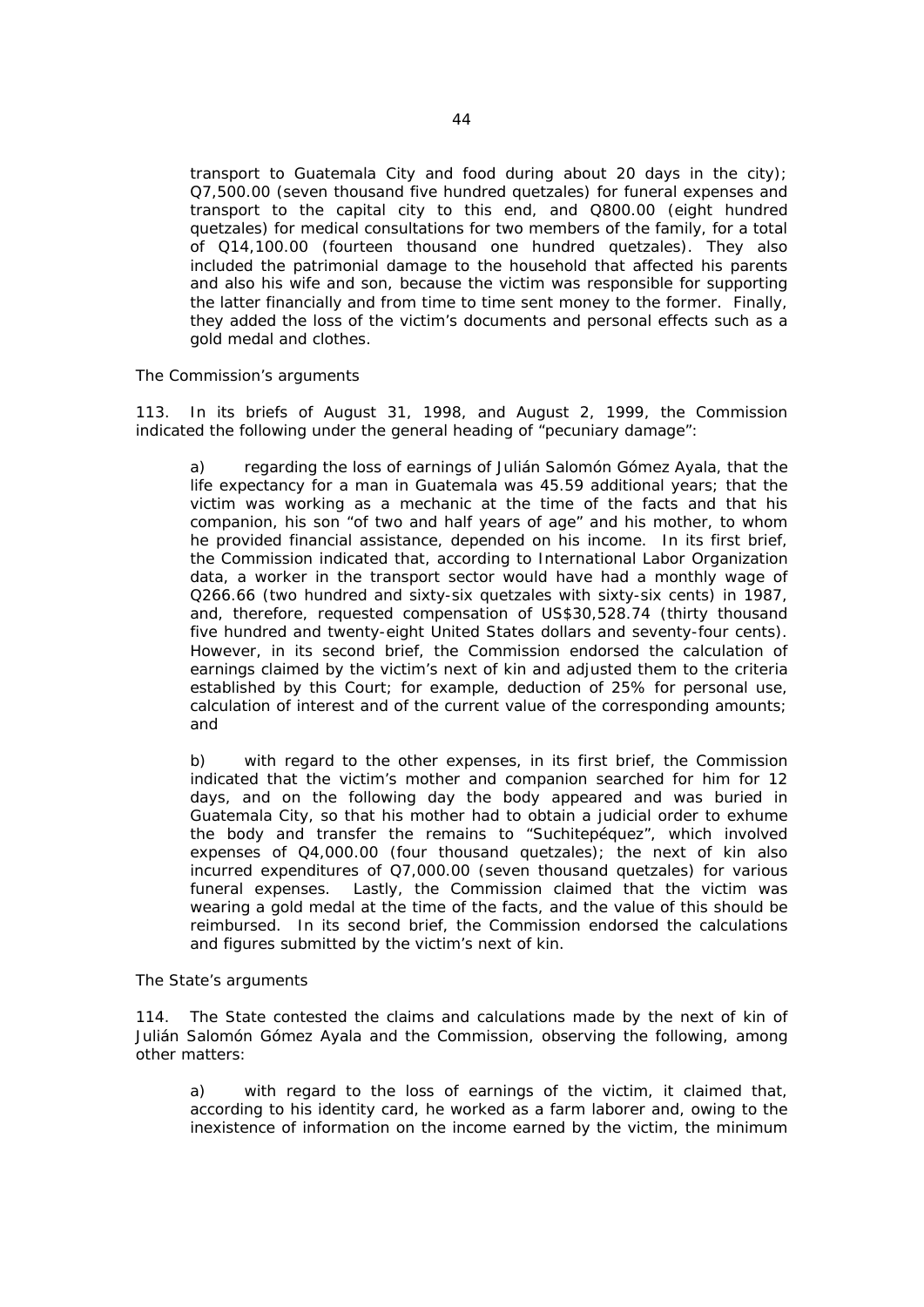transport to Guatemala City and food during about 20 days in the city); Q7,500.00 (seven thousand five hundred quetzales) for funeral expenses and transport to the capital city to this end, and Q800.00 (eight hundred quetzales) for medical consultations for two members of the family, for a total of Q14,100.00 (fourteen thousand one hundred quetzales). They also included the patrimonial damage to the household that affected his parents and also his wife and son, because the victim was responsible for supporting the latter financially and from time to time sent money to the former. Finally, they added the loss of the victim's documents and personal effects such as a gold medal and clothes.

*The Commission's arguments*

113. In its briefs of August 31, 1998, and August 2, 1999, the Commission indicated the following under the general heading of "pecuniary damage":

> a) regarding the loss of earnings of Julián Salomón Gómez Ayala, that the life expectancy for a man in Guatemala was 45.59 additional years; that the victim was working as a mechanic at the time of the facts and that his companion, his son "of two and half years of age" and his mother, to whom he provided financial assistance, depended on his income. In its first brief, the Commission indicated that, according to International Labor Organization data, a worker in the transport sector would have had a monthly wage of Q266.66 (two hundred and sixty-six quetzales with sixty-six cents) in 1987, and, therefore, requested compensation of US$30,528.74 (thirty thousand five hundred and twenty-eight United States dollars and seventy-four cents). However, in its second brief, the Commission endorsed the calculation of earnings claimed by the victim's next of kin and adjusted them to the criteria established by this Court; for example, deduction of 25% for personal use, calculation of interest and of the current value of the corresponding amounts; and
>
> b) with regard to the other expenses, in its first brief, the Commission indicated that the victim's mother and companion searched for him for 12 days, and on the following day the body appeared and was buried in Guatemala City, so that his mother had to obtain a judicial order to exhume the body and transfer the remains to "Suchitepéquez", which involved expenses of Q4,000.00 (four thousand quetzales); the next of kin also incurred expenditures of Q7,000.00 (seven thousand quetzales) for various funeral expenses. Lastly, the Commission claimed that the victim was wearing a gold medal at the time of the facts, and the value of this should be reimbursed. In its second brief, the Commission endorsed the calculations and figures submitted by the victim's next of kin.

*The State's arguments*

114. The State contested the claims and calculations made by the next of kin of Julián Salomón Gómez Ayala and the Commission, observing the following, among other matters:

> a) with regard to the loss of earnings of the victim, it claimed that, according to his identity card, he worked as a farm laborer and, owing to the inexistence of information on the income earned by the victim, the minimum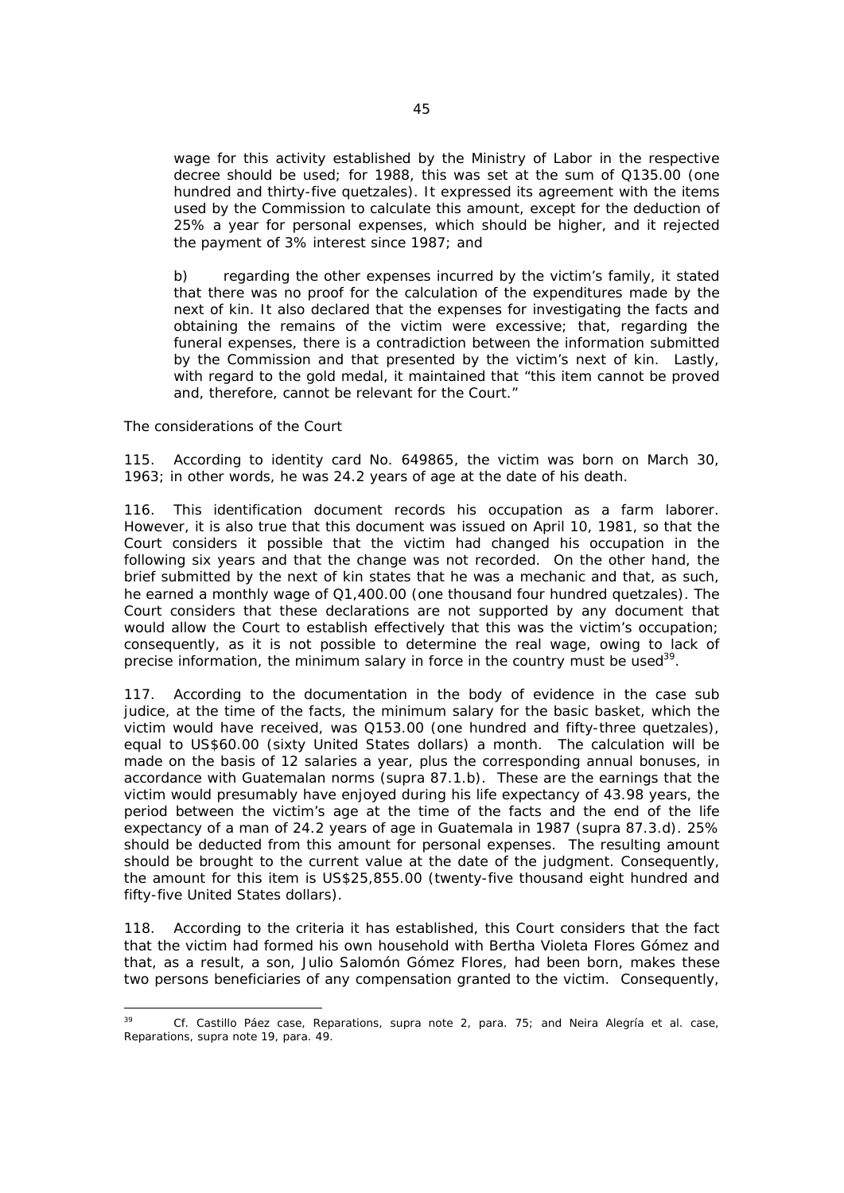wage for this activity established by the Ministry of Labor in the respective decree should be used; for 1988, this was set at the sum of Q135.00 (one hundred and thirty-five quetzales). It expressed its agreement with the items used by the Commission to calculate this amount, except for the deduction of 25% a year for personal expenses, which should be higher, and it rejected the payment of 3% interest since 1987; and

b) regarding the other expenses incurred by the victim's family, it stated that there was no proof for the calculation of the expenditures made by the next of kin. It also declared that the expenses for investigating the facts and obtaining the remains of the victim were excessive; that, regarding the funeral expenses, there is a contradiction between the information submitted by the Commission and that presented by the victim's next of kin. Lastly, with regard to the gold medal, it maintained that "this item cannot be proved and, therefore, cannot be relevant for the Court."

*The considerations of the Court*

115. According to identity card No. 649865, the victim was born on March 30, 1963; in other words, he was 24.2 years of age at the date of his death.

116. This identification document records his occupation as a farm laborer. However, it is also true that this document was issued on April 10, 1981, so that the Court considers it possible that the victim had changed his occupation in the following six years and that the change was not recorded. On the other hand, the brief submitted by the next of kin states that he was a mechanic and that, as such, he earned a monthly wage of Q1,400.00 (one thousand four hundred quetzales). The Court considers that these declarations are not supported by any document that would allow the Court to establish effectively that this was the victim's occupation; consequently, as it is not possible to determine the real wage, owing to lack of precise information, the minimum salary in force in the country must be used[39].

117. According to the documentation in the body of evidence in the case *sub judice*, at the time of the facts, the minimum salary for the basic basket, which the victim would have received, was Q153.00 (one hundred and fifty-three quetzales), equal to US$60.00 (sixty United States dollars) a month. The calculation will be made on the basis of 12 salaries a year, plus the corresponding annual bonuses, in accordance with Guatemalan norms (*supra* 87.1.b). These are the earnings that the victim would presumably have enjoyed during his life expectancy of 43.98 years, the period between the victim's age at the time of the facts and the end of the life expectancy of a man of 24.2 years of age in Guatemala in 1987 (*supra* 87.3.d). 25% should be deducted from this amount for personal expenses. The resulting amount should be brought to the current value at the date of the judgment. Consequently, the amount for this item is US$25,855.00 (twenty-five thousand eight hundred and fifty-five United States dollars).

118. According to the criteria it has established, this Court considers that the fact that the victim had formed his own household with Bertha Violeta Flores Gómez and that, as a result, a son, Julio Salomón Gómez Flores, had been born, makes these two persons beneficiaries of any compensation granted to the victim. Consequently,

---

[39] Cf. *Castillo Páez case, Reparations*, *supra* note 2, para. 75; and *Neira Alegría et al. case, Reparations*, *supra* note 19, para. 49.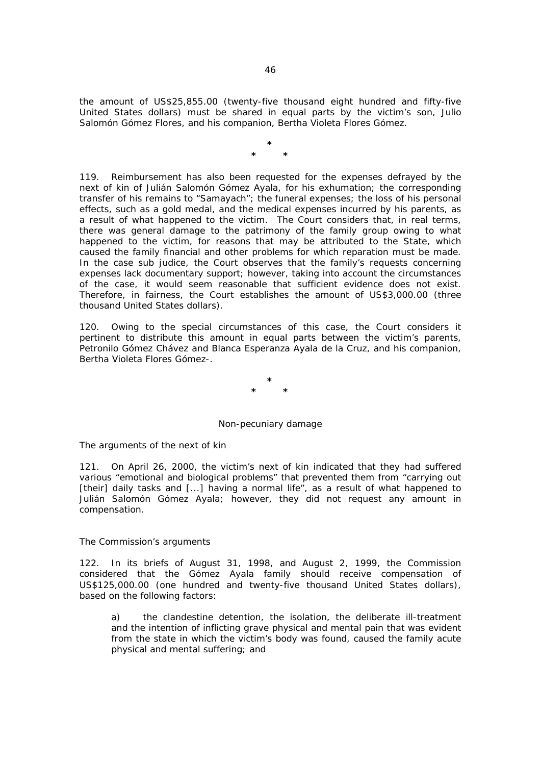the amount of US$25,855.00 (twenty-five thousand eight hundred and fifty-five United States dollars) must be shared in equal parts by the victim's son, Julio Salomón Gómez Flores, and his companion, Bertha Violeta Flores Gómez.

*

\*         *

119. Reimbursement has also been requested for the expenses defrayed by the next of kin of Julián Salomón Gómez Ayala, for his exhumation; the corresponding transfer of his remains to "Samayach"; the funeral expenses; the loss of his personal effects, such as a gold medal, and the medical expenses incurred by his parents, as a result of what happened to the victim. The Court considers that, in real terms, there was general damage to the patrimony of the family group owing to what happened to the victim, for reasons that may be attributed to the State, which caused the family financial and other problems for which reparation must be made. In the case sub judice, the Court observes that the family's requests concerning expenses lack documentary support; however, taking into account the circumstances of the case, it would seem reasonable that sufficient evidence does not exist. Therefore, in fairness, the Court establishes the amount of US$3,000.00 (three thousand United States dollars).

120. Owing to the special circumstances of this case, the Court considers it pertinent to distribute this amount in equal parts between the victim's parents, Petronilo Gómez Chávez and Blanca Esperanza Ayala de la Cruz, and his companion, Bertha Violeta Flores Gómez-.

*

\*         *

Non-pecuniary damage

*The arguments of the next of kin*

121. On April 26, 2000, the victim's next of kin indicated that they had suffered various "emotional and biological problems" that prevented them from "carrying out [their] daily tasks and [...] having a normal life", as a result of what happened to Julián Salomón Gómez Ayala; however, they did not request any amount in compensation.

*The Commission's arguments*

122. In its briefs of August 31, 1998, and August 2, 1999, the Commission considered that the Gómez Ayala family should receive compensation of US$125,000.00 (one hundred and twenty-five thousand United States dollars), based on the following factors:

> a) the clandestine detention, the isolation, the deliberate ill-treatment and the intention of inflicting grave physical and mental pain that was evident from the state in which the victim's body was found, caused the family acute physical and mental suffering; and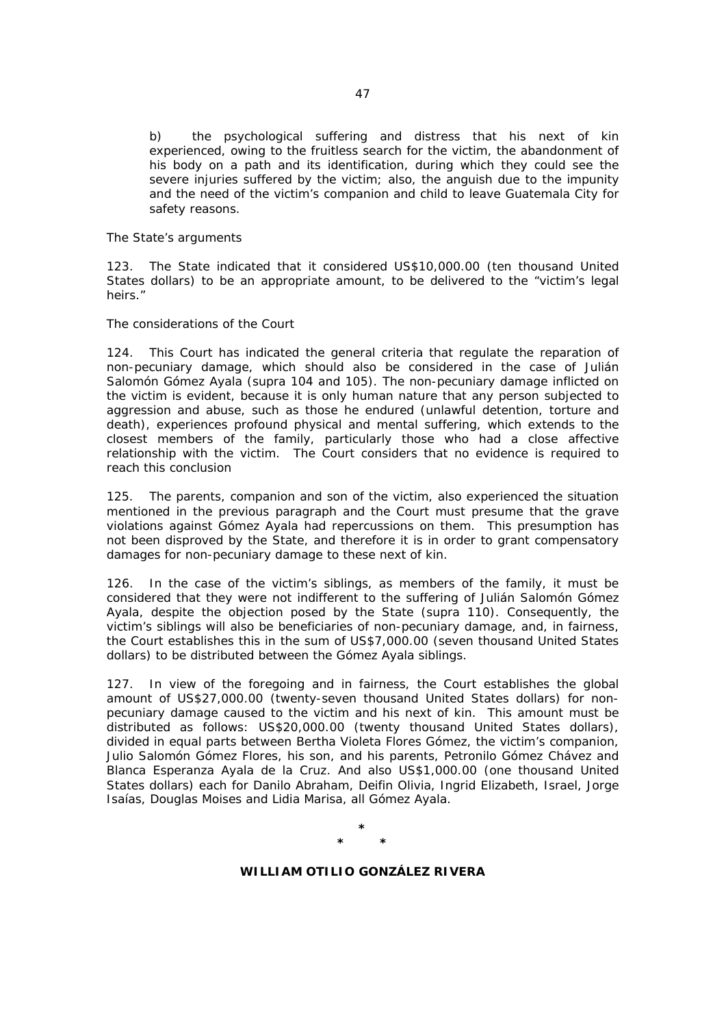b) the psychological suffering and distress that his next of kin experienced, owing to the fruitless search for the victim, the abandonment of his body on a path and its identification, during which they could see the severe injuries suffered by the victim; also, the anguish due to the impunity and the need of the victim's companion and child to leave Guatemala City for safety reasons.

*The State's arguments*

123. The State indicated that it considered US$10,000.00 (ten thousand United States dollars) to be an appropriate amount, to be delivered to the "victim's legal heirs."

*The considerations of the Court*

124. This Court has indicated the general criteria that regulate the reparation of non-pecuniary damage, which should also be considered in the case of Julián Salomón Gómez Ayala (*supra* 104 and 105). The non-pecuniary damage inflicted on the victim is evident, because it is only human nature that any person subjected to aggression and abuse, such as those he endured (unlawful detention, torture and death), experiences profound physical and mental suffering, which extends to the closest members of the family, particularly those who had a close affective relationship with the victim. The Court considers that no evidence is required to reach this conclusion

125. The parents, companion and son of the victim, also experienced the situation mentioned in the previous paragraph and the Court must presume that the grave violations against Gómez Ayala had repercussions on them. This presumption has not been disproved by the State, and therefore it is in order to grant compensatory damages for non-pecuniary damage to these next of kin.

126. In the case of the victim's siblings, as members of the family, it must be considered that they were not indifferent to the suffering of Julián Salomón Gómez Ayala, despite the objection posed by the State (*supra* 110). Consequently, the victim's siblings will also be beneficiaries of non-pecuniary damage, and, in fairness, the Court establishes this in the sum of US$7,000.00 (seven thousand United States dollars) to be distributed between the Gómez Ayala siblings.

127. In view of the foregoing and in fairness, the Court establishes the global amount of US$27,000.00 (twenty-seven thousand United States dollars) for non-pecuniary damage caused to the victim and his next of kin. This amount must be distributed as follows: US$20,000.00 (twenty thousand United States dollars), divided in equal parts between Bertha Violeta Flores Gómez, the victim's companion, Julio Salomón Gómez Flores, his son, and his parents, Petronilo Gómez Chávez and Blanca Esperanza Ayala de la Cruz. And also US$1,000.00 (one thousand United States dollars) each for Danilo Abraham, Deifin Olivia, Ingrid Elizabeth, Israel, Jorge Isaías, Douglas Moises and Lidia Marisa, all Gómez Ayala.

\*

\* \*

**WILLIAM OTILIO GONZÁLEZ RIVERA**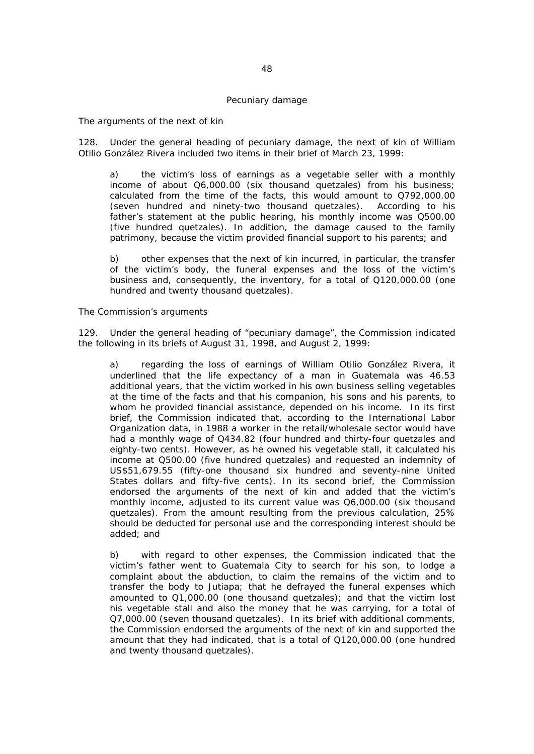## Pecuniary damage

*The arguments of the next of kin*

128. Under the general heading of pecuniary damage, the next of kin of William Otilio González Rivera included two items in their brief of March 23, 1999:

> a) the victim's loss of earnings as a vegetable seller with a monthly income of about Q6,000.00 (six thousand quetzales) from his business; calculated from the time of the facts, this would amount to Q792,000.00 (seven hundred and ninety-two thousand quetzales). According to his father's statement at the public hearing, his monthly income was Q500.00 (five hundred quetzales). In addition, the damage caused to the family patrimony, because the victim provided financial support to his parents; and
>
> b) other expenses that the next of kin incurred, in particular, the transfer of the victim's body, the funeral expenses and the loss of the victim's business and, consequently, the inventory, for a total of Q120,000.00 (one hundred and twenty thousand quetzales).

*The Commission's arguments*

129. Under the general heading of "pecuniary damage", the Commission indicated the following in its briefs of August 31, 1998, and August 2, 1999:

> a) regarding the loss of earnings of William Otilio González Rivera, it underlined that the life expectancy of a man in Guatemala was 46.53 additional years, that the victim worked in his own business selling vegetables at the time of the facts and that his companion, his sons and his parents, to whom he provided financial assistance, depended on his income. In its first brief, the Commission indicated that, according to the International Labor Organization data, in 1988 a worker in the retail/wholesale sector would have had a monthly wage of Q434.82 (four hundred and thirty-four quetzales and eighty-two cents). However, as he owned his vegetable stall, it calculated his income at Q500.00 (five hundred quetzales) and requested an indemnity of US$51,679.55 (fifty-one thousand six hundred and seventy-nine United States dollars and fifty-five cents). In its second brief, the Commission endorsed the arguments of the next of kin and added that the victim's monthly income, adjusted to its current value was Q6,000.00 (six thousand quetzales). From the amount resulting from the previous calculation, 25% should be deducted for personal use and the corresponding interest should be added; and
>
> b) with regard to other expenses, the Commission indicated that the victim's father went to Guatemala City to search for his son, to lodge a complaint about the abduction, to claim the remains of the victim and to transfer the body to Jutiapa; that he defrayed the funeral expenses which amounted to Q1,000.00 (one thousand quetzales); and that the victim lost his vegetable stall and also the money that he was carrying, for a total of Q7,000.00 (seven thousand quetzales). In its brief with additional comments, the Commission endorsed the arguments of the next of kin and supported the amount that they had indicated, that is a total of Q120,000.00 (one hundred and twenty thousand quetzales).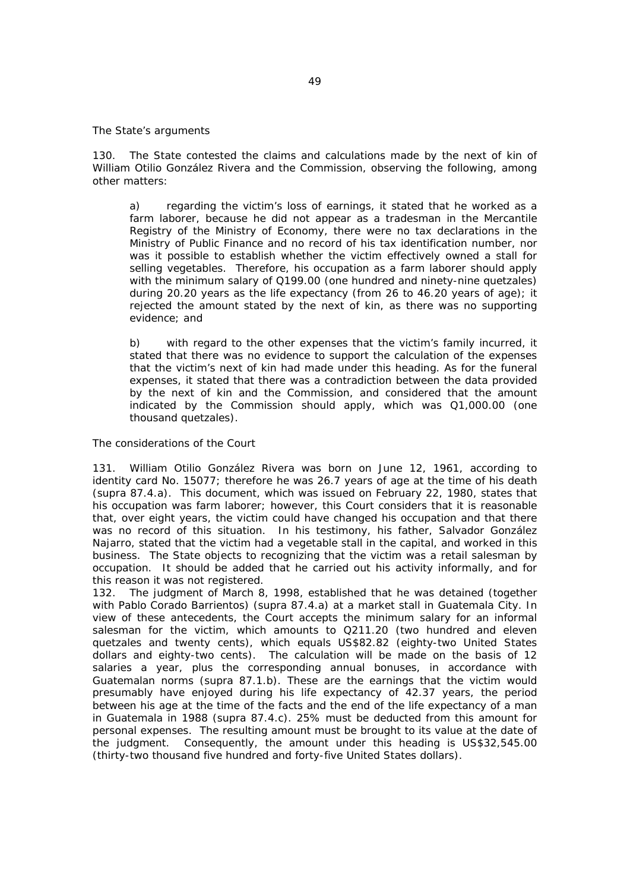*The State's arguments*

130. The State contested the claims and calculations made by the next of kin of William Otilio González Rivera and the Commission, observing the following, among other matters:

> a) regarding the victim's loss of earnings, it stated that he worked as a farm laborer, because he did not appear as a tradesman in the Mercantile Registry of the Ministry of Economy, there were no tax declarations in the Ministry of Public Finance and no record of his tax identification number, nor was it possible to establish whether the victim effectively owned a stall for selling vegetables. Therefore, his occupation as a farm laborer should apply with the minimum salary of Q199.00 (one hundred and ninety-nine quetzales) during 20.20 years as the life expectancy (from 26 to 46.20 years of age); it rejected the amount stated by the next of kin, as there was no supporting evidence; and
>
> b) with regard to the other expenses that the victim's family incurred, it stated that there was no evidence to support the calculation of the expenses that the victim's next of kin had made under this heading. As for the funeral expenses, it stated that there was a contradiction between the data provided by the next of kin and the Commission, and considered that the amount indicated by the Commission should apply, which was Q1,000.00 (one thousand quetzales).

*The considerations of the Court*

131. William Otilio González Rivera was born on June 12, 1961, according to identity card No. 15077; therefore he was 26.7 years of age at the time of his death (supra 87.4.a). This document, which was issued on February 22, 1980, states that his occupation was farm laborer; however, this Court considers that it is reasonable that, over eight years, the victim could have changed his occupation and that there was no record of this situation. In his testimony, his father, Salvador González Najarro, stated that the victim had a vegetable stall in the capital, and worked in this business. The State objects to recognizing that the victim was a retail salesman by occupation. It should be added that he carried out his activity informally, and for this reason it was not registered.

132. The judgment of March 8, 1998, established that he was detained (together with Pablo Corado Barrientos) (supra 87.4.a) at a market stall in Guatemala City. In view of these antecedents, the Court accepts the minimum salary for an informal salesman for the victim, which amounts to Q211.20 (two hundred and eleven quetzales and twenty cents), which equals US$82.82 (eighty-two United States dollars and eighty-two cents). The calculation will be made on the basis of 12 salaries a year, plus the corresponding annual bonuses, in accordance with Guatemalan norms (supra 87.1.b). These are the earnings that the victim would presumably have enjoyed during his life expectancy of 42.37 years, the period between his age at the time of the facts and the end of the life expectancy of a man in Guatemala in 1988 (supra 87.4.c). 25% must be deducted from this amount for personal expenses. The resulting amount must be brought to its value at the date of the judgment. Consequently, the amount under this heading is US$32,545.00 (thirty-two thousand five hundred and forty-five United States dollars).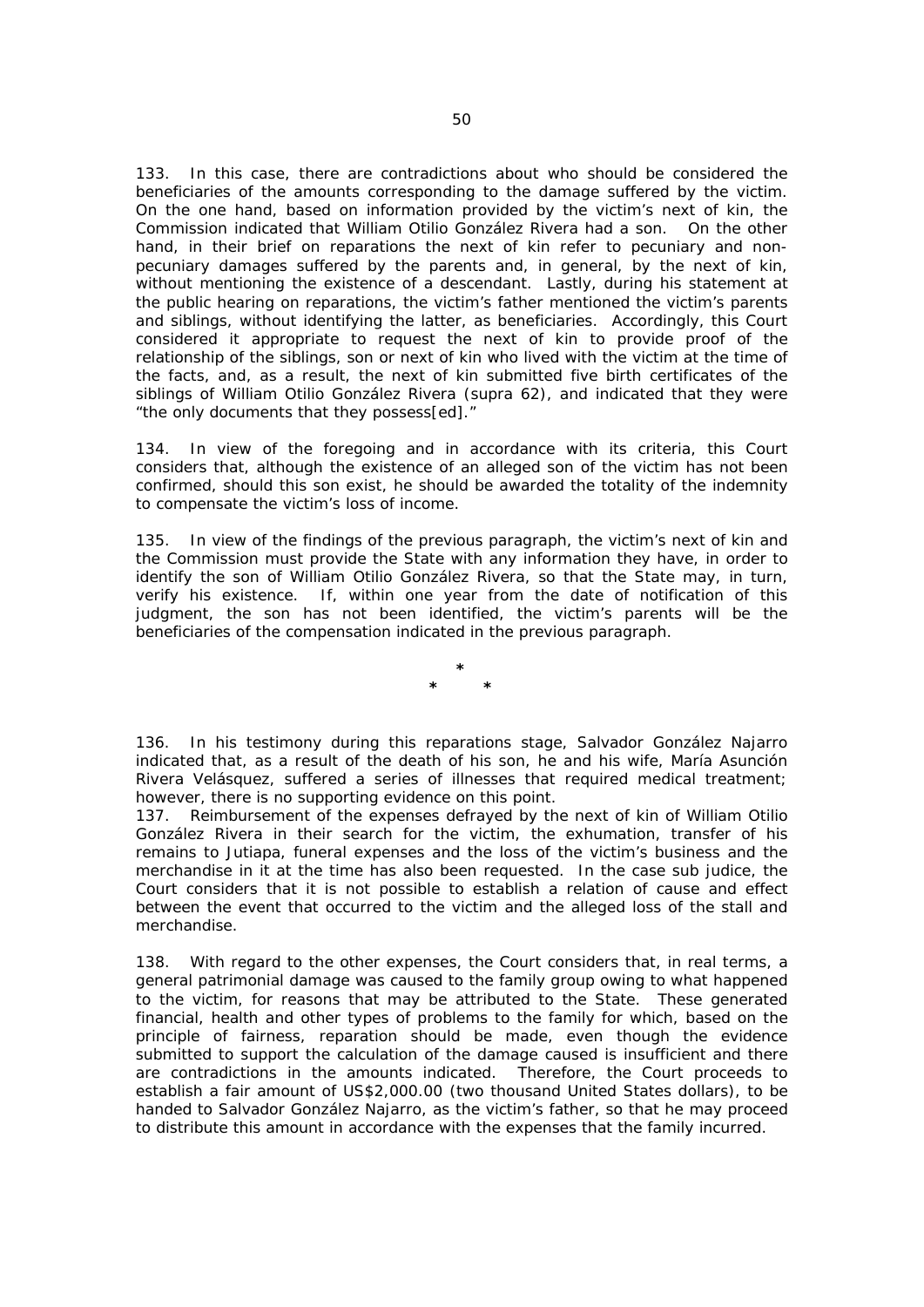133. In this case, there are contradictions about who should be considered the beneficiaries of the amounts corresponding to the damage suffered by the victim. On the one hand, based on information provided by the victim's next of kin, the Commission indicated that William Otilio González Rivera had a son. On the other hand, in their brief on reparations the next of kin refer to pecuniary and non-pecuniary damages suffered by the parents and, in general, by the next of kin, without mentioning the existence of a descendant. Lastly, during his statement at the public hearing on reparations, the victim's father mentioned the victim's parents and siblings, without identifying the latter, as beneficiaries. Accordingly, this Court considered it appropriate to request the next of kin to provide proof of the relationship of the siblings, son or next of kin who lived with the victim at the time of the facts, and, as a result, the next of kin submitted five birth certificates of the siblings of William Otilio González Rivera (supra 62), and indicated that they were "the only documents that they possess[ed]."

134. In view of the foregoing and in accordance with its criteria, this Court considers that, although the existence of an alleged son of the victim has not been confirmed, should this son exist, he should be awarded the totality of the indemnity to compensate the victim's loss of income.

135. In view of the findings of the previous paragraph, the victim's next of kin and the Commission must provide the State with any information they have, in order to identify the son of William Otilio González Rivera, so that the State may, in turn, verify his existence. If, within one year from the date of notification of this judgment, the son has not been identified, the victim's parents will be the beneficiaries of the compensation indicated in the previous paragraph.

\*
\* \*

136. In his testimony during this reparations stage, Salvador González Najarro indicated that, as a result of the death of his son, he and his wife, María Asunción Rivera Velásquez, suffered a series of illnesses that required medical treatment; however, there is no supporting evidence on this point.

137. Reimbursement of the expenses defrayed by the next of kin of William Otilio González Rivera in their search for the victim, the exhumation, transfer of his remains to Jutiapa, funeral expenses and the loss of the victim's business and the merchandise in it at the time has also been requested. In the case sub judice, the Court considers that it is not possible to establish a relation of cause and effect between the event that occurred to the victim and the alleged loss of the stall and merchandise.

138. With regard to the other expenses, the Court considers that, in real terms, a general patrimonial damage was caused to the family group owing to what happened to the victim, for reasons that may be attributed to the State. These generated financial, health and other types of problems to the family for which, based on the principle of fairness, reparation should be made, even though the evidence submitted to support the calculation of the damage caused is insufficient and there are contradictions in the amounts indicated. Therefore, the Court proceeds to establish a fair amount of US$2,000.00 (two thousand United States dollars), to be handed to Salvador González Najarro, as the victim's father, so that he may proceed to distribute this amount in accordance with the expenses that the family incurred.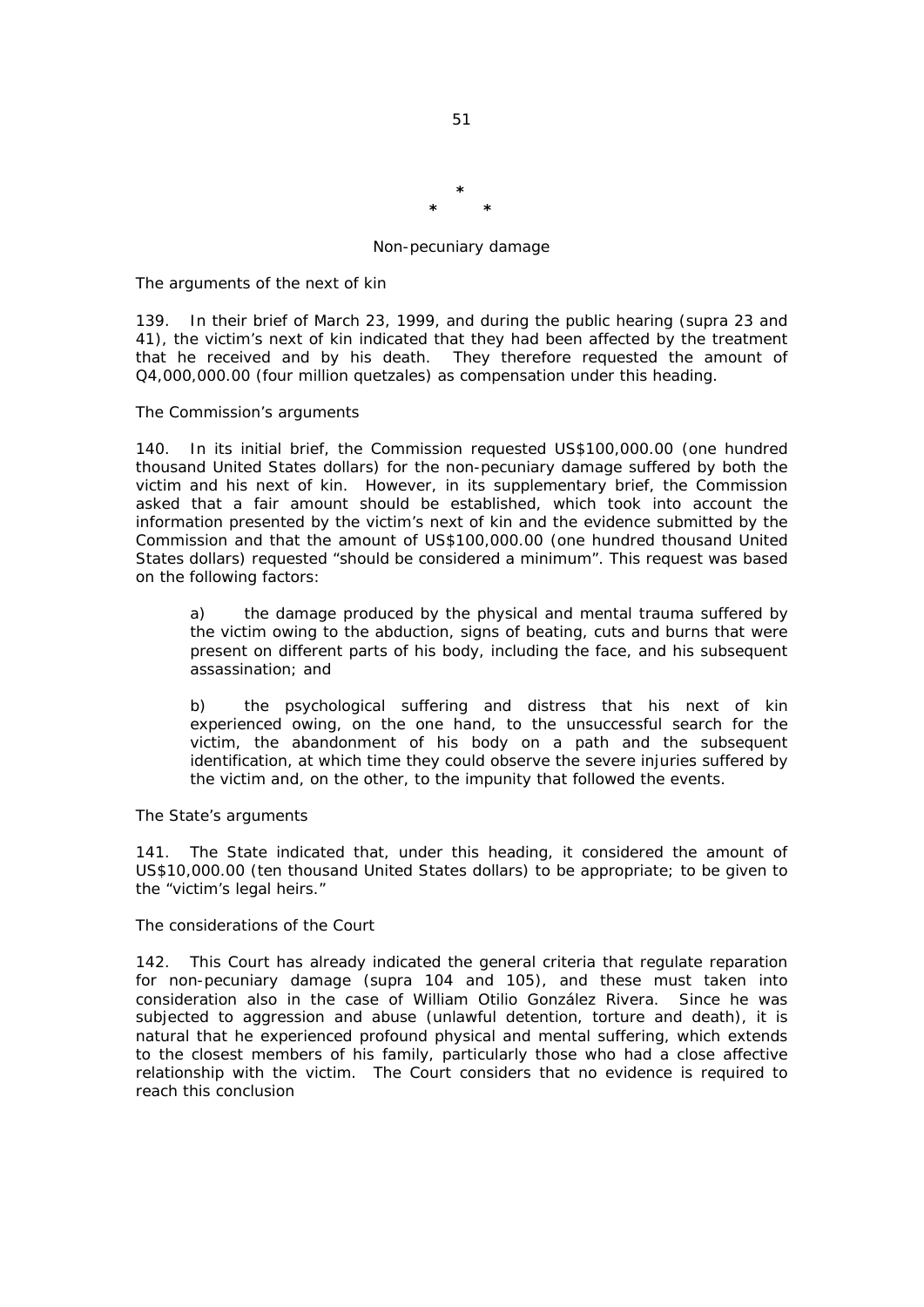*

\*        *

Non-pecuniary damage

*The arguments of the next of kin*

139. In their brief of March 23, 1999, and during the public hearing (supra 23 and 41), the victim's next of kin indicated that they had been affected by the treatment that he received and by his death. They therefore requested the amount of Q4,000,000.00 (four million quetzales) as compensation under this heading.

*The Commission's arguments*

140. In its initial brief, the Commission requested US$100,000.00 (one hundred thousand United States dollars) for the non-pecuniary damage suffered by both the victim and his next of kin. However, in its supplementary brief, the Commission asked that a fair amount should be established, which took into account the information presented by the victim's next of kin and the evidence submitted by the Commission and that the amount of US$100,000.00 (one hundred thousand United States dollars) requested "should be considered a minimum". This request was based on the following factors:

> a) the damage produced by the physical and mental trauma suffered by the victim owing to the abduction, signs of beating, cuts and burns that were present on different parts of his body, including the face, and his subsequent assassination; and
>
> b) the psychological suffering and distress that his next of kin experienced owing, on the one hand, to the unsuccessful search for the victim, the abandonment of his body on a path and the subsequent identification, at which time they could observe the severe injuries suffered by the victim and, on the other, to the impunity that followed the events.

*The State's arguments*

141. The State indicated that, under this heading, it considered the amount of US$10,000.00 (ten thousand United States dollars) to be appropriate; to be given to the "victim's legal heirs."

*The considerations of the Court*

142. This Court has already indicated the general criteria that regulate reparation for non-pecuniary damage (supra 104 and 105), and these must taken into consideration also in the case of William Otilio González Rivera. Since he was subjected to aggression and abuse (unlawful detention, torture and death), it is natural that he experienced profound physical and mental suffering, which extends to the closest members of his family, particularly those who had a close affective relationship with the victim. The Court considers that no evidence is required to reach this conclusion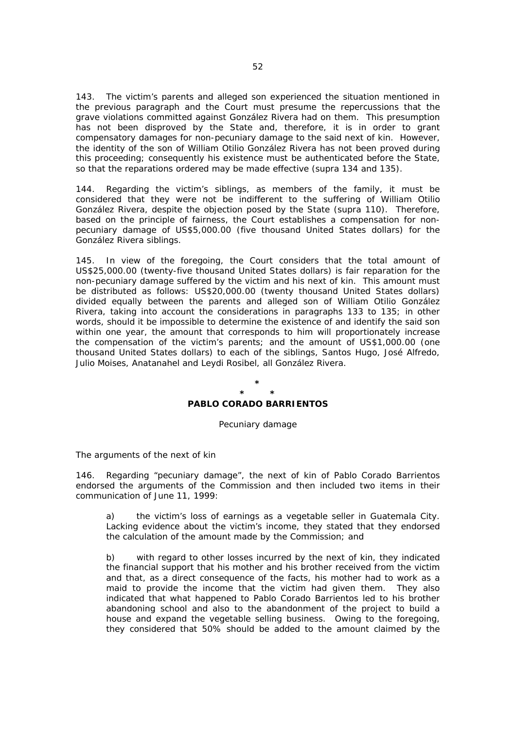143. The victim's parents and alleged son experienced the situation mentioned in the previous paragraph and the Court must presume the repercussions that the grave violations committed against González Rivera had on them. This presumption has not been disproved by the State and, therefore, it is in order to grant compensatory damages for non-pecuniary damage to the said next of kin. However, the identity of the son of William Otilio González Rivera has not been proved during this proceeding; consequently his existence must be authenticated before the State, so that the reparations ordered may be made effective (supra 134 and 135).

144. Regarding the victim's siblings, as members of the family, it must be considered that they were not be indifferent to the suffering of William Otilio González Rivera, despite the objection posed by the State (supra 110). Therefore, based on the principle of fairness, the Court establishes a compensation for non-pecuniary damage of US$5,000.00 (five thousand United States dollars) for the González Rivera siblings.

145. In view of the foregoing, the Court considers that the total amount of US$25,000.00 (twenty-five thousand United States dollars) is fair reparation for the non-pecuniary damage suffered by the victim and his next of kin. This amount must be distributed as follows: US$20,000.00 (twenty thousand United States dollars) divided equally between the parents and alleged son of William Otilio González Rivera, taking into account the considerations in paragraphs 133 to 135; in other words, should it be impossible to determine the existence of and identify the said son within one year, the amount that corresponds to him will proportionately increase the compensation of the victim's parents; and the amount of US$1,000.00 (one thousand United States dollars) to each of the siblings, Santos Hugo, José Alfredo, Julio Moises, Anatanahel and Leydi Rosibel, all González Rivera.

*
\*     *

**PABLO CORADO BARRIENTOS**

Pecuniary damage

The arguments of the next of kin

146. Regarding "pecuniary damage", the next of kin of Pablo Corado Barrientos endorsed the arguments of the Commission and then included two items in their communication of June 11, 1999:

> a) the victim's loss of earnings as a vegetable seller in Guatemala City. Lacking evidence about the victim's income, they stated that they endorsed the calculation of the amount made by the Commission; and
>
> b) with regard to other losses incurred by the next of kin, they indicated the financial support that his mother and his brother received from the victim and that, as a direct consequence of the facts, his mother had to work as a maid to provide the income that the victim had given them. They also indicated that what happened to Pablo Corado Barrientos led to his brother abandoning school and also to the abandonment of the project to build a house and expand the vegetable selling business. Owing to the foregoing, they considered that 50% should be added to the amount claimed by the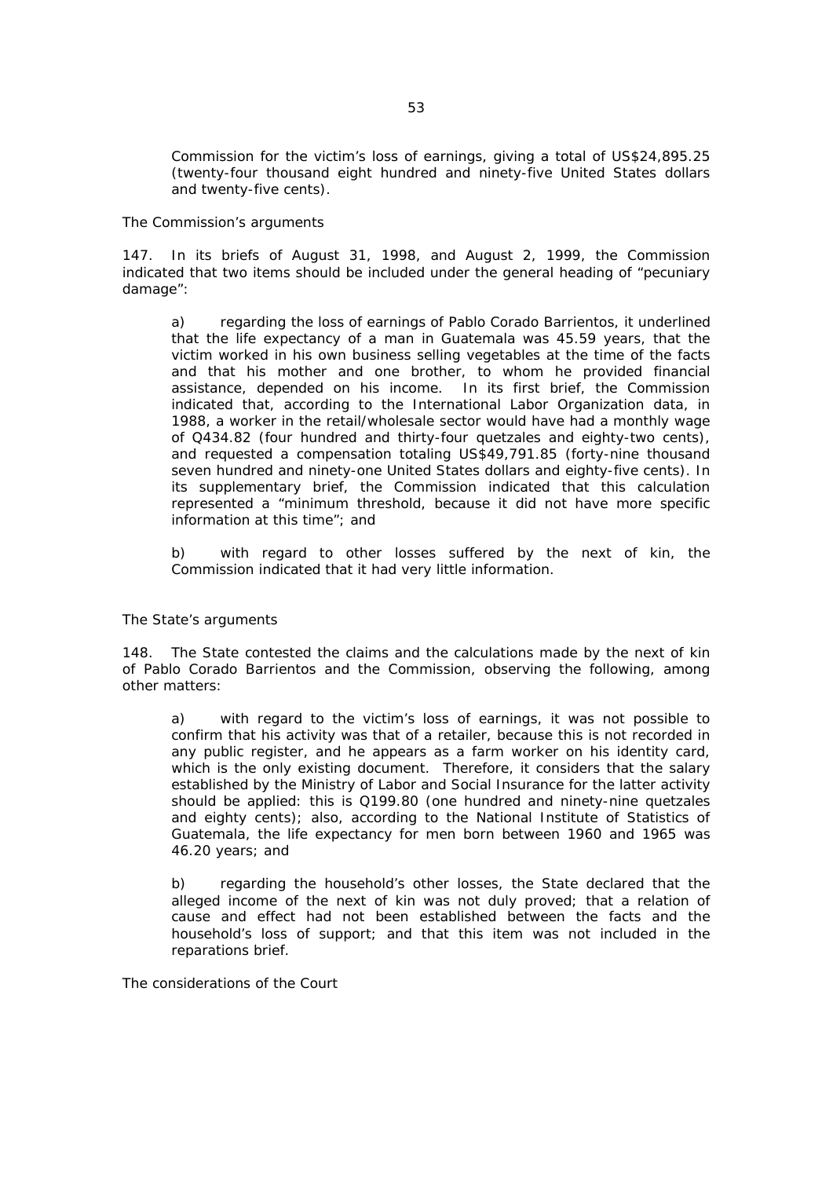Commission for the victim's loss of earnings, giving a total of US$24,895.25 (twenty-four thousand eight hundred and ninety-five United States dollars and twenty-five cents).

*The Commission's arguments*

147. In its briefs of August 31, 1998, and August 2, 1999, the Commission indicated that two items should be included under the general heading of "pecuniary damage":

a) regarding the loss of earnings of Pablo Corado Barrientos, it underlined that the life expectancy of a man in Guatemala was 45.59 years, that the victim worked in his own business selling vegetables at the time of the facts and that his mother and one brother, to whom he provided financial assistance, depended on his income. In its first brief, the Commission indicated that, according to the International Labor Organization data, in 1988, a worker in the retail/wholesale sector would have had a monthly wage of Q434.82 (four hundred and thirty-four quetzales and eighty-two cents), and requested a compensation totaling US$49,791.85 (forty-nine thousand seven hundred and ninety-one United States dollars and eighty-five cents). In its supplementary brief, the Commission indicated that this calculation represented a "minimum threshold, because it did not have more specific information at this time"; and

b) with regard to other losses suffered by the next of kin, the Commission indicated that it had very little information.

*The State's arguments*

148. The State contested the claims and the calculations made by the next of kin of Pablo Corado Barrientos and the Commission, observing the following, among other matters:

a) with regard to the victim's loss of earnings, it was not possible to confirm that his activity was that of a retailer, because this is not recorded in any public register, and he appears as a farm worker on his identity card, which is the only existing document. Therefore, it considers that the salary established by the Ministry of Labor and Social Insurance for the latter activity should be applied: this is Q199.80 (one hundred and ninety-nine quetzales and eighty cents); also, according to the National Institute of Statistics of Guatemala, the life expectancy for men born between 1960 and 1965 was 46.20 years; and

b) regarding the household's other losses, the State declared that the alleged income of the next of kin was not duly proved; that a relation of cause and effect had not been established between the facts and the household's loss of support; and that this item was not included in the reparations brief.

*The considerations of the Court*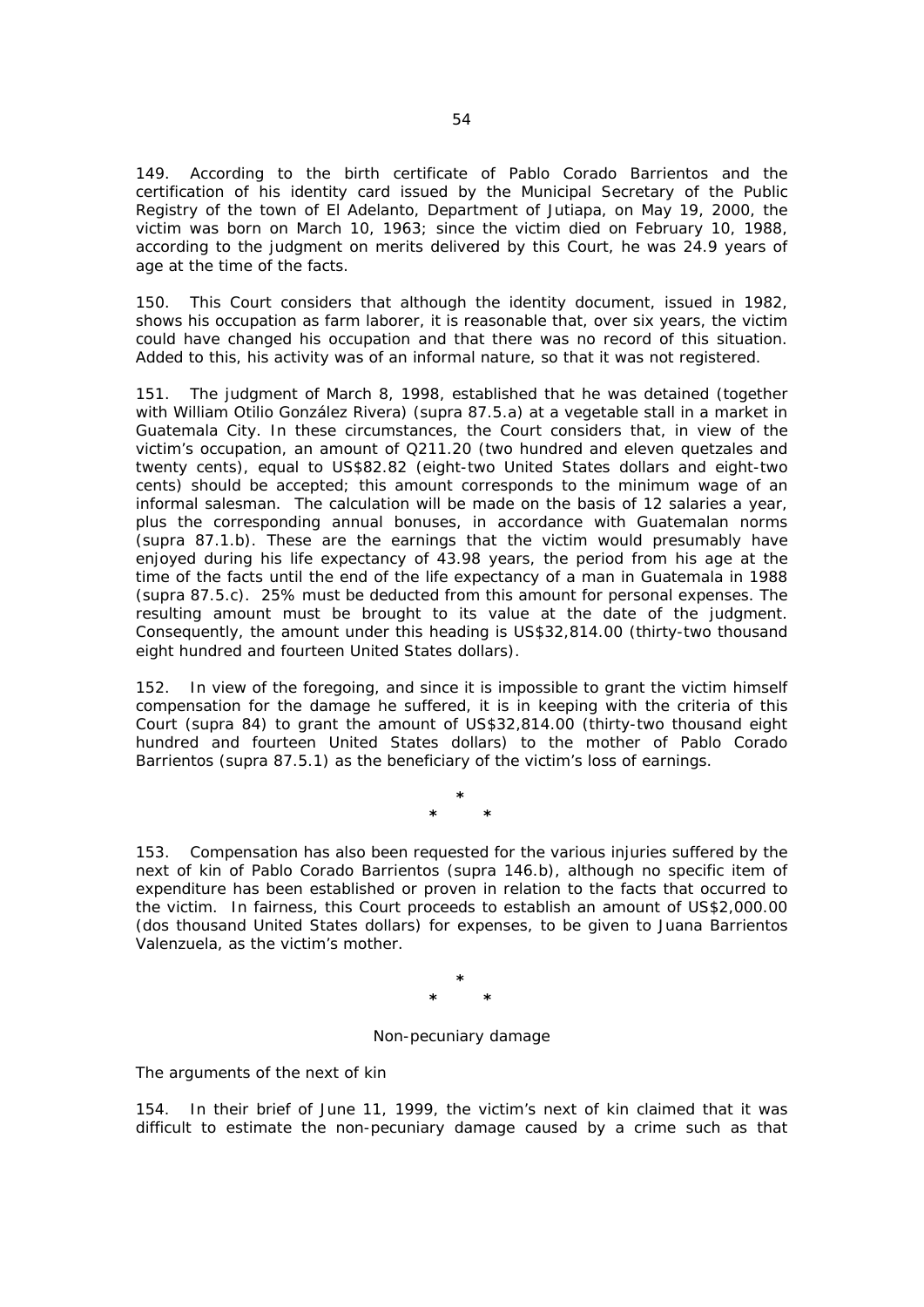149. According to the birth certificate of Pablo Corado Barrientos and the certification of his identity card issued by the Municipal Secretary of the Public Registry of the town of El Adelanto, Department of Jutiapa, on May 19, 2000, the victim was born on March 10, 1963; since the victim died on February 10, 1988, according to the judgment on merits delivered by this Court, he was 24.9 years of age at the time of the facts.

150. This Court considers that although the identity document, issued in 1982, shows his occupation as farm laborer, it is reasonable that, over six years, the victim could have changed his occupation and that there was no record of this situation. Added to this, his activity was of an informal nature, so that it was not registered.

151. The judgment of March 8, 1998, established that he was detained (together with William Otilio González Rivera) (supra 87.5.a) at a vegetable stall in a market in Guatemala City. In these circumstances, the Court considers that, in view of the victim's occupation, an amount of Q211.20 (two hundred and eleven quetzales and twenty cents), equal to US$82.82 (eight-two United States dollars and eight-two cents) should be accepted; this amount corresponds to the minimum wage of an informal salesman. The calculation will be made on the basis of 12 salaries a year, plus the corresponding annual bonuses, in accordance with Guatemalan norms (supra 87.1.b). These are the earnings that the victim would presumably have enjoyed during his life expectancy of 43.98 years, the period from his age at the time of the facts until the end of the life expectancy of a man in Guatemala in 1988 (supra 87.5.c). 25% must be deducted from this amount for personal expenses. The resulting amount must be brought to its value at the date of the judgment. Consequently, the amount under this heading is US$32,814.00 (thirty-two thousand eight hundred and fourteen United States dollars).

152. In view of the foregoing, and since it is impossible to grant the victim himself compensation for the damage he suffered, it is in keeping with the criteria of this Court (supra 84) to grant the amount of US$32,814.00 (thirty-two thousand eight hundred and fourteen United States dollars) to the mother of Pablo Corado Barrientos (supra 87.5.1) as the beneficiary of the victim's loss of earnings.

*

\*  \*

153. Compensation has also been requested for the various injuries suffered by the next of kin of Pablo Corado Barrientos (supra 146.b), although no specific item of expenditure has been established or proven in relation to the facts that occurred to the victim. In fairness, this Court proceeds to establish an amount of US$2,000.00 (dos thousand United States dollars) for expenses, to be given to Juana Barrientos Valenzuela, as the victim's mother.

*

\*  \*

Non-pecuniary damage

*The arguments of the next of kin*

154. In their brief of June 11, 1999, the victim's next of kin claimed that it was difficult to estimate the non-pecuniary damage caused by a crime such as that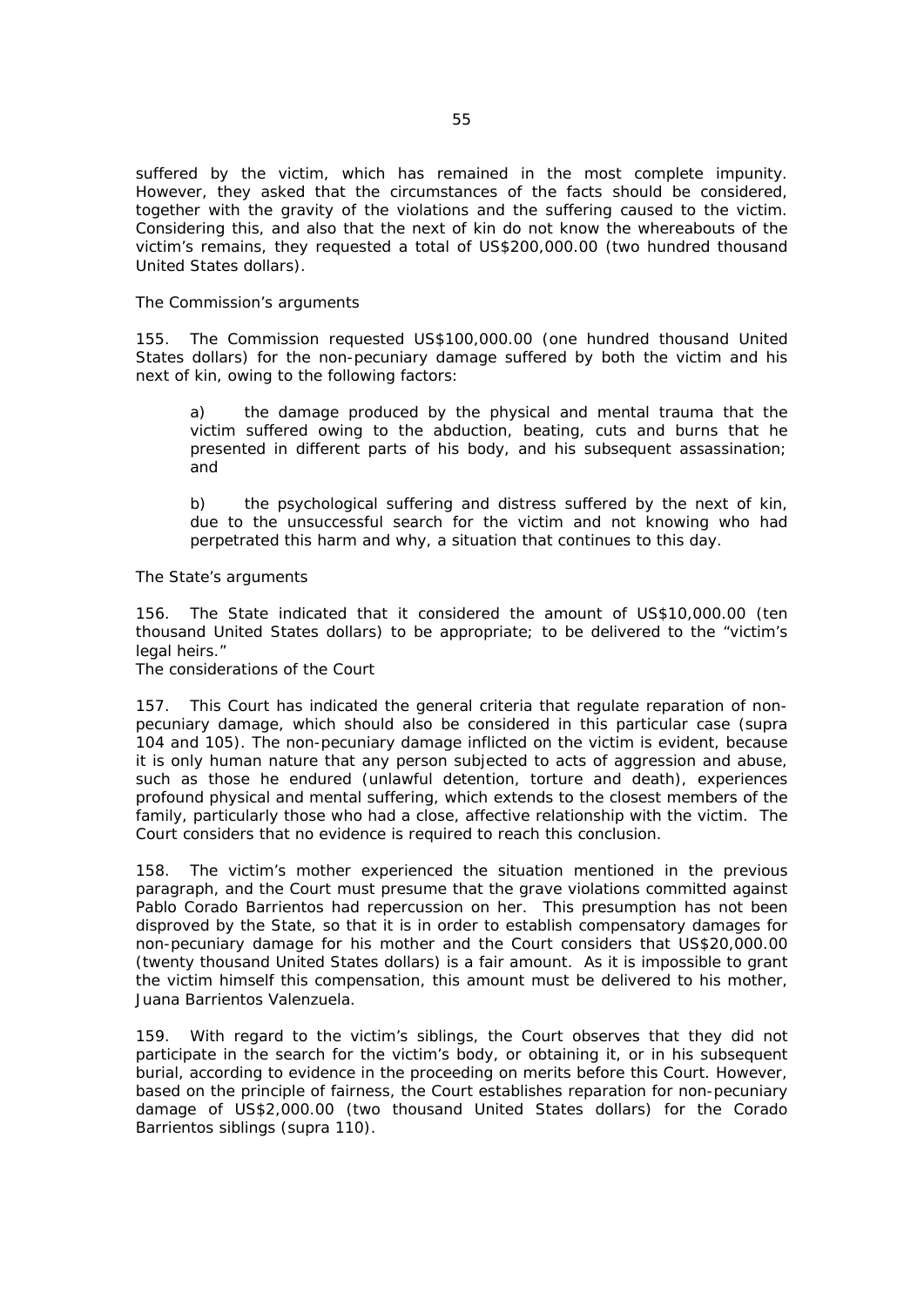suffered by the victim, which has remained in the most complete impunity. However, they asked that the circumstances of the facts should be considered, together with the gravity of the violations and the suffering caused to the victim. Considering this, and also that the next of kin do not know the whereabouts of the victim's remains, they requested a total of US$200,000.00 (two hundred thousand United States dollars).

*The Commission's arguments*

155. The Commission requested US$100,000.00 (one hundred thousand United States dollars) for the non-pecuniary damage suffered by both the victim and his next of kin, owing to the following factors:

> a) the damage produced by the physical and mental trauma that the victim suffered owing to the abduction, beating, cuts and burns that he presented in different parts of his body, and his subsequent assassination; and
>
> b) the psychological suffering and distress suffered by the next of kin, due to the unsuccessful search for the victim and not knowing who had perpetrated this harm and why, a situation that continues to this day.

*The State's arguments*

156. The State indicated that it considered the amount of US$10,000.00 (ten thousand United States dollars) to be appropriate; to be delivered to the "victim's legal heirs."

*The considerations of the Court*

157. This Court has indicated the general criteria that regulate reparation of non-pecuniary damage, which should also be considered in this particular case (*supra* 104 and 105). The non-pecuniary damage inflicted on the victim is evident, because it is only human nature that any person subjected to acts of aggression and abuse, such as those he endured (unlawful detention, torture and death), experiences profound physical and mental suffering, which extends to the closest members of the family, particularly those who had a close, affective relationship with the victim. The Court considers that no evidence is required to reach this conclusion.

158. The victim's mother experienced the situation mentioned in the previous paragraph, and the Court must presume that the grave violations committed against Pablo Corado Barrientos had repercussion on her. This presumption has not been disproved by the State, so that it is in order to establish compensatory damages for non-pecuniary damage for his mother and the Court considers that US$20,000.00 (twenty thousand United States dollars) is a fair amount. As it is impossible to grant the victim himself this compensation, this amount must be delivered to his mother, Juana Barrientos Valenzuela.

159. With regard to the victim's siblings, the Court observes that they did not participate in the search for the victim's body, or obtaining it, or in his subsequent burial, according to evidence in the proceeding on merits before this Court. However, based on the principle of fairness, the Court establishes reparation for non-pecuniary damage of US$2,000.00 (two thousand United States dollars) for the Corado Barrientos siblings (*supra* 110).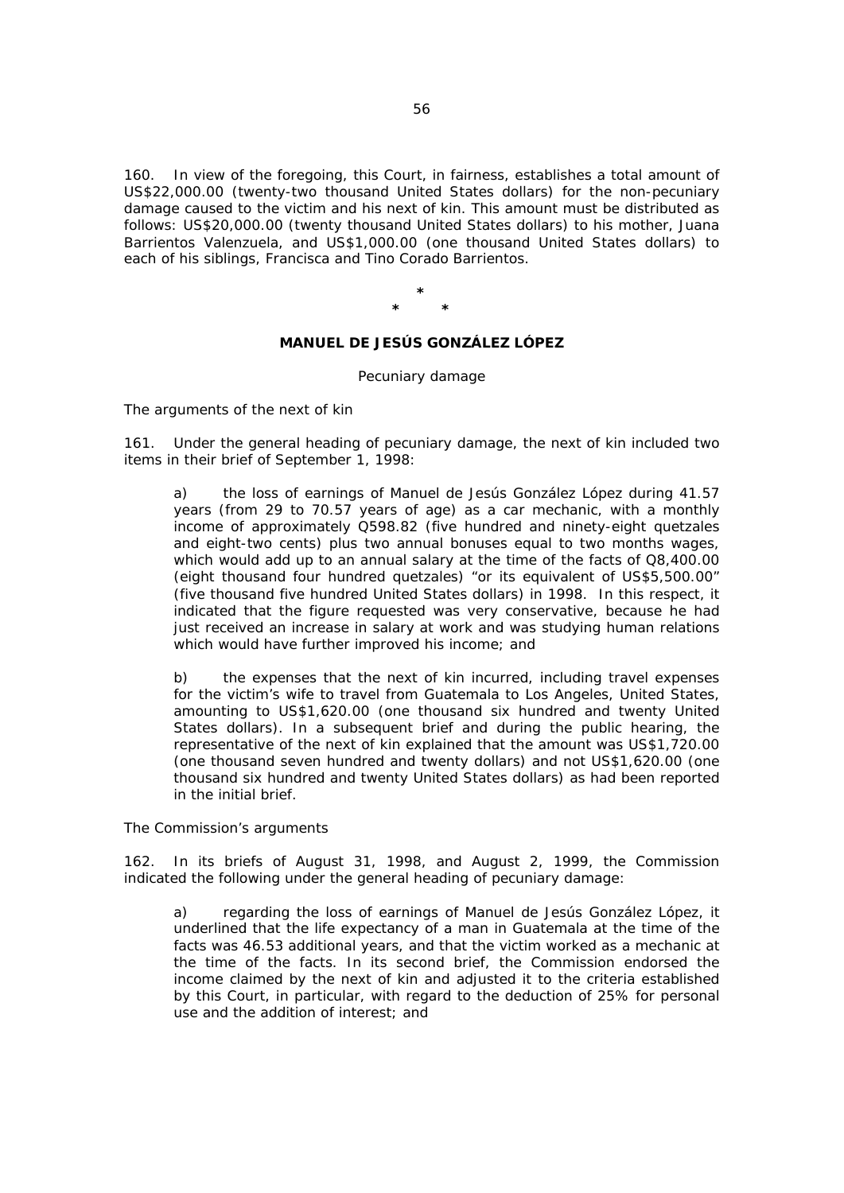160. In view of the foregoing, this Court, in fairness, establishes a total amount of US$22,000.00 (twenty-two thousand United States dollars) for the non-pecuniary damage caused to the victim and his next of kin. This amount must be distributed as follows: US$20,000.00 (twenty thousand United States dollars) to his mother, Juana Barrientos Valenzuela, and US$1,000.00 (one thousand United States dollars) to each of his siblings, Francisca and Tino Corado Barrientos.

\*

\* \*

**MANUEL DE JESÚS GONZÁLEZ LÓPEZ**

Pecuniary damage

*The arguments of the next of kin*

161. Under the general heading of pecuniary damage, the next of kin included two items in their brief of September 1, 1998:

> a) the loss of earnings of Manuel de Jesús González López during 41.57 years (from 29 to 70.57 years of age) as a car mechanic, with a monthly income of approximately Q598.82 (five hundred and ninety-eight quetzales and eight-two cents) plus two annual bonuses equal to two months wages, which would add up to an annual salary at the time of the facts of Q8,400.00 (eight thousand four hundred quetzales) "or its equivalent of US$5,500.00" (five thousand five hundred United States dollars) in 1998. In this respect, it indicated that the figure requested was very conservative, because he had just received an increase in salary at work and was studying human relations which would have further improved his income; and
>
> b) the expenses that the next of kin incurred, including travel expenses for the victim's wife to travel from Guatemala to Los Angeles, United States, amounting to US$1,620.00 (one thousand six hundred and twenty United States dollars). In a subsequent brief and during the public hearing, the representative of the next of kin explained that the amount was US$1,720.00 (one thousand seven hundred and twenty dollars) and not US$1,620.00 (one thousand six hundred and twenty United States dollars) as had been reported in the initial brief.

*The Commission's arguments*

162. In its briefs of August 31, 1998, and August 2, 1999, the Commission indicated the following under the general heading of pecuniary damage:

> a) regarding the loss of earnings of Manuel de Jesús González López, it underlined that the life expectancy of a man in Guatemala at the time of the facts was 46.53 additional years, and that the victim worked as a mechanic at the time of the facts. In its second brief, the Commission endorsed the income claimed by the next of kin and adjusted it to the criteria established by this Court, in particular, with regard to the deduction of 25% for personal use and the addition of interest; and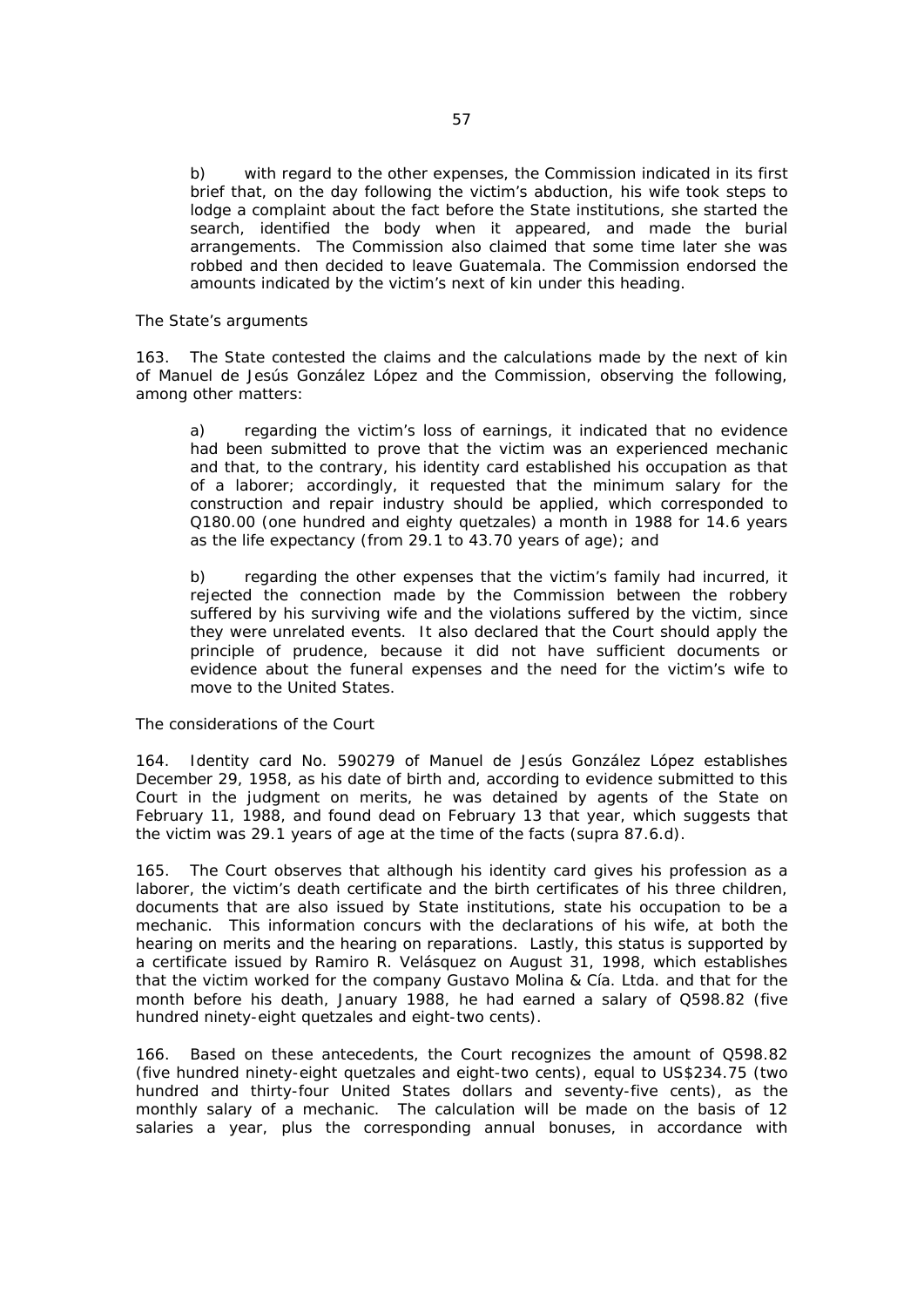b) with regard to the other expenses, the Commission indicated in its first brief that, on the day following the victim's abduction, his wife took steps to lodge a complaint about the fact before the State institutions, she started the search, identified the body when it appeared, and made the burial arrangements. The Commission also claimed that some time later she was robbed and then decided to leave Guatemala. The Commission endorsed the amounts indicated by the victim's next of kin under this heading.

*The State's arguments*

163. The State contested the claims and the calculations made by the next of kin of Manuel de Jesús González López and the Commission, observing the following, among other matters:

a) regarding the victim's loss of earnings, it indicated that no evidence had been submitted to prove that the victim was an experienced mechanic and that, to the contrary, his identity card established his occupation as that of a laborer; accordingly, it requested that the minimum salary for the construction and repair industry should be applied, which corresponded to Q180.00 (one hundred and eighty quetzales) a month in 1988 for 14.6 years as the life expectancy (from 29.1 to 43.70 years of age); and

b) regarding the other expenses that the victim's family had incurred, it rejected the connection made by the Commission between the robbery suffered by his surviving wife and the violations suffered by the victim, since they were unrelated events. It also declared that the Court should apply the principle of prudence, because it did not have sufficient documents or evidence about the funeral expenses and the need for the victim's wife to move to the United States.

*The considerations of the Court*

164. Identity card No. 590279 of Manuel de Jesús González López establishes December 29, 1958, as his date of birth and, according to evidence submitted to this Court in the judgment on merits, he was detained by agents of the State on February 11, 1988, and found dead on February 13 that year, which suggests that the victim was 29.1 years of age at the time of the facts (*supra* 87.6.d).

165. The Court observes that although his identity card gives his profession as a laborer, the victim's death certificate and the birth certificates of his three children, documents that are also issued by State institutions, state his occupation to be a mechanic. This information concurs with the declarations of his wife, at both the hearing on merits and the hearing on reparations. Lastly, this status is supported by a certificate issued by Ramiro R. Velásquez on August 31, 1998, which establishes that the victim worked for the company Gustavo Molina & Cía. Ltda. and that for the month before his death, January 1988, he had earned a salary of Q598.82 (five hundred ninety-eight quetzales and eight-two cents).

166. Based on these antecedents, the Court recognizes the amount of Q598.82 (five hundred ninety-eight quetzales and eight-two cents), equal to US$234.75 (two hundred and thirty-four United States dollars and seventy-five cents), as the monthly salary of a mechanic. The calculation will be made on the basis of 12 salaries a year, plus the corresponding annual bonuses, in accordance with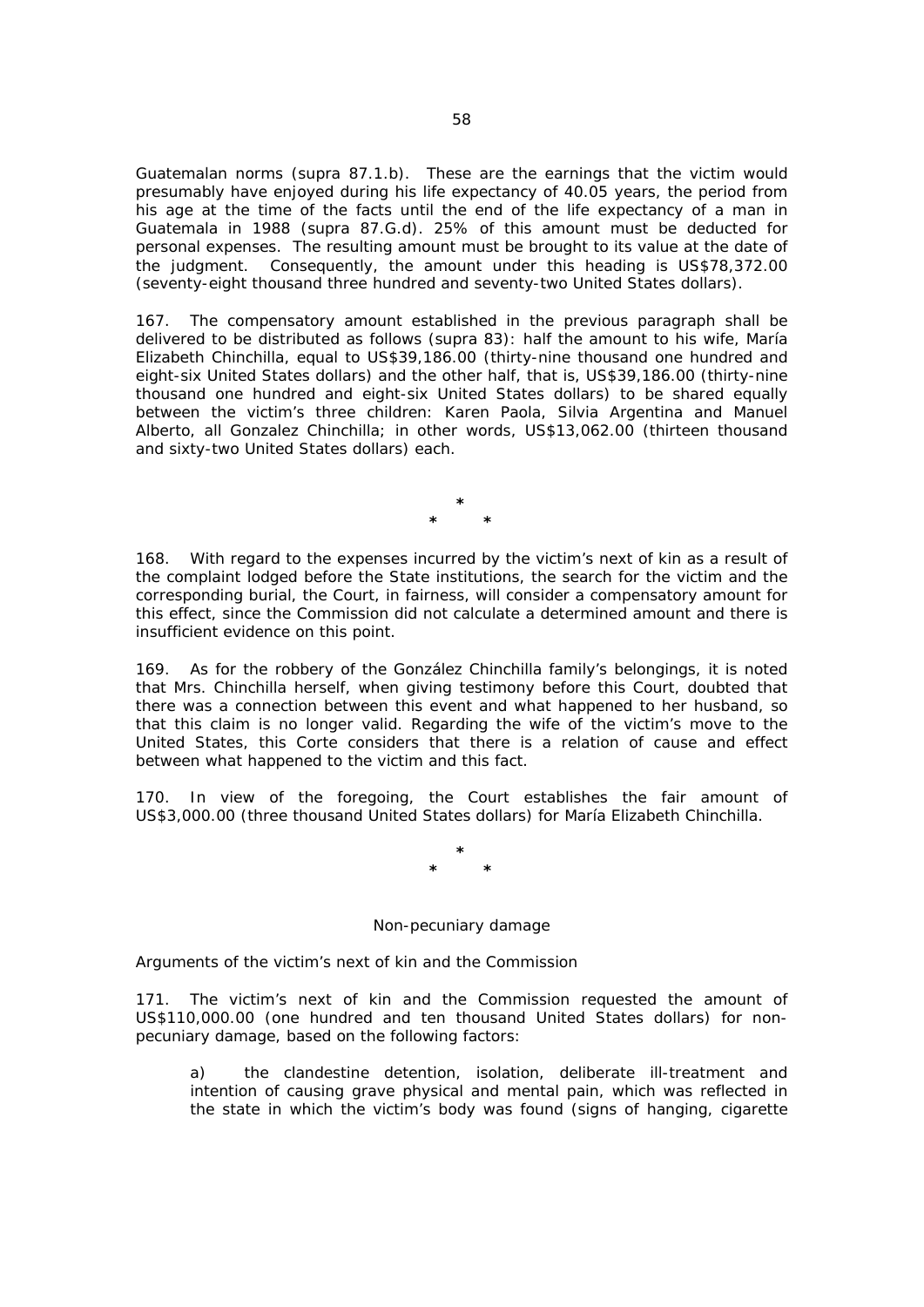Guatemalan norms (supra 87.1.b). These are the earnings that the victim would presumably have enjoyed during his life expectancy of 40.05 years, the period from his age at the time of the facts until the end of the life expectancy of a man in Guatemala in 1988 (supra 87.G.d). 25% of this amount must be deducted for personal expenses. The resulting amount must be brought to its value at the date of the judgment. Consequently, the amount under this heading is US$78,372.00 (seventy-eight thousand three hundred and seventy-two United States dollars).

167. The compensatory amount established in the previous paragraph shall be delivered to be distributed as follows (supra 83): half the amount to his wife, María Elizabeth Chinchilla, equal to US$39,186.00 (thirty-nine thousand one hundred and eight-six United States dollars) and the other half, that is, US$39,186.00 (thirty-nine thousand one hundred and eight-six United States dollars) to be shared equally between the victim's three children: Karen Paola, Silvia Argentina and Manuel Alberto, all Gonzalez Chinchilla; in other words, US$13,062.00 (thirteen thousand and sixty-two United States dollars) each.

\*
\*        \*

168. With regard to the expenses incurred by the victim's next of kin as a result of the complaint lodged before the State institutions, the search for the victim and the corresponding burial, the Court, in fairness, will consider a compensatory amount for this effect, since the Commission did not calculate a determined amount and there is insufficient evidence on this point.

169. As for the robbery of the González Chinchilla family's belongings, it is noted that Mrs. Chinchilla herself, when giving testimony before this Court, doubted that there was a connection between this event and what happened to her husband, so that this claim is no longer valid. Regarding the wife of the victim's move to the United States, this Corte considers that there is a relation of cause and effect between what happened to the victim and this fact.

170. In view of the foregoing, the Court establishes the fair amount of US$3,000.00 (three thousand United States dollars) for María Elizabeth Chinchilla.

\*
\*        \*

Non-pecuniary damage

*Arguments of the victim's next of kin and the Commission*

171. The victim's next of kin and the Commission requested the amount of US$110,000.00 (one hundred and ten thousand United States dollars) for non-pecuniary damage, based on the following factors:

> a) the clandestine detention, isolation, deliberate ill-treatment and intention of causing grave physical and mental pain, which was reflected in the state in which the victim's body was found (signs of hanging, cigarette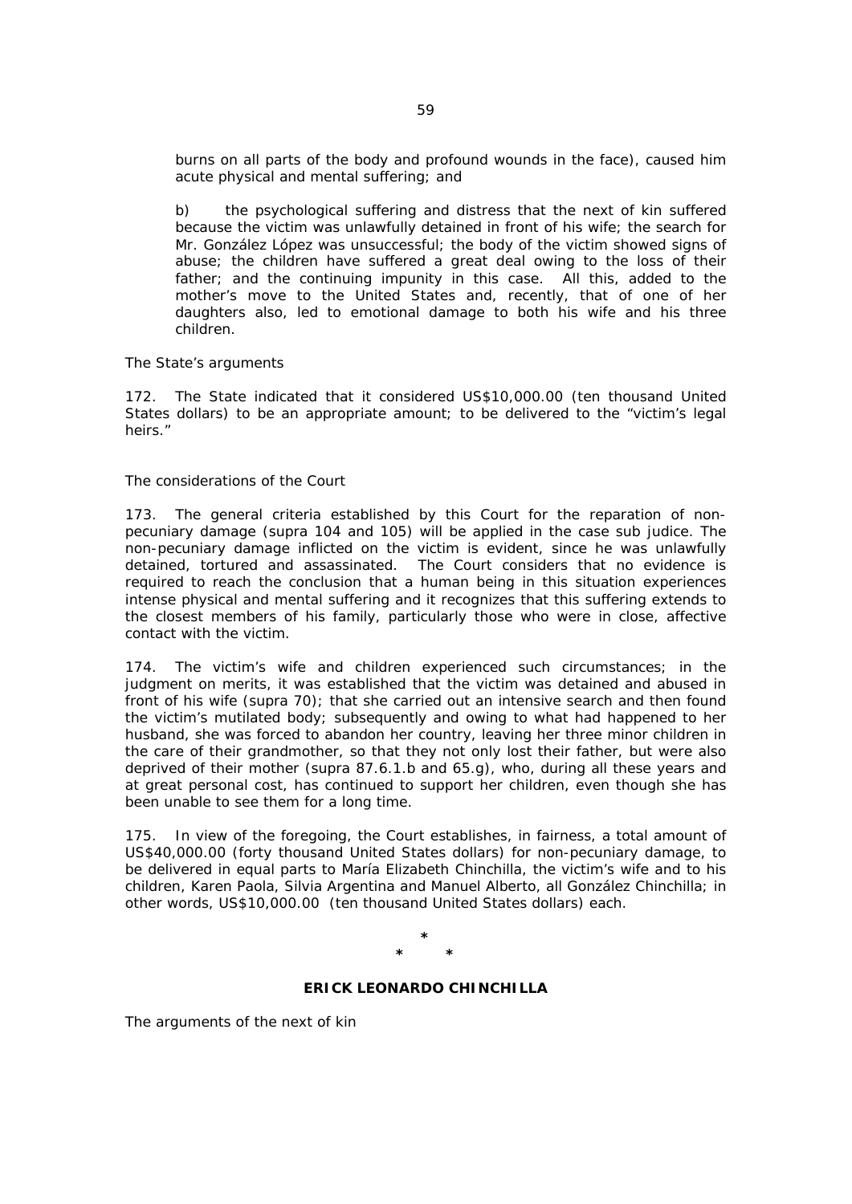burns on all parts of the body and profound wounds in the face), caused him acute physical and mental suffering; and

b) the psychological suffering and distress that the next of kin suffered because the victim was unlawfully detained in front of his wife; the search for Mr. González López was unsuccessful; the body of the victim showed signs of abuse; the children have suffered a great deal owing to the loss of their father; and the continuing impunity in this case. All this, added to the mother's move to the United States and, recently, that of one of her daughters also, led to emotional damage to both his wife and his three children.

*The State's arguments*

172. The State indicated that it considered US$10,000.00 (ten thousand United States dollars) to be an appropriate amount; to be delivered to the "victim's legal heirs."

*The considerations of the Court*

173. The general criteria established by this Court for the reparation of non-pecuniary damage (*supra* 104 and 105) will be applied in the case *sub judice*. The non-pecuniary damage inflicted on the victim is evident, since he was unlawfully detained, tortured and assassinated. The Court considers that no evidence is required to reach the conclusion that a human being in this situation experiences intense physical and mental suffering and it recognizes that this suffering extends to the closest members of his family, particularly those who were in close, affective contact with the victim.

174. The victim's wife and children experienced such circumstances; in the judgment on merits, it was established that the victim was detained and abused in front of his wife (*supra* 70); that she carried out an intensive search and then found the victim's mutilated body; subsequently and owing to what had happened to her husband, she was forced to abandon her country, leaving her three minor children in the care of their grandmother, so that they not only lost their father, but were also deprived of their mother (*supra* 87.6.1.b and 65.g), who, during all these years and at great personal cost, has continued to support her children, even though she has been unable to see them for a long time.

175. In view of the foregoing, the Court establishes, in fairness, a total amount of US$40,000.00 (forty thousand United States dollars) for non-pecuniary damage, to be delivered in equal parts to María Elizabeth Chinchilla, the victim's wife and to his children, Karen Paola, Silvia Argentina and Manuel Alberto, all González Chinchilla; in other words, US$10,000.00 (ten thousand United States dollars) each.

\*

\* \*

**ERICK LEONARDO CHINCHILLA**

*The arguments of the next of kin*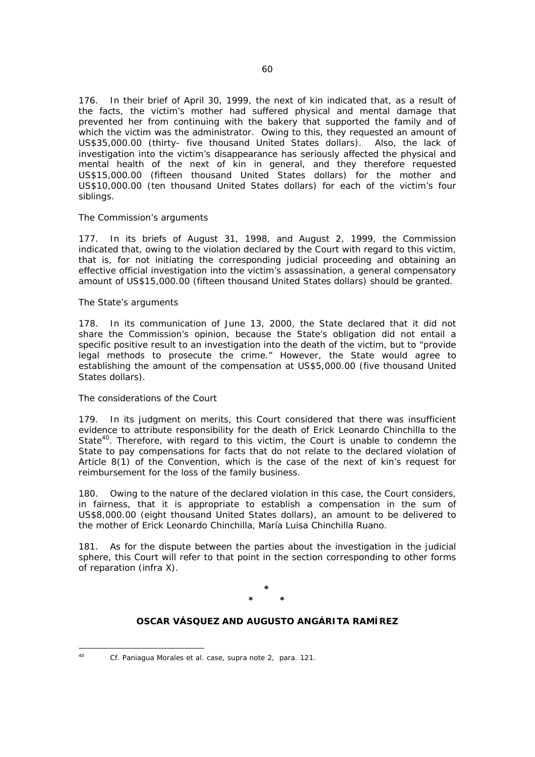176. In their brief of April 30, 1999, the next of kin indicated that, as a result of the facts, the victim's mother had suffered physical and mental damage that prevented her from continuing with the bakery that supported the family and of which the victim was the administrator. Owing to this, they requested an amount of US$35,000.00 (thirty- five thousand United States dollars). Also, the lack of investigation into the victim's disappearance has seriously affected the physical and mental health of the next of kin in general, and they therefore requested US$15,000.00 (fifteen thousand United States dollars) for the mother and US$10,000.00 (ten thousand United States dollars) for each of the victim's four siblings.

*The Commission's arguments*

177. In its briefs of August 31, 1998, and August 2, 1999, the Commission indicated that, owing to the violation declared by the Court with regard to this victim, that is, for not initiating the corresponding judicial proceeding and obtaining an effective official investigation into the victim's assassination, a general compensatory amount of US$15,000.00 (fifteen thousand United States dollars) should be granted.

*The State's arguments*

178. In its communication of June 13, 2000, the State declared that it did not share the Commission's opinion, because the State's obligation did not entail a specific positive result to an investigation into the death of the victim, but to "provide legal methods to prosecute the crime." However, the State would agree to establishing the amount of the compensation at US$5,000.00 (five thousand United States dollars).

*The considerations of the Court*

179. In its judgment on merits, this Court considered that there was insufficient evidence to attribute responsibility for the death of Erick Leonardo Chinchilla to the State[40]. Therefore, with regard to this victim, the Court is unable to condemn the State to pay compensations for facts that do not relate to the declared violation of Article 8(1) of the Convention, which is the case of the next of kin's request for reimbursement for the loss of the family business.

180. Owing to the nature of the declared violation in this case, the Court considers, in fairness, that it is appropriate to establish a compensation in the sum of US$8,000.00 (eight thousand United States dollars), an amount to be delivered to the mother of Erick Leonardo Chinchilla, María Luisa Chinchilla Ruano.

181. As for the dispute between the parties about the investigation in the judicial sphere, this Court will refer to that point in the section corresponding to other forms of reparation (*infra* X).

\*

\* \*

**OSCAR VÁSQUEZ AND AUGUSTO ANGÁRITA RAMÍREZ**

---

[40] *Cf. Paniagua Morales et al. case, supra* note 2, para. 121.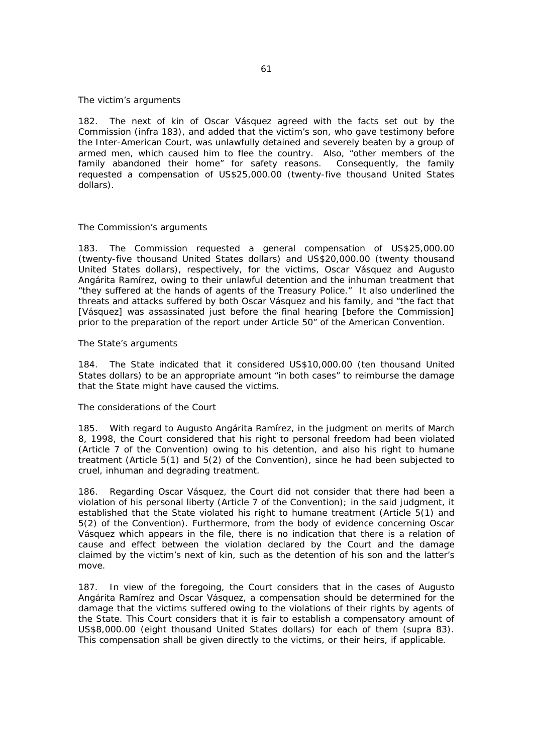The victim's arguments

182. The next of kin of Oscar Vásquez agreed with the facts set out by the Commission (infra 183), and added that the victim's son, who gave testimony before the Inter-American Court, was unlawfully detained and severely beaten by a group of armed men, which caused him to flee the country. Also, "other members of the family abandoned their home" for safety reasons. Consequently, the family requested a compensation of US$25,000.00 (twenty-five thousand United States dollars).

The Commission's arguments

183. The Commission requested a general compensation of US$25,000.00 (twenty-five thousand United States dollars) and US$20,000.00 (twenty thousand United States dollars), respectively, for the victims, Oscar Vásquez and Augusto Angárita Ramírez, owing to their unlawful detention and the inhuman treatment that "they suffered at the hands of agents of the Treasury Police." It also underlined the threats and attacks suffered by both Oscar Vásquez and his family, and "the fact that [Vásquez] was assassinated just before the final hearing [before the Commission] prior to the preparation of the report under Article 50" of the American Convention.

The State's arguments

184. The State indicated that it considered US$10,000.00 (ten thousand United States dollars) to be an appropriate amount "in both cases" to reimburse the damage that the State might have caused the victims.

The considerations of the Court

185. With regard to Augusto Angárita Ramírez, in the judgment on merits of March 8, 1998, the Court considered that his right to personal freedom had been violated (Article 7 of the Convention) owing to his detention, and also his right to humane treatment (Article 5(1) and 5(2) of the Convention), since he had been subjected to cruel, inhuman and degrading treatment.

186. Regarding Oscar Vásquez, the Court did not consider that there had been a violation of his personal liberty (Article 7 of the Convention); in the said judgment, it established that the State violated his right to humane treatment (Article 5(1) and 5(2) of the Convention). Furthermore, from the body of evidence concerning Oscar Vásquez which appears in the file, there is no indication that there is a relation of cause and effect between the violation declared by the Court and the damage claimed by the victim's next of kin, such as the detention of his son and the latter's move.

187. In view of the foregoing, the Court considers that in the cases of Augusto Angárita Ramírez and Oscar Vásquez, a compensation should be determined for the damage that the victims suffered owing to the violations of their rights by agents of the State. This Court considers that it is fair to establish a compensatory amount of US$8,000.00 (eight thousand United States dollars) for each of them (supra 83). This compensation shall be given directly to the victims, or their heirs, if applicable.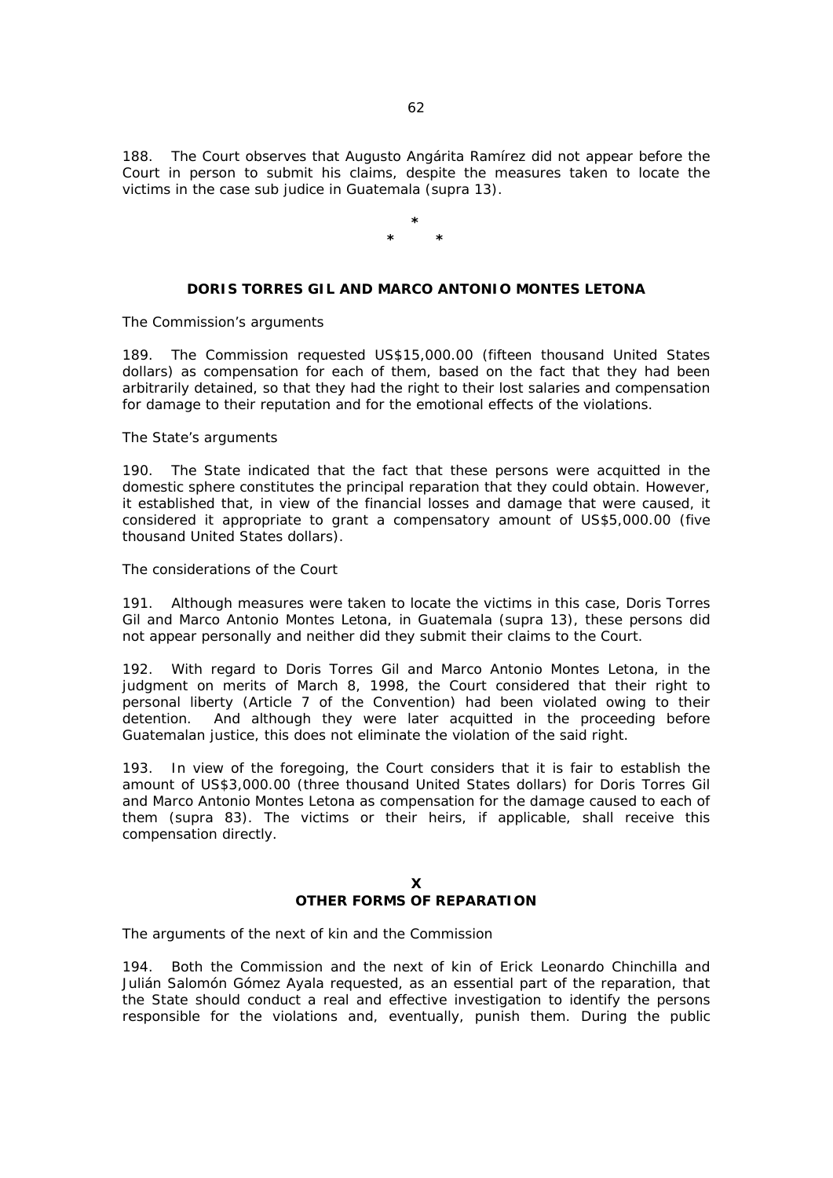188. The Court observes that Augusto Angárita Ramírez did not appear before the Court in person to submit his claims, despite the measures taken to locate the victims in the case sub judice in Guatemala (supra 13).

*

\* \*

**DORIS TORRES GIL AND MARCO ANTONIO MONTES LETONA**

*The Commission's arguments*

189. The Commission requested US$15,000.00 (fifteen thousand United States dollars) as compensation for each of them, based on the fact that they had been arbitrarily detained, so that they had the right to their lost salaries and compensation for damage to their reputation and for the emotional effects of the violations.

*The State's arguments*

190. The State indicated that the fact that these persons were acquitted in the domestic sphere constitutes the principal reparation that they could obtain. However, it established that, in view of the financial losses and damage that were caused, it considered it appropriate to grant a compensatory amount of US$5,000.00 (five thousand United States dollars).

*The considerations of the Court*

191. Although measures were taken to locate the victims in this case, Doris Torres Gil and Marco Antonio Montes Letona, in Guatemala (supra 13), these persons did not appear personally and neither did they submit their claims to the Court.

192. With regard to Doris Torres Gil and Marco Antonio Montes Letona, in the judgment on merits of March 8, 1998, the Court considered that their right to personal liberty (Article 7 of the Convention) had been violated owing to their detention. And although they were later acquitted in the proceeding before Guatemalan justice, this does not eliminate the violation of the said right.

193. In view of the foregoing, the Court considers that it is fair to establish the amount of US$3,000.00 (three thousand United States dollars) for Doris Torres Gil and Marco Antonio Montes Letona as compensation for the damage caused to each of them (supra 83). The victims or their heirs, if applicable, shall receive this compensation directly.

## X
## OTHER FORMS OF REPARATION

*The arguments of the next of kin and the Commission*

194. Both the Commission and the next of kin of Erick Leonardo Chinchilla and Julián Salomón Gómez Ayala requested, as an essential part of the reparation, that the State should conduct a real and effective investigation to identify the persons responsible for the violations and, eventually, punish them. During the public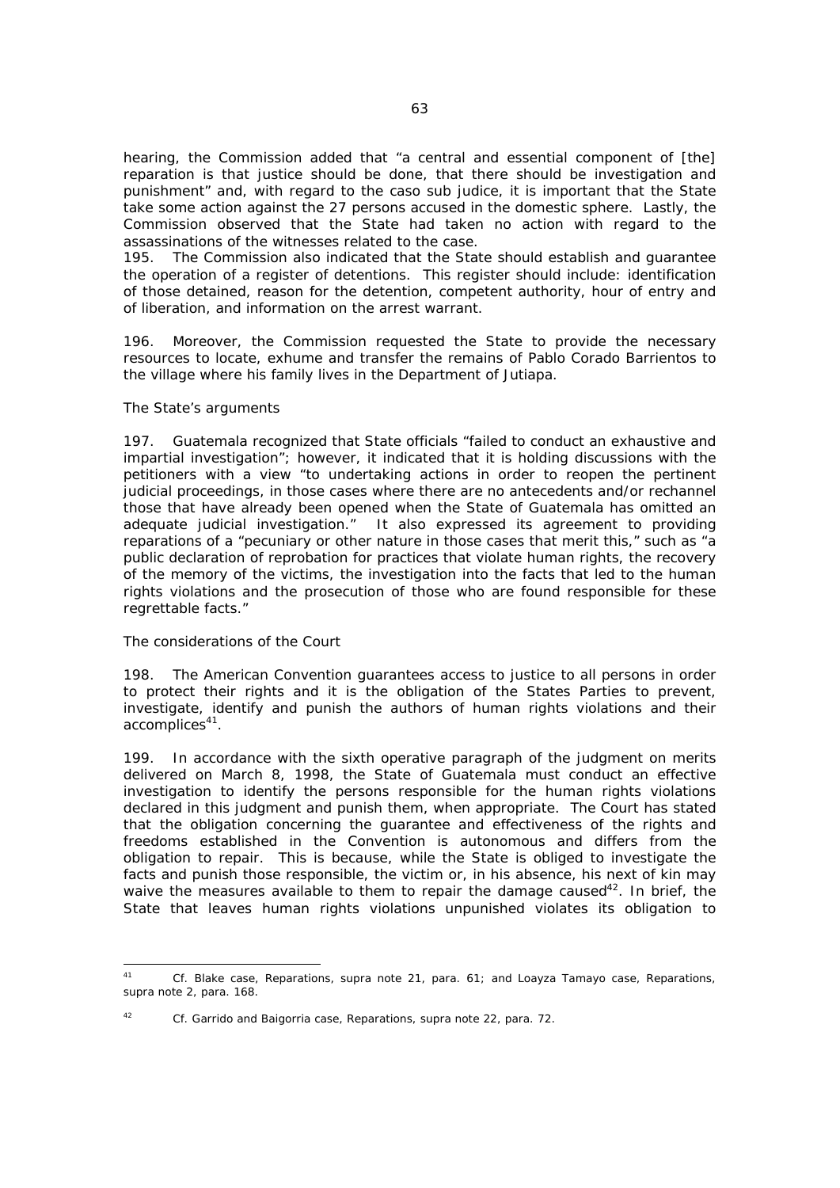hearing, the Commission added that "a central and essential component of [the] reparation is that justice should be done, that there should be investigation and punishment" and, with regard to the *caso sub judice*, it is important that the State take some action against the 27 persons accused in the domestic sphere. Lastly, the Commission observed that the State had taken no action with regard to the assassinations of the witnesses related to the case.

195. The Commission also indicated that the State should establish and guarantee the operation of a register of detentions. This register should include: identification of those detained, reason for the detention, competent authority, hour of entry and of liberation, and information on the arrest warrant.

196. Moreover, the Commission requested the State to provide the necessary resources to locate, exhume and transfer the remains of Pablo Corado Barrientos to the village where his family lives in the Department of Jutiapa.

*The State's arguments*

197. Guatemala recognized that State officials "failed to conduct an exhaustive and impartial investigation"; however, it indicated that it is holding discussions with the petitioners with a view "to undertaking actions in order to reopen the pertinent judicial proceedings, in those cases where there are no antecedents and/or rechannel those that have already been opened when the State of Guatemala has omitted an adequate judicial investigation." It also expressed its agreement to providing reparations of a "pecuniary or other nature in those cases that merit this," such as "a public declaration of reprobation for practices that violate human rights, the recovery of the memory of the victims, the investigation into the facts that led to the human rights violations and the prosecution of those who are found responsible for these regrettable facts."

*The considerations of the Court*

198. The American Convention guarantees access to justice to all persons in order to protect their rights and it is the obligation of the States Parties to prevent, investigate, identify and punish the authors of human rights violations and their accomplices[41].

199. In accordance with the sixth operative paragraph of the judgment on merits delivered on March 8, 1998, the State of Guatemala must conduct an effective investigation to identify the persons responsible for the human rights violations declared in this judgment and punish them, when appropriate. The Court has stated that the obligation concerning the guarantee and effectiveness of the rights and freedoms established in the Convention is autonomous and differs from the obligation to repair. This is because, while the State is obliged to investigate the facts and punish those responsible, the victim or, in his absence, his next of kin may waive the measures available to them to repair the damage caused[42]. In brief, the State that leaves human rights violations unpunished violates its obligation to

---

[41] *Cf. Blake case, Reparations, supra* note 21, para. 61; and *Loayza Tamayo case, Reparations, supra* note 2, para. 168.

[42] *Cf. Garrido and Baigorria case, Reparations, supra* note 22, para. 72.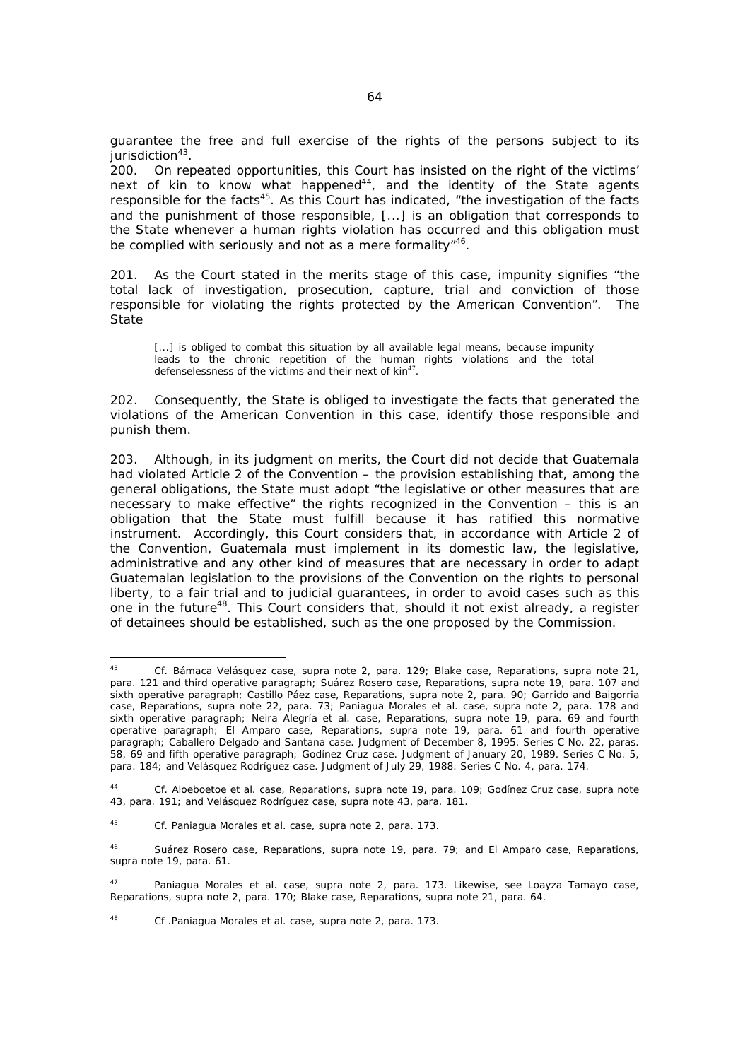guarantee the free and full exercise of the rights of the persons subject to its jurisdiction[43].

200. On repeated opportunities, this Court has insisted on the right of the victims' next of kin to know what happened[44], and the identity of the State agents responsible for the facts[45]. As this Court has indicated, "the investigation of the facts and the punishment of those responsible, [...] is an obligation that corresponds to the State whenever a human rights violation has occurred and this obligation must be complied with seriously and not as a mere formality"[46].

201. As the Court stated in the merits stage of this case, impunity signifies "the total lack of investigation, prosecution, capture, trial and conviction of those responsible for violating the rights protected by the American Convention". The State

> [...] is obliged to combat this situation by all available legal means, because impunity leads to the chronic repetition of the human rights violations and the total defenselessness of the victims and their next of kin[47].

202. Consequently, the State is obliged to investigate the facts that generated the violations of the American Convention in this case, identify those responsible and punish them.

203. Although, in its judgment on merits, the Court did not decide that Guatemala had violated Article 2 of the Convention – the provision establishing that, among the general obligations, the State must adopt "the legislative or other measures that are necessary to make effective" the rights recognized in the Convention – this is an obligation that the State must fulfill because it has ratified this normative instrument. Accordingly, this Court considers that, in accordance with Article 2 of the Convention, Guatemala must implement in its domestic law, the legislative, administrative and any other kind of measures that are necessary in order to adapt Guatemalan legislation to the provisions of the Convention on the rights to personal liberty, to a fair trial and to judicial guarantees, in order to avoid cases such as this one in the future[48]. This Court considers that, should it not exist already, a register of detainees should be established, such as the one proposed by the Commission.

---

[43] *Cf. Bámaca Velásquez case*, *supra* note 2, para. 129; *Blake case, Reparations*, *supra* note 21, para. 121 and third operative paragraph; *Suárez Rosero case, Reparations*, *supra* note 19, para. 107 and sixth operative paragraph; *Castillo Páez case, Reparations*, *supra* note 2, para. 90; *Garrido and Baigorria case, Reparations*, *supra* note 22, para. 73; *Paniagua Morales et al. case*, *supra* note 2, para. 178 and sixth operative paragraph; *Neira Alegría et al. case, Reparations*, *supra* note 19, para. 69 and fourth operative paragraph; *El Amparo case, Reparations*, *supra* note 19, para. 61 and fourth operative paragraph; *Caballero Delgado and Santana case*. Judgment of December 8, 1995. Series C No. 22, paras. 58, 69 and fifth operative paragraph; *Godínez Cruz case*. Judgment of January 20, 1989. Series C No. 5, para. 184; and *Velásquez Rodríguez case*. Judgment of July 29, 1988. Series C No. 4, para. 174.

[44] *Cf. Aloeboetoe et al. case, Reparations*, *supra* note 19, para. 109; *Godínez Cruz case*, *supra* note 43, para. 191; and *Velásquez Rodríguez case*, *supra* note 43, para. 181.

[45] *Cf. Paniagua Morales et al. case*, *supra* note 2, para. 173.

[46] *Suárez Rosero case, Reparations*, *supra* note 19, para. 79; and *El Amparo case, Reparations*, *supra* note 19, para. 61.

[47] *Paniagua Morales et al. case*, *supra* note 2, para. 173. Likewise, see *Loayza Tamayo case, Reparations*, *supra* note 2, para. 170; *Blake case, Reparations*, *supra* note 21, para. 64.

[48] *Cf .Paniagua Morales et al. case*, *supra* note 2, para. 173.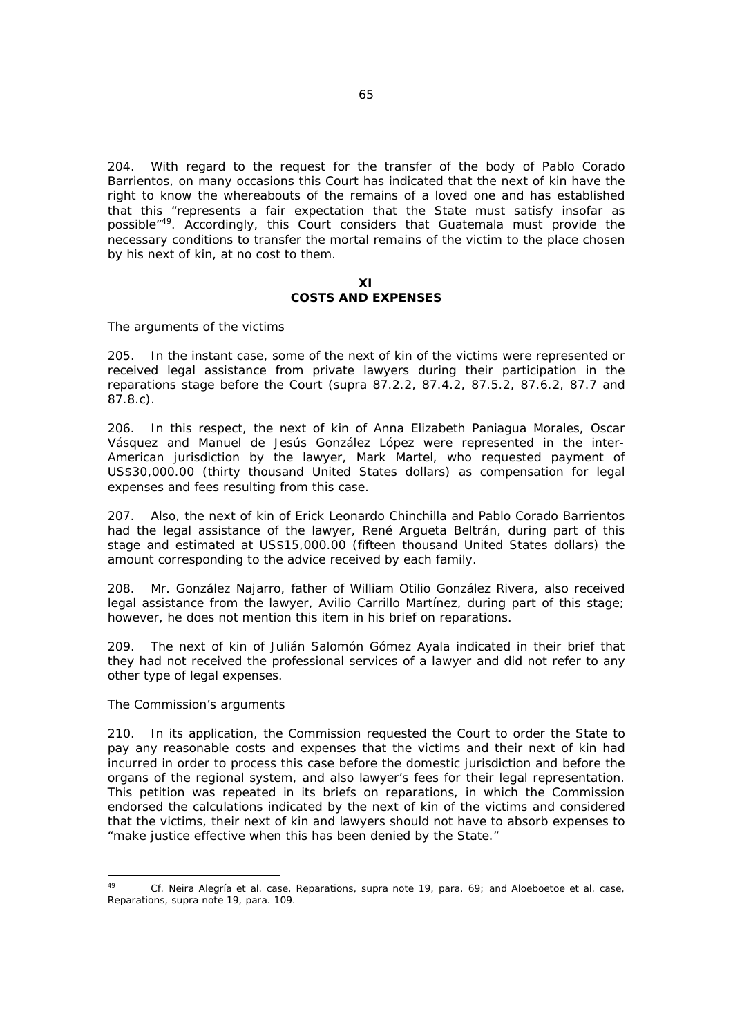204. With regard to the request for the transfer of the body of Pablo Corado Barrientos, on many occasions this Court has indicated that the next of kin have the right to know the whereabouts of the remains of a loved one and has established that this "represents a fair expectation that the State must satisfy insofar as possible"[49]. Accordingly, this Court considers that Guatemala must provide the necessary conditions to transfer the mortal remains of the victim to the place chosen by his next of kin, at no cost to them.

## XI
## COSTS AND EXPENSES

*The arguments of the victims*

205. In the instant case, some of the next of kin of the victims were represented or received legal assistance from private lawyers during their participation in the reparations stage before the Court (*supra* 87.2.2, 87.4.2, 87.5.2, 87.6.2, 87.7 and 87.8.c).

206. In this respect, the next of kin of Anna Elizabeth Paniagua Morales, Oscar Vásquez and Manuel de Jesús González López were represented in the inter-American jurisdiction by the lawyer, Mark Martel, who requested payment of US$30,000.00 (thirty thousand United States dollars) as compensation for legal expenses and fees resulting from this case.

207. Also, the next of kin of Erick Leonardo Chinchilla and Pablo Corado Barrientos had the legal assistance of the lawyer, René Argueta Beltrán, during part of this stage and estimated at US$15,000.00 (fifteen thousand United States dollars) the amount corresponding to the advice received by each family.

208. Mr. González Najarro, father of William Otilio González Rivera, also received legal assistance from the lawyer, Avilio Carrillo Martínez, during part of this stage; however, he does not mention this item in his brief on reparations.

209. The next of kin of Julián Salomón Gómez Ayala indicated in their brief that they had not received the professional services of a lawyer and did not refer to any other type of legal expenses.

*The Commission's arguments*

210. In its application, the Commission requested the Court to order the State to pay any reasonable costs and expenses that the victims and their next of kin had incurred in order to process this case before the domestic jurisdiction and before the organs of the regional system, and also lawyer's fees for their legal representation. This petition was repeated in its briefs on reparations, in which the Commission endorsed the calculations indicated by the next of kin of the victims and considered that the victims, their next of kin and lawyers should not have to absorb expenses to "make justice effective when this has been denied by the State."

---

[49] Cf. *Neira Alegría et al. case, Reparations*, *supra* note 19, para. 69; and *Aloeboetoe et al. case, Reparations*, *supra* note 19, para. 109.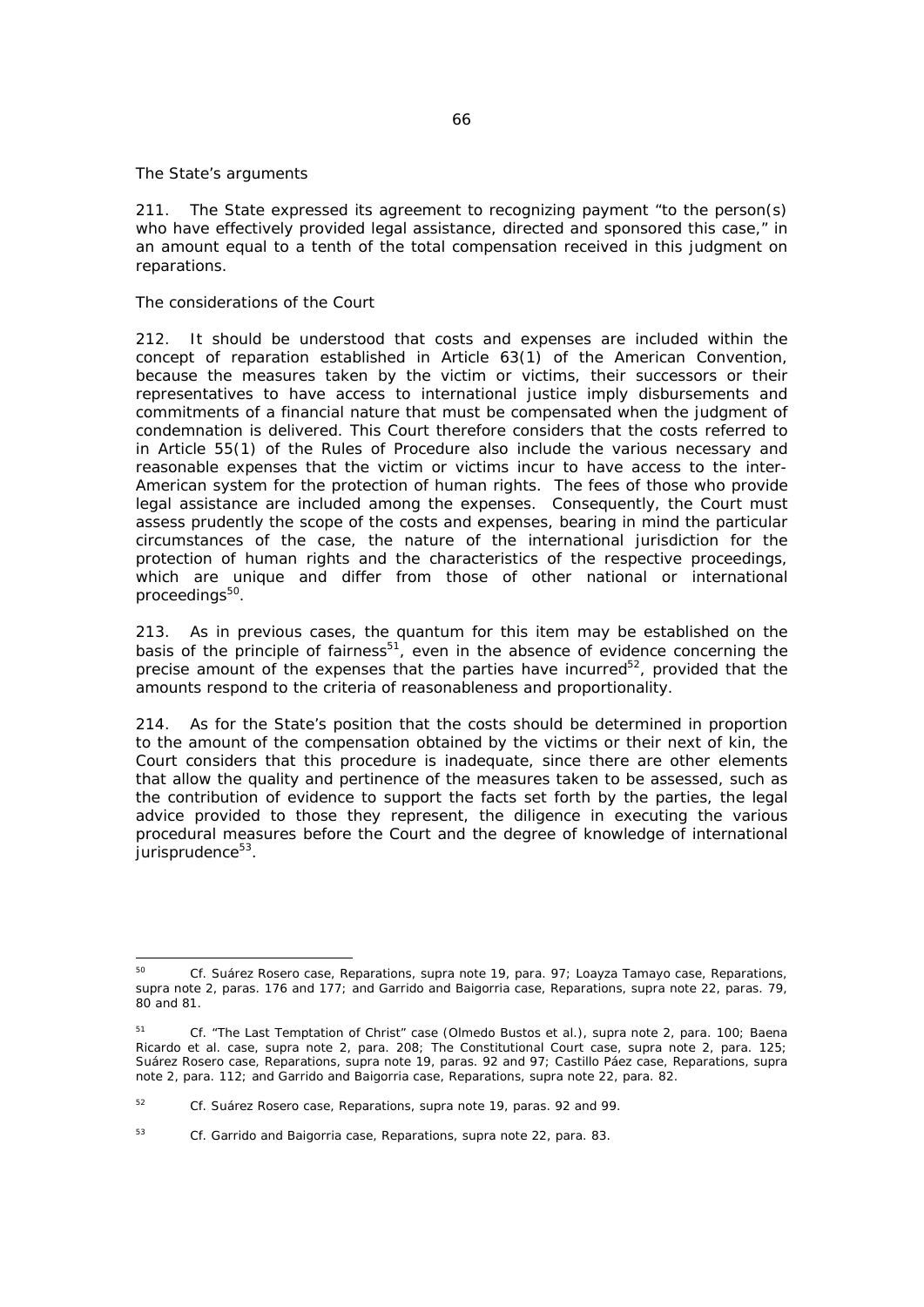*The State's arguments*

211. The State expressed its agreement to recognizing payment "to the person(s) who have effectively provided legal assistance, directed and sponsored this case," in an amount equal to a tenth of the total compensation received in this judgment on reparations.

*The considerations of the Court*

212. It should be understood that costs and expenses are included within the concept of reparation established in Article 63(1) of the American Convention, because the measures taken by the victim or victims, their successors or their representatives to have access to international justice imply disbursements and commitments of a financial nature that must be compensated when the judgment of condemnation is delivered. This Court therefore considers that the costs referred to in Article 55(1) of the Rules of Procedure also include the various necessary and reasonable expenses that the victim or victims incur to have access to the inter-American system for the protection of human rights. The fees of those who provide legal assistance are included among the expenses. Consequently, the Court must assess prudently the scope of the costs and expenses, bearing in mind the particular circumstances of the case, the nature of the international jurisdiction for the protection of human rights and the characteristics of the respective proceedings, which are unique and differ from those of other national or international proceedings[50].

213. As in previous cases, the quantum for this item may be established on the basis of the principle of fairness[51], even in the absence of evidence concerning the precise amount of the expenses that the parties have incurred[52], provided that the amounts respond to the criteria of reasonableness and proportionality.

214. As for the State's position that the costs should be determined in proportion to the amount of the compensation obtained by the victims or their next of kin, the Court considers that this procedure is inadequate, since there are other elements that allow the quality and pertinence of the measures taken to be assessed, such as the contribution of evidence to support the facts set forth by the parties, the legal advice provided to those they represent, the diligence in executing the various procedural measures before the Court and the degree of knowledge of international jurisprudence[53].

---

[50] *Cf.* *Suárez Rosero case, Reparations*, *supra* note 19, para. 97; *Loayza Tamayo case, Reparations*, *supra* note 2, paras. 176 and 177; and *Garrido and Baigorria case, Reparations*, *supra* note 22, paras. 79, 80 and 81.

[51] *Cf.* *"The Last Temptation of Christ" case (Olmedo Bustos et al.)*, *supra* note 2, para. 100; *Baena Ricardo et al. case*, *supra* note 2, para. 208; *The Constitutional Court case*, *supra* note 2, para. 125; *Suárez Rosero case, Reparations*, *supra* note 19, paras. 92 and 97; *Castillo Páez case, Reparations*, *supra* note 2, para. 112; and *Garrido and Baigorria case, Reparations*, *supra* note 22, para. 82.

[52] *Cf.* *Suárez Rosero case, Reparations*, *supra* note 19, paras. 92 and 99.

[53] *Cf.* *Garrido and Baigorria case, Reparations*, *supra* note 22, para. 83.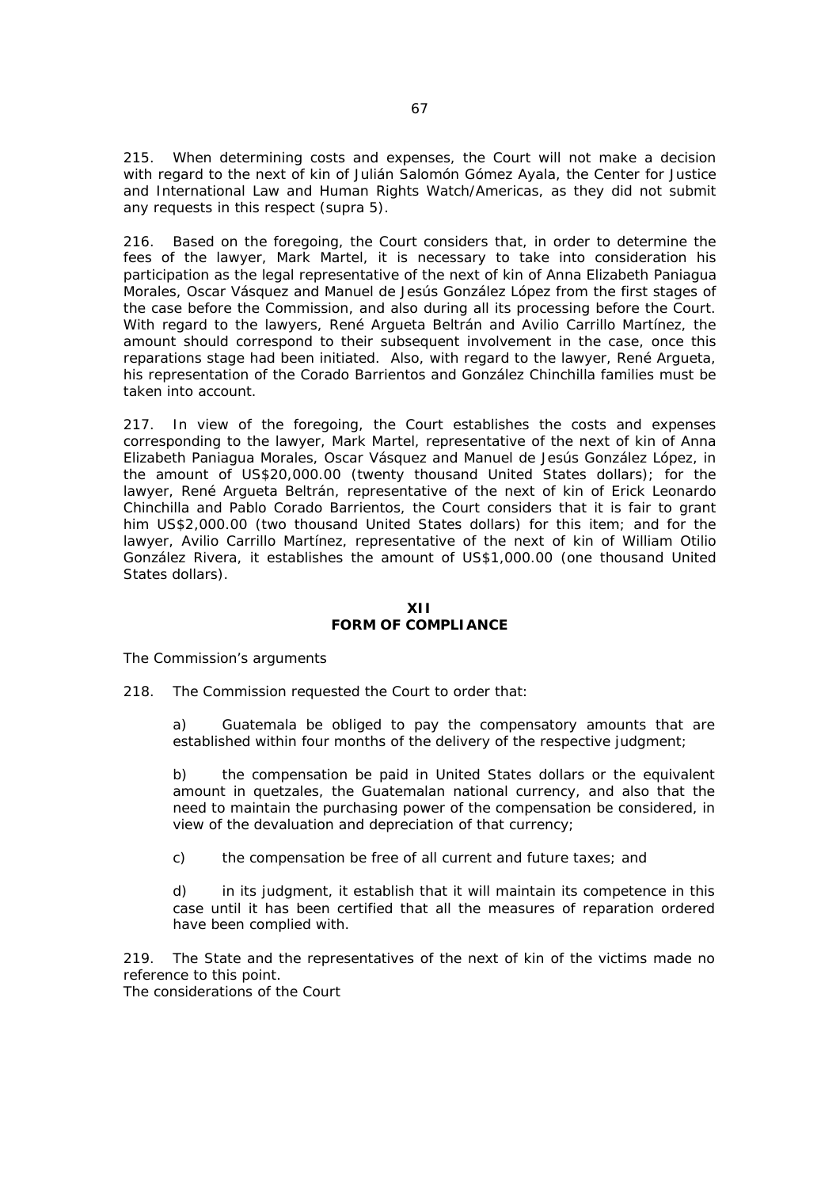215. When determining costs and expenses, the Court will not make a decision with regard to the next of kin of Julián Salomón Gómez Ayala, the Center for Justice and International Law and Human Rights Watch/Americas, as they did not submit any requests in this respect (supra 5).

216. Based on the foregoing, the Court considers that, in order to determine the fees of the lawyer, Mark Martel, it is necessary to take into consideration his participation as the legal representative of the next of kin of Anna Elizabeth Paniagua Morales, Oscar Vásquez and Manuel de Jesús González López from the first stages of the case before the Commission, and also during all its processing before the Court. With regard to the lawyers, René Argueta Beltrán and Avilio Carrillo Martínez, the amount should correspond to their subsequent involvement in the case, once this reparations stage had been initiated. Also, with regard to the lawyer, René Argueta, his representation of the Corado Barrientos and González Chinchilla families must be taken into account.

217. In view of the foregoing, the Court establishes the costs and expenses corresponding to the lawyer, Mark Martel, representative of the next of kin of Anna Elizabeth Paniagua Morales, Oscar Vásquez and Manuel de Jesús González López, in the amount of US$20,000.00 (twenty thousand United States dollars); for the lawyer, René Argueta Beltrán, representative of the next of kin of Erick Leonardo Chinchilla and Pablo Corado Barrientos, the Court considers that it is fair to grant him US$2,000.00 (two thousand United States dollars) for this item; and for the lawyer, Avilio Carrillo Martínez, representative of the next of kin of William Otilio González Rivera, it establishes the amount of US$1,000.00 (one thousand United States dollars).

## XII
## FORM OF COMPLIANCE

*The Commission's arguments*

218. The Commission requested the Court to order that:

> a) Guatemala be obliged to pay the compensatory amounts that are established within four months of the delivery of the respective judgment;
>
> b) the compensation be paid in United States dollars or the equivalent amount in quetzales, the Guatemalan national currency, and also that the need to maintain the purchasing power of the compensation be considered, in view of the devaluation and depreciation of that currency;
>
> c) the compensation be free of all current and future taxes; and
>
> d) in its judgment, it establish that it will maintain its competence in this case until it has been certified that all the measures of reparation ordered have been complied with.

219. The State and the representatives of the next of kin of the victims made no reference to this point.

*The considerations of the Court*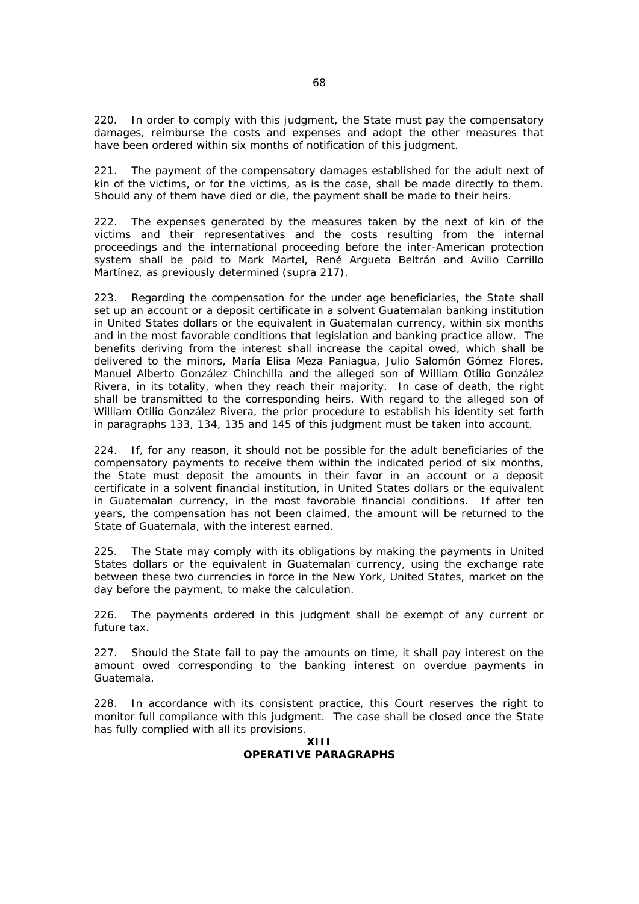220. In order to comply with this judgment, the State must pay the compensatory damages, reimburse the costs and expenses and adopt the other measures that have been ordered within six months of notification of this judgment.

221. The payment of the compensatory damages established for the adult next of kin of the victims, or for the victims, as is the case, shall be made directly to them. Should any of them have died or die, the payment shall be made to their heirs.

222. The expenses generated by the measures taken by the next of kin of the victims and their representatives and the costs resulting from the internal proceedings and the international proceeding before the inter-American protection system shall be paid to Mark Martel, René Argueta Beltrán and Avilio Carrillo Martínez, as previously determined (supra 217).

223. Regarding the compensation for the under age beneficiaries, the State shall set up an account or a deposit certificate in a solvent Guatemalan banking institution in United States dollars or the equivalent in Guatemalan currency, within six months and in the most favorable conditions that legislation and banking practice allow. The benefits deriving from the interest shall increase the capital owed, which shall be delivered to the minors, María Elisa Meza Paniagua, Julio Salomón Gómez Flores, Manuel Alberto González Chinchilla and the alleged son of William Otilio González Rivera, in its totality, when they reach their majority. In case of death, the right shall be transmitted to the corresponding heirs. With regard to the alleged son of William Otilio González Rivera, the prior procedure to establish his identity set forth in paragraphs 133, 134, 135 and 145 of this judgment must be taken into account.

224. If, for any reason, it should not be possible for the adult beneficiaries of the compensatory payments to receive them within the indicated period of six months, the State must deposit the amounts in their favor in an account or a deposit certificate in a solvent financial institution, in United States dollars or the equivalent in Guatemalan currency, in the most favorable financial conditions. If after ten years, the compensation has not been claimed, the amount will be returned to the State of Guatemala, with the interest earned.

225. The State may comply with its obligations by making the payments in United States dollars or the equivalent in Guatemalan currency, using the exchange rate between these two currencies in force in the New York, United States, market on the day before the payment, to make the calculation.

226. The payments ordered in this judgment shall be exempt of any current or future tax.

227. Should the State fail to pay the amounts on time, it shall pay interest on the amount owed corresponding to the banking interest on overdue payments in Guatemala.

228. In accordance with its consistent practice, this Court reserves the right to monitor full compliance with this judgment. The case shall be closed once the State has fully complied with all its provisions.

## XIII
## OPERATIVE PARAGRAPHS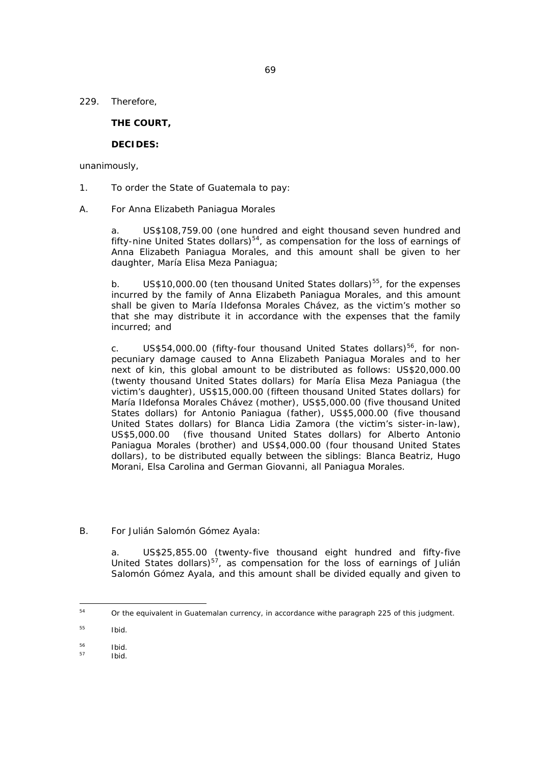229. Therefore,

**THE COURT,**

**DECIDES:**

unanimously,

1. To order the State of Guatemala to pay:

A. For Anna Elizabeth Paniagua Morales

a. US$108,759.00 (one hundred and eight thousand seven hundred and fifty-nine United States dollars)[54], as compensation for the loss of earnings of Anna Elizabeth Paniagua Morales, and this amount shall be given to her daughter, María Elisa Meza Paniagua;

b. US$10,000.00 (ten thousand United States dollars)[55], for the expenses incurred by the family of Anna Elizabeth Paniagua Morales, and this amount shall be given to María Ildefonsa Morales Chávez, as the victim's mother so that she may distribute it in accordance with the expenses that the family incurred; and

c. US$54,000.00 (fifty-four thousand United States dollars)[56], for non-pecuniary damage caused to Anna Elizabeth Paniagua Morales and to her next of kin, this global amount to be distributed as follows: US$20,000.00 (twenty thousand United States dollars) for María Elisa Meza Paniagua (the victim's daughter), US$15,000.00 (fifteen thousand United States dollars) for María Ildefonsa Morales Chávez (mother), US$5,000.00 (five thousand United States dollars) for Antonio Paniagua (father), US$5,000.00 (five thousand United States dollars) for Blanca Lidia Zamora (the victim's sister-in-law), US$5,000.00 (five thousand United States dollars) for Alberto Antonio Paniagua Morales (brother) and US$4,000.00 (four thousand United States dollars), to be distributed equally between the siblings: Blanca Beatriz, Hugo Morani, Elsa Carolina and German Giovanni, all Paniagua Morales.

B. For Julián Salomón Gómez Ayala:

a. US$25,855.00 (twenty-five thousand eight hundred and fifty-five United States dollars)[57], as compensation for the loss of earnings of Julián Salomón Gómez Ayala, and this amount shall be divided equally and given to

---

[54] Or the equivalent in Guatemalan currency, in accordance withe paragraph 225 of this judgment.

[55] *Ibid.*

[56] *Ibid.*

[57] *Ibid.*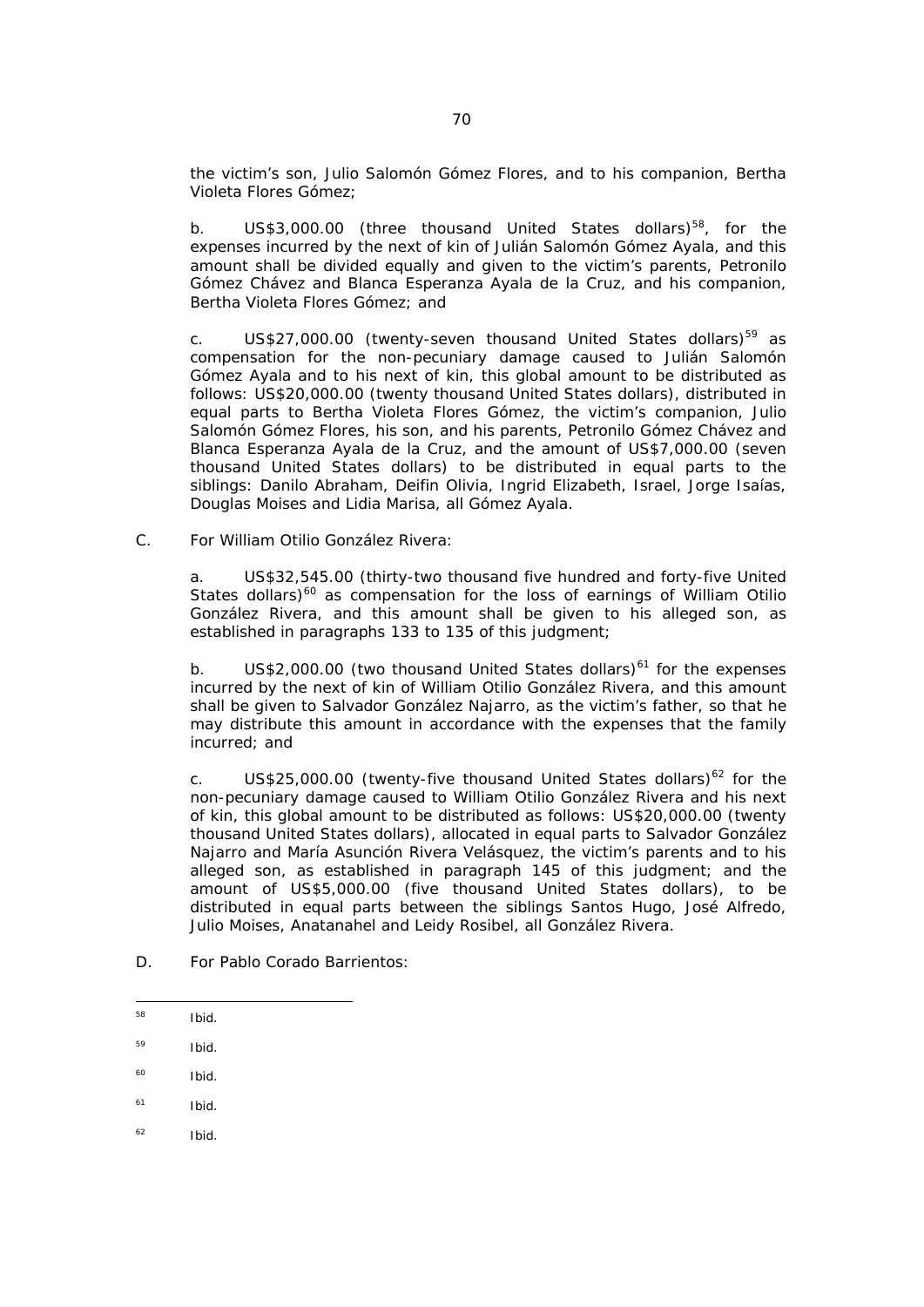the victim's son, Julio Salomón Gómez Flores, and to his companion, Bertha Violeta Flores Gómez;

b. US$3,000.00 (three thousand United States dollars)[58], for the expenses incurred by the next of kin of Julián Salomón Gómez Ayala, and this amount shall be divided equally and given to the victim's parents, Petronilo Gómez Chávez and Blanca Esperanza Ayala de la Cruz, and his companion, Bertha Violeta Flores Gómez; and

c. US$27,000.00 (twenty-seven thousand United States dollars)[59] as compensation for the non-pecuniary damage caused to Julián Salomón Gómez Ayala and to his next of kin, this global amount to be distributed as follows: US$20,000.00 (twenty thousand United States dollars), distributed in equal parts to Bertha Violeta Flores Gómez, the victim's companion, Julio Salomón Gómez Flores, his son, and his parents, Petronilo Gómez Chávez and Blanca Esperanza Ayala de la Cruz, and the amount of US$7,000.00 (seven thousand United States dollars) to be distributed in equal parts to the siblings: Danilo Abraham, Deifin Olivia, Ingrid Elizabeth, Israel, Jorge Isaías, Douglas Moises and Lidia Marisa, all Gómez Ayala.

C. For William Otilio González Rivera:

a. US$32,545.00 (thirty-two thousand five hundred and forty-five United States dollars)[60] as compensation for the loss of earnings of William Otilio González Rivera, and this amount shall be given to his alleged son, as established in paragraphs 133 to 135 of this judgment;

b. US$2,000.00 (two thousand United States dollars)[61] for the expenses incurred by the next of kin of William Otilio González Rivera, and this amount shall be given to Salvador González Najarro, as the victim's father, so that he may distribute this amount in accordance with the expenses that the family incurred; and

c. US$25,000.00 (twenty-five thousand United States dollars)[62] for the non-pecuniary damage caused to William Otilio González Rivera and his next of kin, this global amount to be distributed as follows: US$20,000.00 (twenty thousand United States dollars), allocated in equal parts to Salvador González Najarro and María Asunción Rivera Velásquez, the victim's parents and to his alleged son, as established in paragraph 145 of this judgment; and the amount of US$5,000.00 (five thousand United States dollars), to be distributed in equal parts between the siblings Santos Hugo, José Alfredo, Julio Moises, Anatanahel and Leidy Rosibel, all González Rivera.

D. For Pablo Corado Barrientos:

---

[58] Ibid.

[59] Ibid.

[60] Ibid.

[61] Ibid.

[62] Ibid.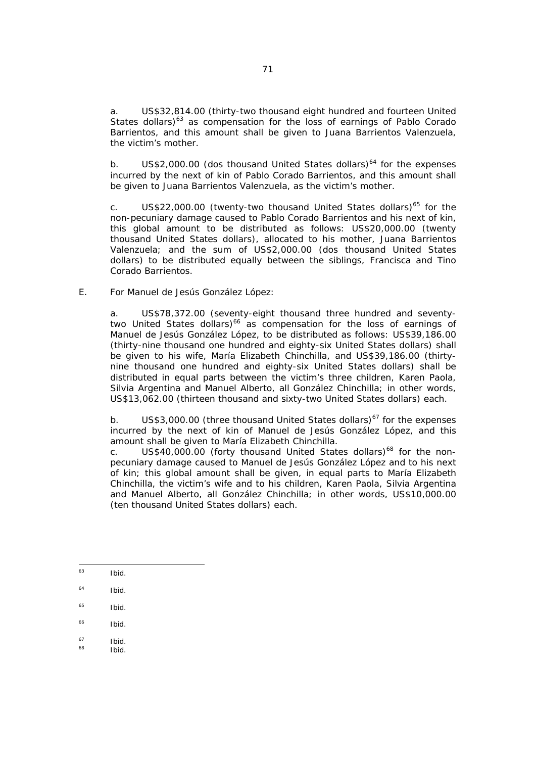a. US$32,814.00 (thirty-two thousand eight hundred and fourteen United States dollars)[63] as compensation for the loss of earnings of Pablo Corado Barrientos, and this amount shall be given to Juana Barrientos Valenzuela, the victim's mother.

b. US$2,000.00 (dos thousand United States dollars)[64] for the expenses incurred by the next of kin of Pablo Corado Barrientos, and this amount shall be given to Juana Barrientos Valenzuela, as the victim's mother.

c. US$22,000.00 (twenty-two thousand United States dollars)[65] for the non-pecuniary damage caused to Pablo Corado Barrientos and his next of kin, this global amount to be distributed as follows: US$20,000.00 (twenty thousand United States dollars), allocated to his mother, Juana Barrientos Valenzuela; and the sum of US$2,000.00 (dos thousand United States dollars) to be distributed equally between the siblings, Francisca and Tino Corado Barrientos.

E. For Manuel de Jesús González López:

a. US$78,372.00 (seventy-eight thousand three hundred and seventy-two United States dollars)[66] as compensation for the loss of earnings of Manuel de Jesús González López, to be distributed as follows: US$39,186.00 (thirty-nine thousand one hundred and eighty-six United States dollars) shall be given to his wife, María Elizabeth Chinchilla, and US$39,186.00 (thirty-nine thousand one hundred and eighty-six United States dollars) shall be distributed in equal parts between the victim's three children, Karen Paola, Silvia Argentina and Manuel Alberto, all González Chinchilla; in other words, US$13,062.00 (thirteen thousand and sixty-two United States dollars) each.

b. US$3,000.00 (three thousand United States dollars)[67] for the expenses incurred by the next of kin of Manuel de Jesús González López, and this amount shall be given to María Elizabeth Chinchilla.

c. US$40,000.00 (forty thousand United States dollars)[68] for the non-pecuniary damage caused to Manuel de Jesús González López and to his next of kin; this global amount shall be given, in equal parts to María Elizabeth Chinchilla, the victim's wife and to his children, Karen Paola, Silvia Argentina and Manuel Alberto, all González Chinchilla; in other words, US$10,000.00 (ten thousand United States dollars) each.

---

[63] Ibid.

[64] Ibid.

[65] Ibid.

[66] Ibid.

[67] Ibid.

[68] Ibid.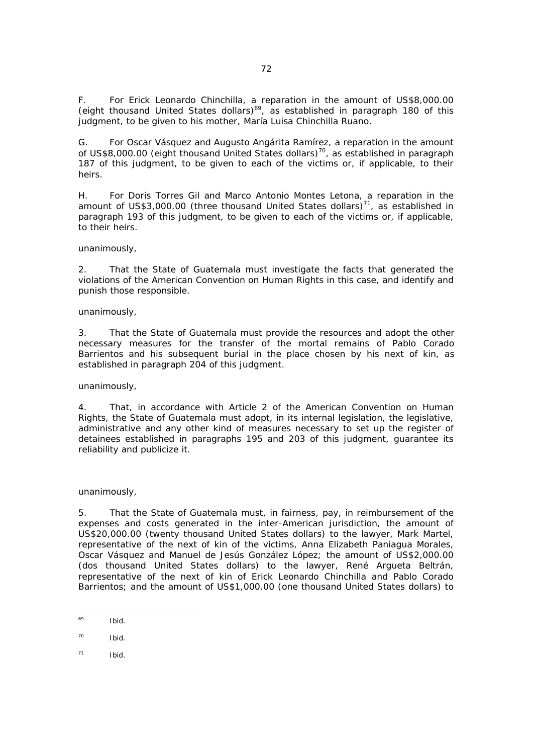F. For Erick Leonardo Chinchilla, a reparation in the amount of US$8,000.00 (eight thousand United States dollars)[69], as established in paragraph 180 of this judgment, to be given to his mother, María Luisa Chinchilla Ruano.

G. For Oscar Vásquez and Augusto Angárita Ramírez, a reparation in the amount of US$8,000.00 (eight thousand United States dollars)[70], as established in paragraph 187 of this judgment, to be given to each of the victims or, if applicable, to their heirs.

H. For Doris Torres Gil and Marco Antonio Montes Letona, a reparation in the amount of US$3,000.00 (three thousand United States dollars)[71], as established in paragraph 193 of this judgment, to be given to each of the victims or, if applicable, to their heirs.

unanimously,

2. That the State of Guatemala must investigate the facts that generated the violations of the American Convention on Human Rights in this case, and identify and punish those responsible.

unanimously,

3. That the State of Guatemala must provide the resources and adopt the other necessary measures for the transfer of the mortal remains of Pablo Corado Barrientos and his subsequent burial in the place chosen by his next of kin, as established in paragraph 204 of this judgment.

unanimously,

4. That, in accordance with Article 2 of the American Convention on Human Rights, the State of Guatemala must adopt, in its internal legislation, the legislative, administrative and any other kind of measures necessary to set up the register of detainees established in paragraphs 195 and 203 of this judgment, guarantee its reliability and publicize it.

unanimously,

5. That the State of Guatemala must, in fairness, pay, in reimbursement of the expenses and costs generated in the inter-American jurisdiction, the amount of US$20,000.00 (twenty thousand United States dollars) to the lawyer, Mark Martel, representative of the next of kin of the victims, Anna Elizabeth Paniagua Morales, Oscar Vásquez and Manuel de Jesús González López; the amount of US$2,000.00 (dos thousand United States dollars) to the lawyer, René Argueta Beltrán, representative of the next of kin of Erick Leonardo Chinchilla and Pablo Corado Barrientos; and the amount of US$1,000.00 (one thousand United States dollars) to

---

[69] *Ibid.*

[70] *Ibid.*

[71] *Ibid.*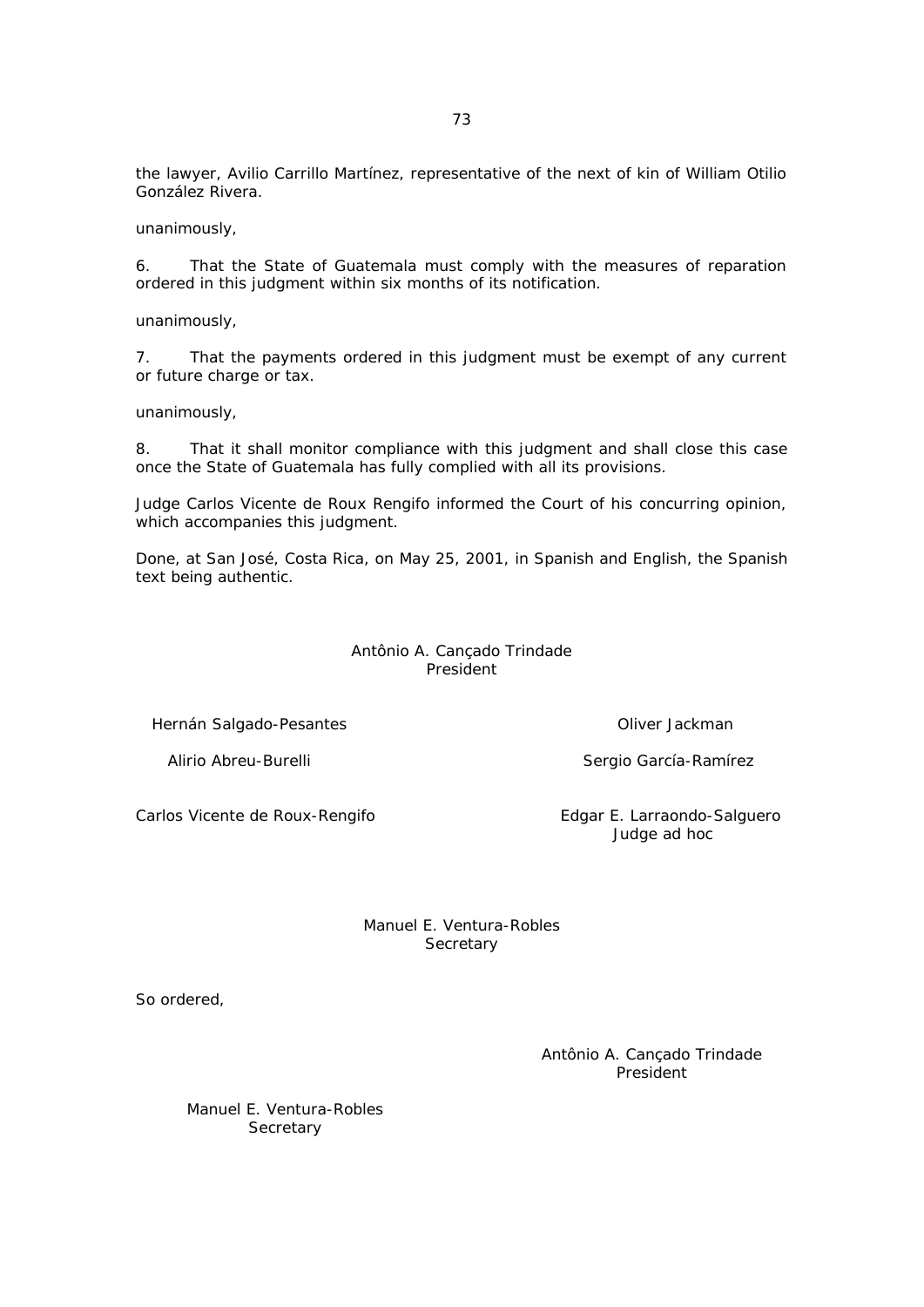the lawyer, Avilio Carrillo Martínez, representative of the next of kin of William Otilio González Rivera.

unanimously,

6. That the State of Guatemala must comply with the measures of reparation ordered in this judgment within six months of its notification.

unanimously,

7. That the payments ordered in this judgment must be exempt of any current or future charge or tax.

unanimously,

8. That it shall monitor compliance with this judgment and shall close this case once the State of Guatemala has fully complied with all its provisions.

Judge Carlos Vicente de Roux Rengifo informed the Court of his concurring opinion, which accompanies this judgment.

Done, at San José, Costa Rica, on May 25, 2001, in Spanish and English, the Spanish text being authentic.

Antônio A. Cançado Trindade
President

Hernán Salgado-Pesantes

Oliver Jackman

Alirio Abreu-Burelli

Sergio García-Ramírez

Carlos Vicente de Roux-Rengifo

Edgar E. Larraondo-Salguero
Judge ad hoc

Manuel E. Ventura-Robles
Secretary

So ordered,

Antônio A. Cançado Trindade
President

Manuel E. Ventura-Robles
Secretary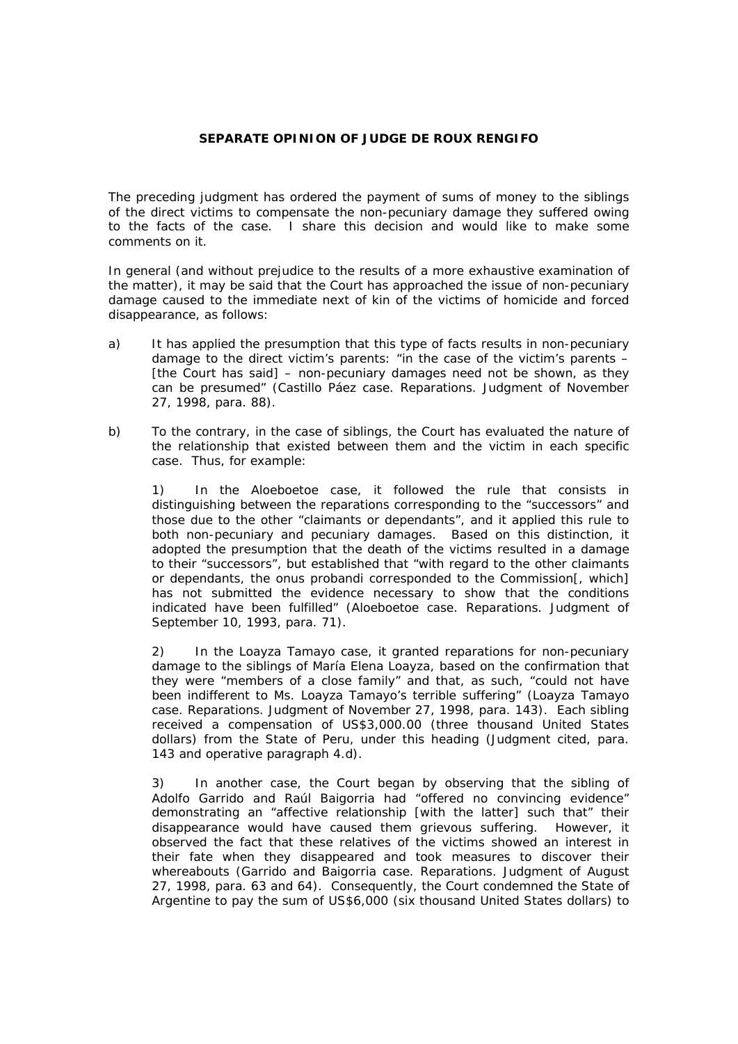**SEPARATE OPINION OF JUDGE DE ROUX RENGIFO**

The preceding judgment has ordered the payment of sums of money to the siblings of the direct victims to compensate the non-pecuniary damage they suffered owing to the facts of the case. I share this decision and would like to make some comments on it.

In general (and without prejudice to the results of a more exhaustive examination of the matter), it may be said that the Court has approached the issue of non-pecuniary damage caused to the immediate next of kin of the victims of homicide and forced disappearance, as follows:

a) It has applied the presumption that this type of facts results in non-pecuniary damage to the direct victim's parents: "in the case of the victim's parents – [the Court has said] – non-pecuniary damages need not be shown, as they can be presumed" (Castillo Páez case. Reparations. Judgment of November 27, 1998, para. 88).

b) To the contrary, in the case of siblings, the Court has evaluated the nature of the relationship that existed between them and the victim in each specific case. Thus, for example:

1) In the Aloeboetoe case, it followed the rule that consists in distinguishing between the reparations corresponding to the "successors" and those due to the other "claimants or dependants", and it applied this rule to both non-pecuniary and pecuniary damages. Based on this distinction, it adopted the presumption that the death of the victims resulted in a damage to their "successors", but established that "with regard to the other claimants or dependants, the onus probandi corresponded to the Commission[, which] has not submitted the evidence necessary to show that the conditions indicated have been fulfilled" (Aloeboetoe case. Reparations. Judgment of September 10, 1993, para. 71).

2) In the Loayza Tamayo case, it granted reparations for non-pecuniary damage to the siblings of María Elena Loayza, based on the confirmation that they were "members of a close family" and that, as such, "could not have been indifferent to Ms. Loayza Tamayo's terrible suffering" (Loayza Tamayo case. Reparations. Judgment of November 27, 1998, para. 143). Each sibling received a compensation of US$3,000.00 (three thousand United States dollars) from the State of Peru, under this heading (Judgment cited, para. 143 and operative paragraph 4.d).

3) In another case, the Court began by observing that the sibling of Adolfo Garrido and Raúl Baigorria had "offered no convincing evidence" demonstrating an "affective relationship [with the latter] such that" their disappearance would have caused them grievous suffering. However, it observed the fact that these relatives of the victims showed an interest in their fate when they disappeared and took measures to discover their whereabouts (Garrido and Baigorria case. Reparations. Judgment of August 27, 1998, para. 63 and 64). Consequently, the Court condemned the State of Argentine to pay the sum of US$6,000 (six thousand United States dollars) to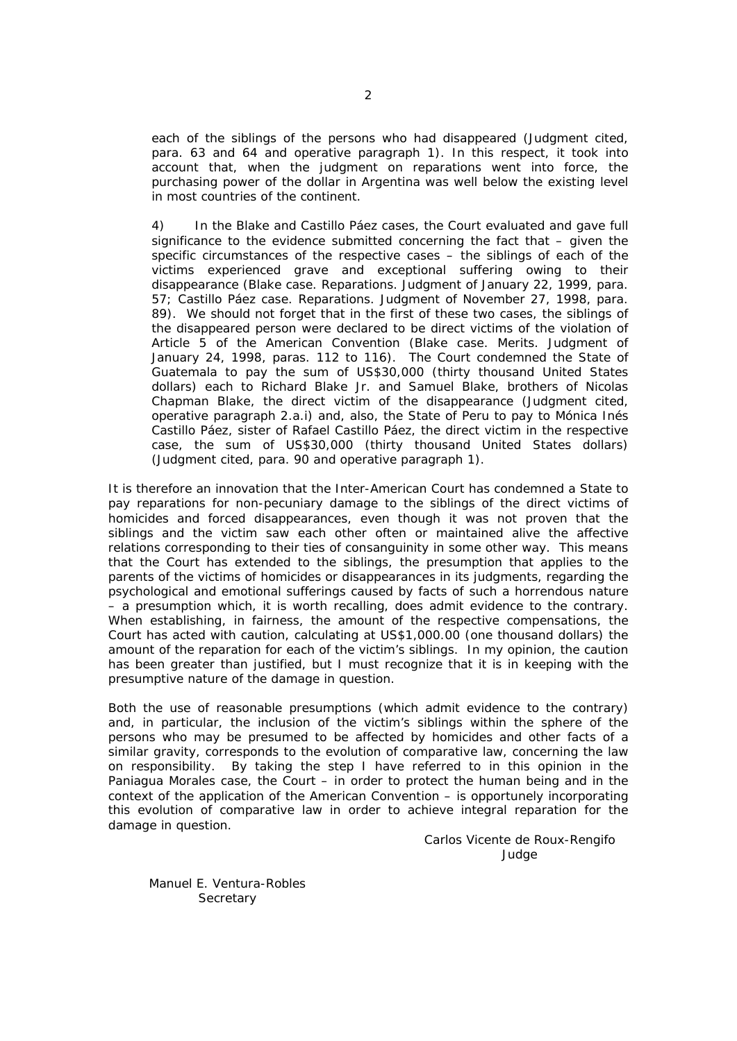each of the siblings of the persons who had disappeared (Judgment cited, para. 63 and 64 and operative paragraph 1). In this respect, it took into account that, when the judgment on reparations went into force, the purchasing power of the dollar in Argentina was well below the existing level in most countries of the continent.

4) In the Blake and Castillo Páez cases, the Court evaluated and gave full significance to the evidence submitted concerning the fact that – given the specific circumstances of the respective cases – the siblings of each of the victims experienced grave and exceptional suffering owing to their disappearance (Blake case. Reparations. Judgment of January 22, 1999, para. 57; Castillo Páez case. Reparations. Judgment of November 27, 1998, para. 89). We should not forget that in the first of these two cases, the siblings of the disappeared person were declared to be direct victims of the violation of Article 5 of the American Convention (Blake case. Merits. Judgment of January 24, 1998, paras. 112 to 116). The Court condemned the State of Guatemala to pay the sum of US$30,000 (thirty thousand United States dollars) each to Richard Blake Jr. and Samuel Blake, brothers of Nicolas Chapman Blake, the direct victim of the disappearance (Judgment cited, operative paragraph 2.a.i) and, also, the State of Peru to pay to Mónica Inés Castillo Páez, sister of Rafael Castillo Páez, the direct victim in the respective case, the sum of US$30,000 (thirty thousand United States dollars) (Judgment cited, para. 90 and operative paragraph 1).

It is therefore an innovation that the Inter-American Court has condemned a State to pay reparations for non-pecuniary damage to the siblings of the direct victims of homicides and forced disappearances, even though it was not proven that the siblings and the victim saw each other often or maintained alive the affective relations corresponding to their ties of consanguinity in some other way. This means that the Court has extended to the siblings, the presumption that applies to the parents of the victims of homicides or disappearances in its judgments, regarding the psychological and emotional sufferings caused by facts of such a horrendous nature – a presumption which, it is worth recalling, does admit evidence to the contrary. When establishing, in fairness, the amount of the respective compensations, the Court has acted with caution, calculating at US$1,000.00 (one thousand dollars) the amount of the reparation for each of the victim's siblings. In my opinion, the caution has been greater than justified, but I must recognize that it is in keeping with the presumptive nature of the damage in question.

Both the use of reasonable presumptions (which admit evidence to the contrary) and, in particular, the inclusion of the victim's siblings within the sphere of the persons who may be presumed to be affected by homicides and other facts of a similar gravity, corresponds to the evolution of comparative law, concerning the law on responsibility. By taking the step I have referred to in this opinion in the Paniagua Morales case, the Court – in order to protect the human being and in the context of the application of the American Convention – is opportunely incorporating this evolution of comparative law in order to achieve integral reparation for the damage in question.

Carlos Vicente de Roux-Rengifo
Judge

Manuel E. Ventura-Robles
Secretary